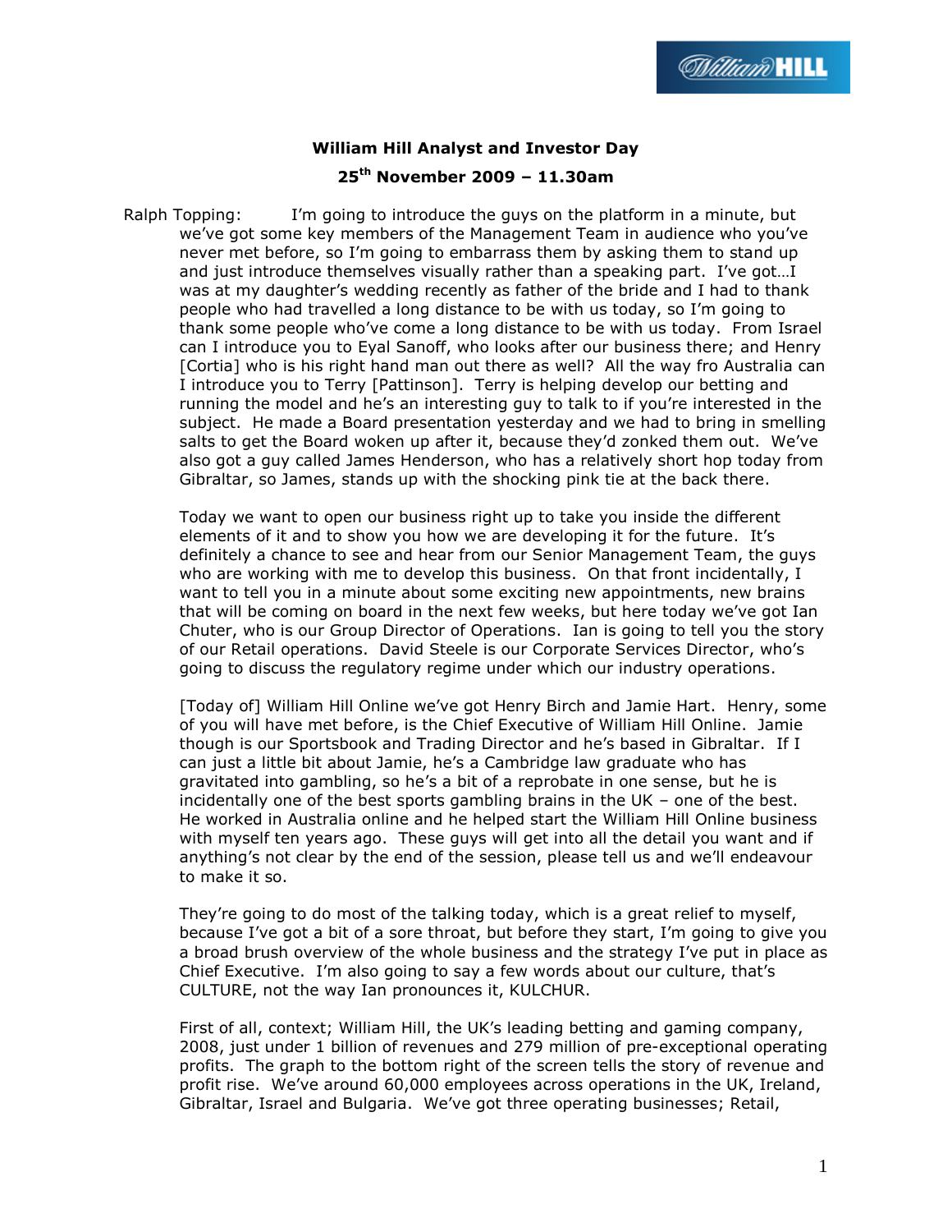**William Hill Analyst and Investor Day**

**25th November 2009 – 11.30am**

Ralph Topping: I'm going to introduce the guys on the platform in a minute, but we've got some key members of the Management Team in audience who you've never met before, so I'm going to embarrass them by asking them to stand up and just introduce themselves visually rather than a speaking part. I've got…I was at my daughter's wedding recently as father of the bride and I had to thank people who had travelled a long distance to be with us today, so I'm going to thank some people who've come a long distance to be with us today. From Israel can I introduce you to Eyal Sanoff, who looks after our business there; and Henry [Cortia] who is his right hand man out there as well? All the way fro Australia can I introduce you to Terry [Pattinson]. Terry is helping develop our betting and running the model and he's an interesting guy to talk to if you're interested in the subject. He made a Board presentation yesterday and we had to bring in smelling salts to get the Board woken up after it, because they'd zonked them out. We've also got a guy called James Henderson, who has a relatively short hop today from Gibraltar, so James, stands up with the shocking pink tie at the back there.

Today we want to open our business right up to take you inside the different elements of it and to show you how we are developing it for the future. It's definitely a chance to see and hear from our Senior Management Team, the guys who are working with me to develop this business. On that front incidentally, I want to tell you in a minute about some exciting new appointments, new brains that will be coming on board in the next few weeks, but here today we've got Ian Chuter, who is our Group Director of Operations. Ian is going to tell you the story of our Retail operations. David Steele is our Corporate Services Director, who's going to discuss the regulatory regime under which our industry operations.

[Today of] William Hill Online we've got Henry Birch and Jamie Hart. Henry, some of you will have met before, is the Chief Executive of William Hill Online. Jamie though is our Sportsbook and Trading Director and he's based in Gibraltar. If I can just a little bit about Jamie, he's a Cambridge law graduate who has gravitated into gambling, so he's a bit of a reprobate in one sense, but he is incidentally one of the best sports gambling brains in the UK – one of the best. He worked in Australia online and he helped start the William Hill Online business with myself ten years ago. These guys will get into all the detail you want and if anything's not clear by the end of the session, please tell us and we'll endeavour to make it so.

They're going to do most of the talking today, which is a great relief to myself, because I've got a bit of a sore throat, but before they start, I'm going to give you a broad brush overview of the whole business and the strategy I've put in place as Chief Executive. I'm also going to say a few words about our culture, that's CULTURE, not the way Ian pronounces it, KULCHUR.

First of all, context; William Hill, the UK's leading betting and gaming company, 2008, just under 1 billion of revenues and 279 million of pre-exceptional operating profits. The graph to the bottom right of the screen tells the story of revenue and profit rise. We've around 60,000 employees across operations in the UK, Ireland, Gibraltar, Israel and Bulgaria. We've got three operating businesses; Retail,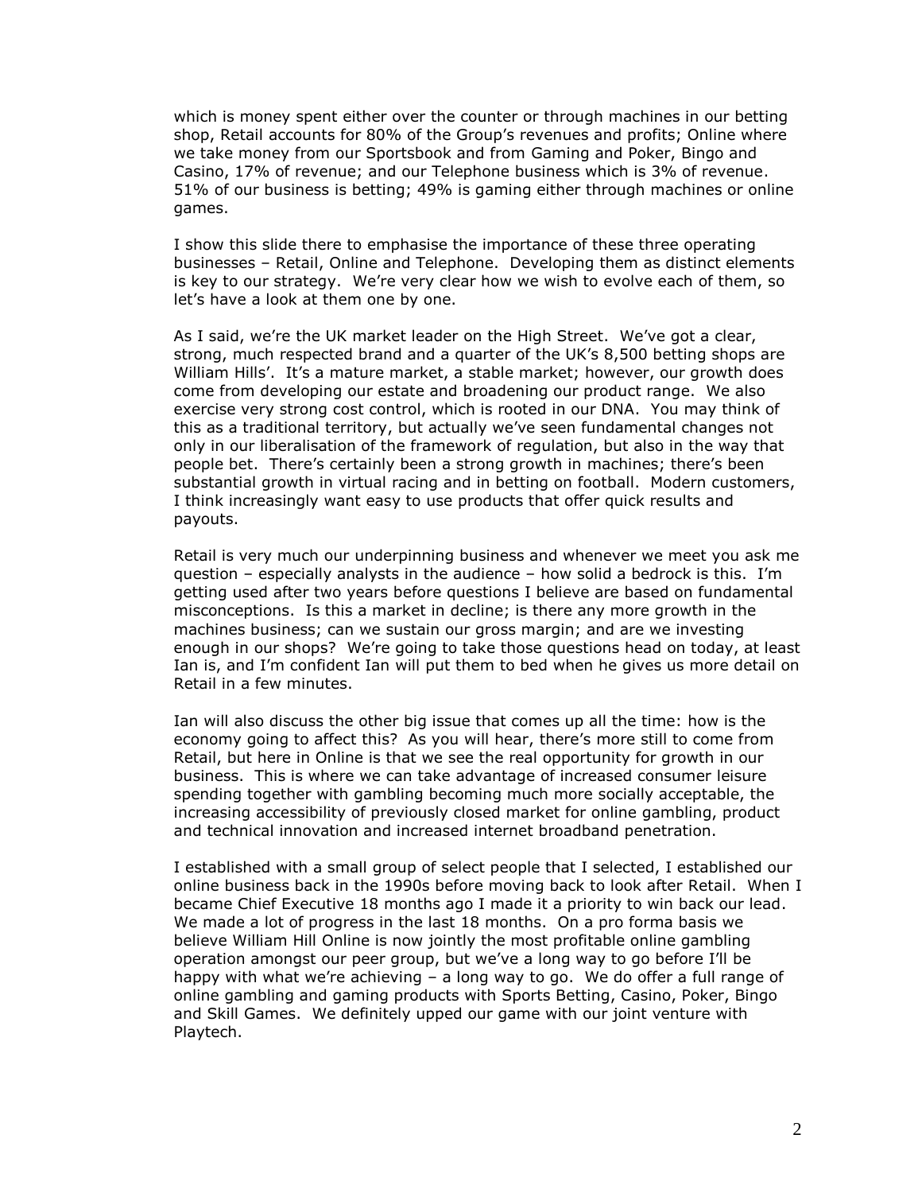which is money spent either over the counter or through machines in our betting shop, Retail accounts for 80% of the Group's revenues and profits; Online where we take money from our Sportsbook and from Gaming and Poker, Bingo and Casino, 17% of revenue; and our Telephone business which is 3% of revenue. 51% of our business is betting; 49% is gaming either through machines or online games.

I show this slide there to emphasise the importance of these three operating businesses – Retail, Online and Telephone. Developing them as distinct elements is key to our strategy. We're very clear how we wish to evolve each of them, so let's have a look at them one by one.

As I said, we're the UK market leader on the High Street. We've got a clear, strong, much respected brand and a quarter of the UK's 8,500 betting shops are William Hills'. It's a mature market, a stable market; however, our growth does come from developing our estate and broadening our product range. We also exercise very strong cost control, which is rooted in our DNA. You may think of this as a traditional territory, but actually we've seen fundamental changes not only in our liberalisation of the framework of regulation, but also in the way that people bet. There's certainly been a strong growth in machines; there's been substantial growth in virtual racing and in betting on football. Modern customers, I think increasingly want easy to use products that offer quick results and payouts.

Retail is very much our underpinning business and whenever we meet you ask me question – especially analysts in the audience – how solid a bedrock is this. I'm getting used after two years before questions I believe are based on fundamental misconceptions. Is this a market in decline; is there any more growth in the machines business; can we sustain our gross margin; and are we investing enough in our shops? We're going to take those questions head on today, at least Ian is, and I'm confident Ian will put them to bed when he gives us more detail on Retail in a few minutes.

Ian will also discuss the other big issue that comes up all the time: how is the economy going to affect this? As you will hear, there's more still to come from Retail, but here in Online is that we see the real opportunity for growth in our business. This is where we can take advantage of increased consumer leisure spending together with gambling becoming much more socially acceptable, the increasing accessibility of previously closed market for online gambling, product and technical innovation and increased internet broadband penetration.

I established with a small group of select people that I selected, I established our online business back in the 1990s before moving back to look after Retail. When I became Chief Executive 18 months ago I made it a priority to win back our lead. We made a lot of progress in the last 18 months. On a pro forma basis we believe William Hill Online is now jointly the most profitable online gambling operation amongst our peer group, but we've a long way to go before I'll be happy with what we're achieving – a long way to go. We do offer a full range of online gambling and gaming products with Sports Betting, Casino, Poker, Bingo and Skill Games. We definitely upped our game with our joint venture with Playtech.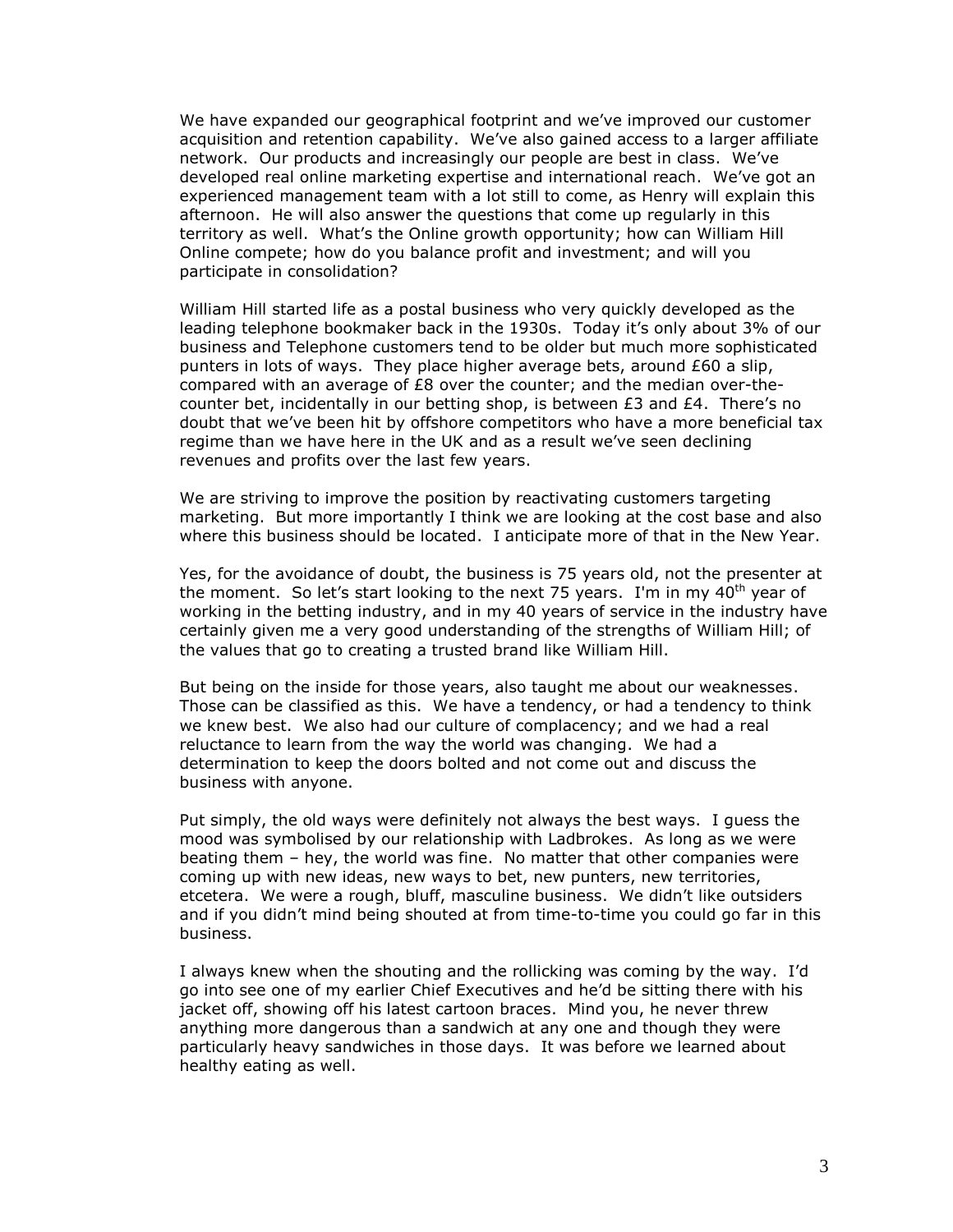We have expanded our geographical footprint and we've improved our customer acquisition and retention capability. We've also gained access to a larger affiliate network. Our products and increasingly our people are best in class. We've developed real online marketing expertise and international reach. We've got an experienced management team with a lot still to come, as Henry will explain this afternoon. He will also answer the questions that come up regularly in this territory as well. What's the Online growth opportunity; how can William Hill Online compete; how do you balance profit and investment; and will you participate in consolidation?

William Hill started life as a postal business who very quickly developed as the leading telephone bookmaker back in the 1930s. Today it's only about 3% of our business and Telephone customers tend to be older but much more sophisticated punters in lots of ways. They place higher average bets, around £60 a slip, compared with an average of £8 over the counter; and the median over-the-counter bet, incidentally in our betting shop, is between £3 and £4. There's no doubt that we've been hit by offshore competitors who have a more beneficial tax regime than we have here in the UK and as a result we've seen declining revenues and profits over the last few years.

We are striving to improve the position by reactivating customers targeting marketing. But more importantly I think we are looking at the cost base and also where this business should be located. I anticipate more of that in the New Year.

Yes, for the avoidance of doubt, the business is 75 years old, not the presenter at the moment. So let's start looking to the next 75 years. I'm in my 40th year of working in the betting industry, and in my 40 years of service in the industry have certainly given me a very good understanding of the strengths of William Hill; of the values that go to creating a trusted brand like William Hill.

But being on the inside for those years, also taught me about our weaknesses. Those can be classified as this. We have a tendency, or had a tendency to think we knew best. We also had our culture of complacency; and we had a real reluctance to learn from the way the world was changing. We had a determination to keep the doors bolted and not come out and discuss the business with anyone.

Put simply, the old ways were definitely not always the best ways. I guess the mood was symbolised by our relationship with Ladbrokes. As long as we were beating them – hey, the world was fine. No matter that other companies were coming up with new ideas, new ways to bet, new punters, new territories, etcetera. We were a rough, bluff, masculine business. We didn't like outsiders and if you didn't mind being shouted at from time-to-time you could go far in this business.

I always knew when the shouting and the rollicking was coming by the way. I'd go into see one of my earlier Chief Executives and he'd be sitting there with his jacket off, showing off his latest cartoon braces. Mind you, he never threw anything more dangerous than a sandwich at any one and though they were particularly heavy sandwiches in those days. It was before we learned about healthy eating as well.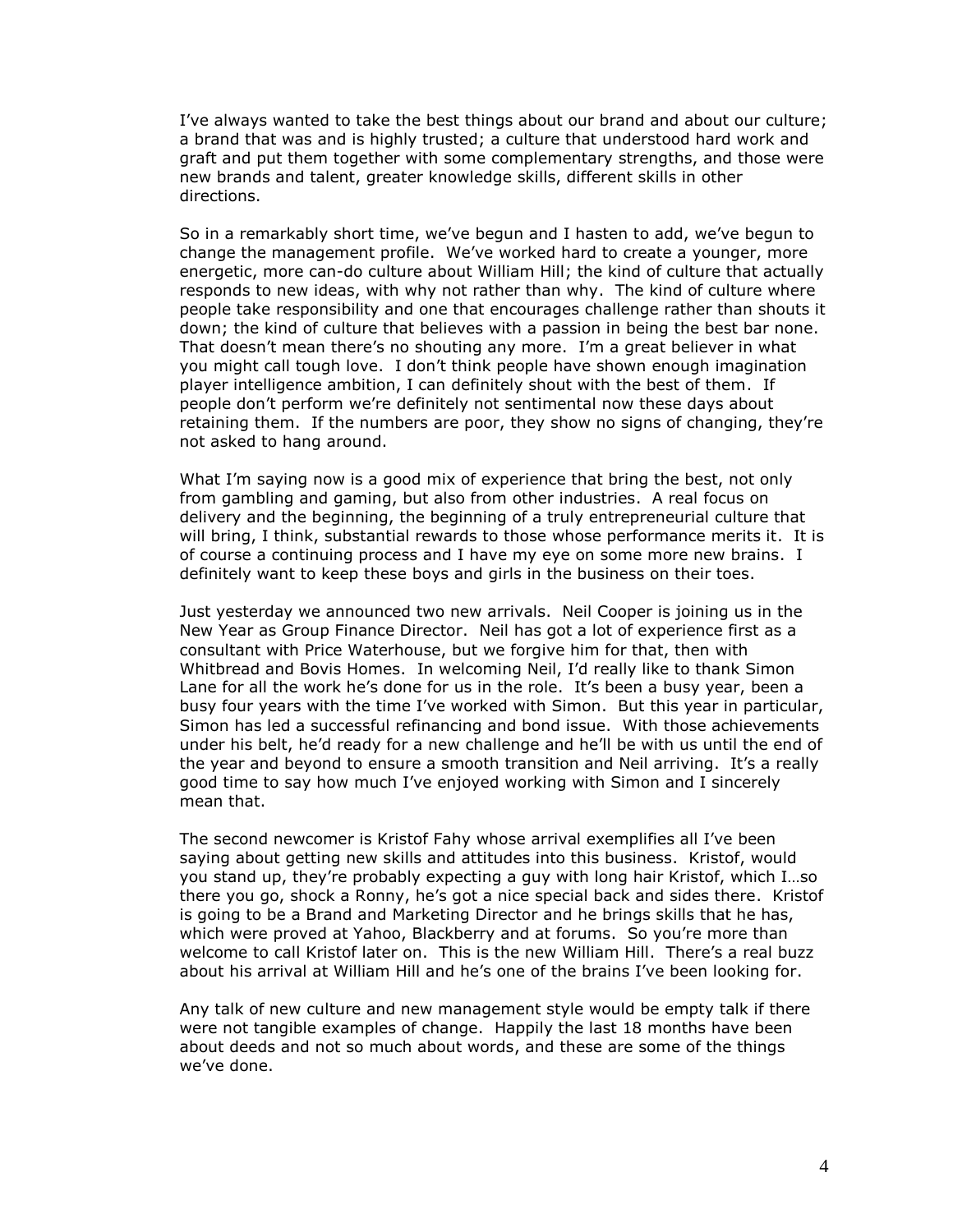I've always wanted to take the best things about our brand and about our culture; a brand that was and is highly trusted; a culture that understood hard work and graft and put them together with some complementary strengths, and those were new brands and talent, greater knowledge skills, different skills in other directions.

So in a remarkably short time, we've begun and I hasten to add, we've begun to change the management profile. We've worked hard to create a younger, more energetic, more can-do culture about William Hill; the kind of culture that actually responds to new ideas, with why not rather than why. The kind of culture where people take responsibility and one that encourages challenge rather than shouts it down; the kind of culture that believes with a passion in being the best bar none. That doesn't mean there's no shouting any more. I'm a great believer in what you might call tough love. I don't think people have shown enough imagination player intelligence ambition, I can definitely shout with the best of them. If people don't perform we're definitely not sentimental now these days about retaining them. If the numbers are poor, they show no signs of changing, they're not asked to hang around.

What I'm saying now is a good mix of experience that bring the best, not only from gambling and gaming, but also from other industries. A real focus on delivery and the beginning, the beginning of a truly entrepreneurial culture that will bring, I think, substantial rewards to those whose performance merits it. It is of course a continuing process and I have my eye on some more new brains. I definitely want to keep these boys and girls in the business on their toes.

Just yesterday we announced two new arrivals. Neil Cooper is joining us in the New Year as Group Finance Director. Neil has got a lot of experience first as a consultant with Price Waterhouse, but we forgive him for that, then with Whitbread and Bovis Homes. In welcoming Neil, I'd really like to thank Simon Lane for all the work he's done for us in the role. It's been a busy year, been a busy four years with the time I've worked with Simon. But this year in particular, Simon has led a successful refinancing and bond issue. With those achievements under his belt, he'd ready for a new challenge and he'll be with us until the end of the year and beyond to ensure a smooth transition and Neil arriving. It's a really good time to say how much I've enjoyed working with Simon and I sincerely mean that.

The second newcomer is Kristof Fahy whose arrival exemplifies all I've been saying about getting new skills and attitudes into this business. Kristof, would you stand up, they're probably expecting a guy with long hair Kristof, which I…so there you go, shock a Ronny, he's got a nice special back and sides there. Kristof is going to be a Brand and Marketing Director and he brings skills that he has, which were proved at Yahoo, Blackberry and at forums. So you're more than welcome to call Kristof later on. This is the new William Hill. There's a real buzz about his arrival at William Hill and he's one of the brains I've been looking for.

Any talk of new culture and new management style would be empty talk if there were not tangible examples of change. Happily the last 18 months have been about deeds and not so much about words, and these are some of the things we've done.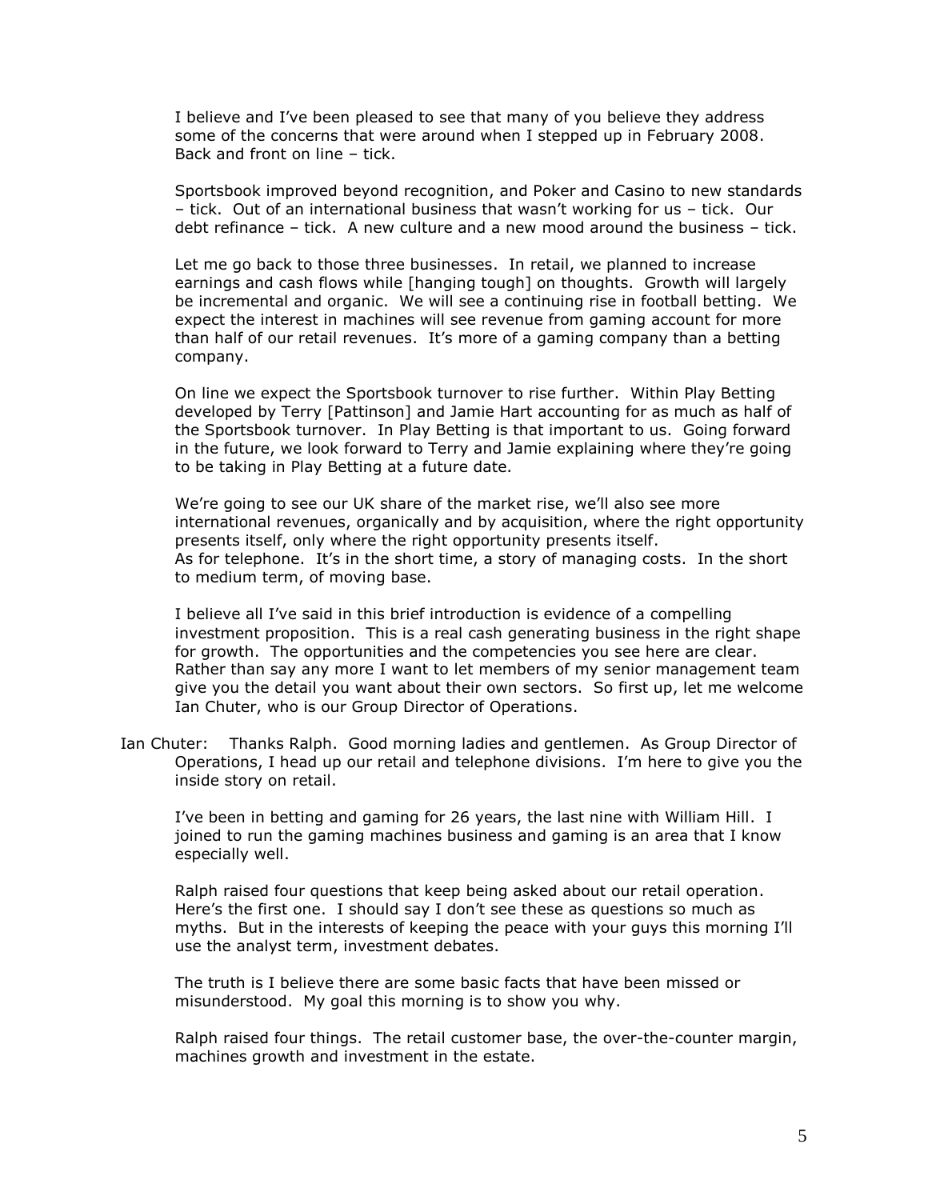I believe and I've been pleased to see that many of you believe they address some of the concerns that were around when I stepped up in February 2008. Back and front on line – tick.

Sportsbook improved beyond recognition, and Poker and Casino to new standards – tick. Out of an international business that wasn't working for us – tick. Our debt refinance – tick. A new culture and a new mood around the business – tick.

Let me go back to those three businesses. In retail, we planned to increase earnings and cash flows while [hanging tough] on thoughts. Growth will largely be incremental and organic. We will see a continuing rise in football betting. We expect the interest in machines will see revenue from gaming account for more than half of our retail revenues. It's more of a gaming company than a betting company.

On line we expect the Sportsbook turnover to rise further. Within Play Betting developed by Terry [Pattinson] and Jamie Hart accounting for as much as half of the Sportsbook turnover. In Play Betting is that important to us. Going forward in the future, we look forward to Terry and Jamie explaining where they're going to be taking in Play Betting at a future date.

We're going to see our UK share of the market rise, we'll also see more international revenues, organically and by acquisition, where the right opportunity presents itself, only where the right opportunity presents itself.
As for telephone. It's in the short time, a story of managing costs. In the short to medium term, of moving base.

I believe all I've said in this brief introduction is evidence of a compelling investment proposition. This is a real cash generating business in the right shape for growth. The opportunities and the competencies you see here are clear. Rather than say any more I want to let members of my senior management team give you the detail you want about their own sectors. So first up, let me welcome Ian Chuter, who is our Group Director of Operations.

Ian Chuter: Thanks Ralph. Good morning ladies and gentlemen. As Group Director of Operations, I head up our retail and telephone divisions. I'm here to give you the inside story on retail.

I've been in betting and gaming for 26 years, the last nine with William Hill. I joined to run the gaming machines business and gaming is an area that I know especially well.

Ralph raised four questions that keep being asked about our retail operation. Here's the first one. I should say I don't see these as questions so much as myths. But in the interests of keeping the peace with your guys this morning I'll use the analyst term, investment debates.

The truth is I believe there are some basic facts that have been missed or misunderstood. My goal this morning is to show you why.

Ralph raised four things. The retail customer base, the over-the-counter margin, machines growth and investment in the estate.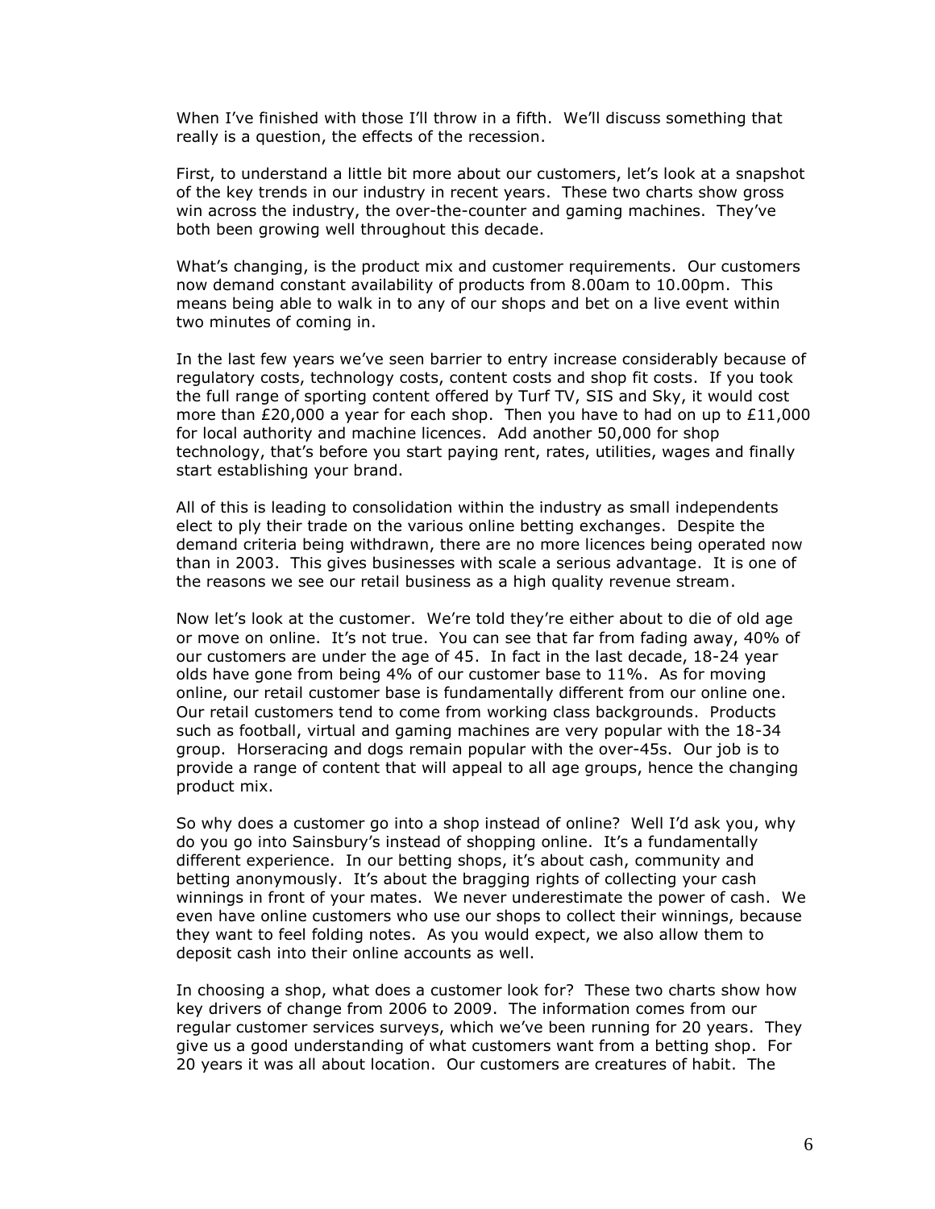When I've finished with those I'll throw in a fifth. We'll discuss something that really is a question, the effects of the recession.

First, to understand a little bit more about our customers, let's look at a snapshot of the key trends in our industry in recent years. These two charts show gross win across the industry, the over-the-counter and gaming machines. They've both been growing well throughout this decade.

What's changing, is the product mix and customer requirements. Our customers now demand constant availability of products from 8.00am to 10.00pm. This means being able to walk in to any of our shops and bet on a live event within two minutes of coming in.

In the last few years we've seen barrier to entry increase considerably because of regulatory costs, technology costs, content costs and shop fit costs. If you took the full range of sporting content offered by Turf TV, SIS and Sky, it would cost more than £20,000 a year for each shop. Then you have to had on up to £11,000 for local authority and machine licences. Add another 50,000 for shop technology, that's before you start paying rent, rates, utilities, wages and finally start establishing your brand.

All of this is leading to consolidation within the industry as small independents elect to ply their trade on the various online betting exchanges. Despite the demand criteria being withdrawn, there are no more licences being operated now than in 2003. This gives businesses with scale a serious advantage. It is one of the reasons we see our retail business as a high quality revenue stream.

Now let's look at the customer. We're told they're either about to die of old age or move on online. It's not true. You can see that far from fading away, 40% of our customers are under the age of 45. In fact in the last decade, 18-24 year olds have gone from being 4% of our customer base to 11%. As for moving online, our retail customer base is fundamentally different from our online one. Our retail customers tend to come from working class backgrounds. Products such as football, virtual and gaming machines are very popular with the 18-34 group. Horseracing and dogs remain popular with the over-45s. Our job is to provide a range of content that will appeal to all age groups, hence the changing product mix.

So why does a customer go into a shop instead of online? Well I'd ask you, why do you go into Sainsbury's instead of shopping online. It's a fundamentally different experience. In our betting shops, it's about cash, community and betting anonymously. It's about the bragging rights of collecting your cash winnings in front of your mates. We never underestimate the power of cash. We even have online customers who use our shops to collect their winnings, because they want to feel folding notes. As you would expect, we also allow them to deposit cash into their online accounts as well.

In choosing a shop, what does a customer look for? These two charts show how key drivers of change from 2006 to 2009. The information comes from our regular customer services surveys, which we've been running for 20 years. They give us a good understanding of what customers want from a betting shop. For 20 years it was all about location. Our customers are creatures of habit. The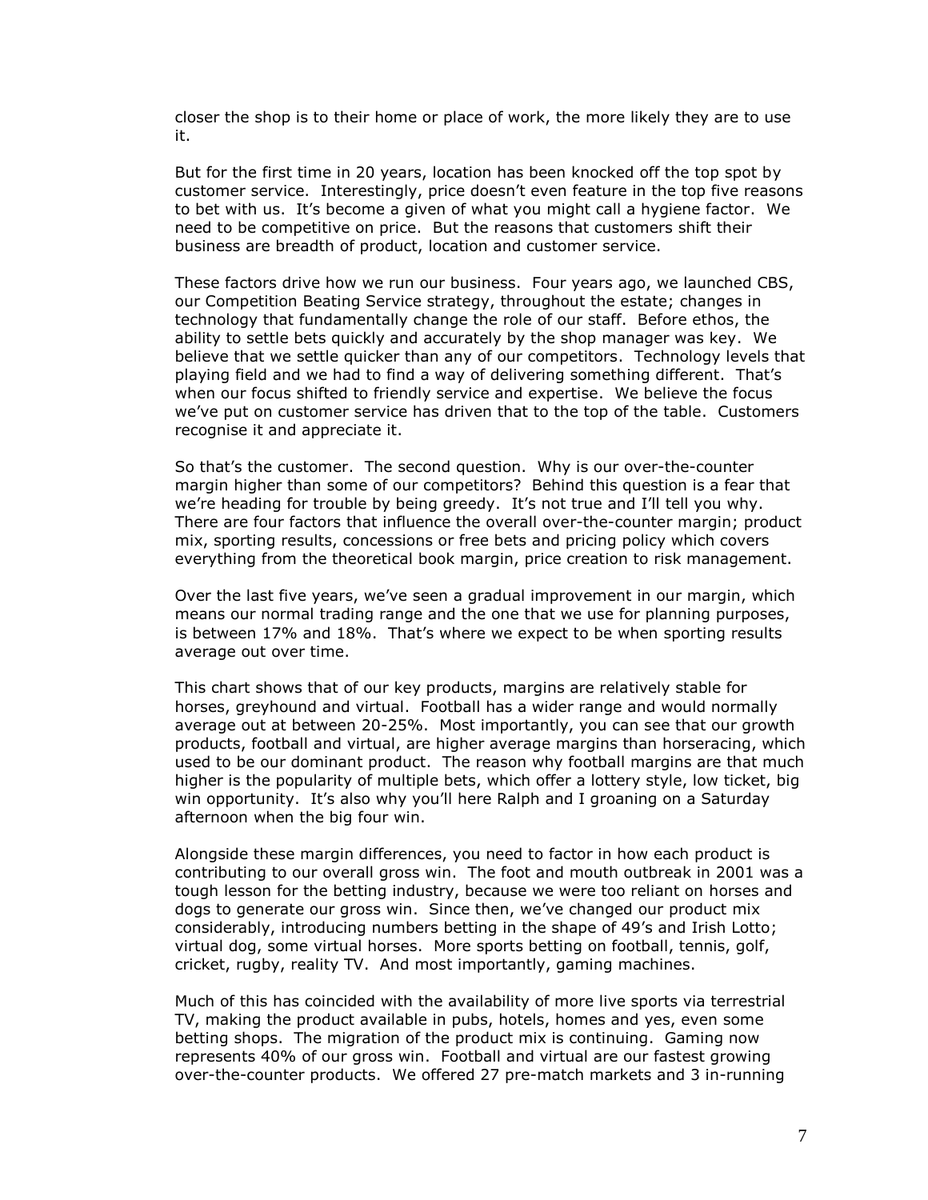closer the shop is to their home or place of work, the more likely they are to use it.

But for the first time in 20 years, location has been knocked off the top spot by customer service. Interestingly, price doesn't even feature in the top five reasons to bet with us. It's become a given of what you might call a hygiene factor. We need to be competitive on price. But the reasons that customers shift their business are breadth of product, location and customer service.

These factors drive how we run our business. Four years ago, we launched CBS, our Competition Beating Service strategy, throughout the estate; changes in technology that fundamentally change the role of our staff. Before ethos, the ability to settle bets quickly and accurately by the shop manager was key. We believe that we settle quicker than any of our competitors. Technology levels that playing field and we had to find a way of delivering something different. That's when our focus shifted to friendly service and expertise. We believe the focus we've put on customer service has driven that to the top of the table. Customers recognise it and appreciate it.

So that's the customer. The second question. Why is our over-the-counter margin higher than some of our competitors? Behind this question is a fear that we're heading for trouble by being greedy. It's not true and I'll tell you why. There are four factors that influence the overall over-the-counter margin; product mix, sporting results, concessions or free bets and pricing policy which covers everything from the theoretical book margin, price creation to risk management.

Over the last five years, we've seen a gradual improvement in our margin, which means our normal trading range and the one that we use for planning purposes, is between 17% and 18%. That's where we expect to be when sporting results average out over time.

This chart shows that of our key products, margins are relatively stable for horses, greyhound and virtual. Football has a wider range and would normally average out at between 20-25%. Most importantly, you can see that our growth products, football and virtual, are higher average margins than horseracing, which used to be our dominant product. The reason why football margins are that much higher is the popularity of multiple bets, which offer a lottery style, low ticket, big win opportunity. It's also why you'll here Ralph and I groaning on a Saturday afternoon when the big four win.

Alongside these margin differences, you need to factor in how each product is contributing to our overall gross win. The foot and mouth outbreak in 2001 was a tough lesson for the betting industry, because we were too reliant on horses and dogs to generate our gross win. Since then, we've changed our product mix considerably, introducing numbers betting in the shape of 49's and Irish Lotto; virtual dog, some virtual horses. More sports betting on football, tennis, golf, cricket, rugby, reality TV. And most importantly, gaming machines.

Much of this has coincided with the availability of more live sports via terrestrial TV, making the product available in pubs, hotels, homes and yes, even some betting shops. The migration of the product mix is continuing. Gaming now represents 40% of our gross win. Football and virtual are our fastest growing over-the-counter products. We offered 27 pre-match markets and 3 in-running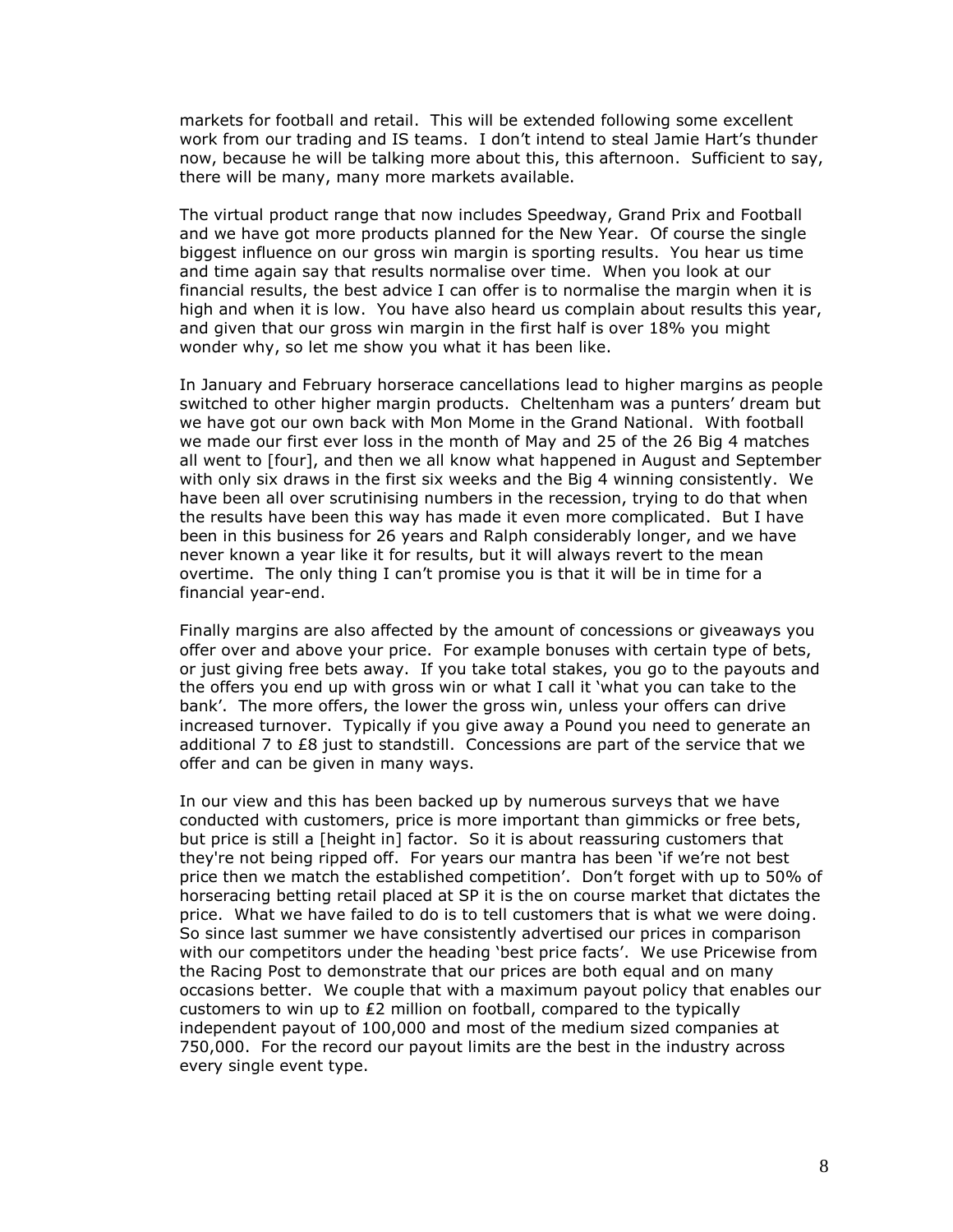markets for football and retail. This will be extended following some excellent work from our trading and IS teams. I don't intend to steal Jamie Hart's thunder now, because he will be talking more about this, this afternoon. Sufficient to say, there will be many, many more markets available.

The virtual product range that now includes Speedway, Grand Prix and Football and we have got more products planned for the New Year. Of course the single biggest influence on our gross win margin is sporting results. You hear us time and time again say that results normalise over time. When you look at our financial results, the best advice I can offer is to normalise the margin when it is high and when it is low. You have also heard us complain about results this year, and given that our gross win margin in the first half is over 18% you might wonder why, so let me show you what it has been like.

In January and February horserace cancellations lead to higher margins as people switched to other higher margin products. Cheltenham was a punters' dream but we have got our own back with Mon Mome in the Grand National. With football we made our first ever loss in the month of May and 25 of the 26 Big 4 matches all went to [four], and then we all know what happened in August and September with only six draws in the first six weeks and the Big 4 winning consistently. We have been all over scrutinising numbers in the recession, trying to do that when the results have been this way has made it even more complicated. But I have been in this business for 26 years and Ralph considerably longer, and we have never known a year like it for results, but it will always revert to the mean overtime. The only thing I can't promise you is that it will be in time for a financial year-end.

Finally margins are also affected by the amount of concessions or giveaways you offer over and above your price. For example bonuses with certain type of bets, or just giving free bets away. If you take total stakes, you go to the payouts and the offers you end up with gross win or what I call it 'what you can take to the bank'. The more offers, the lower the gross win, unless your offers can drive increased turnover. Typically if you give away a Pound you need to generate an additional 7 to £8 just to standstill. Concessions are part of the service that we offer and can be given in many ways.

In our view and this has been backed up by numerous surveys that we have conducted with customers, price is more important than gimmicks or free bets, but price is still a [height in] factor. So it is about reassuring customers that they're not being ripped off. For years our mantra has been 'if we're not best price then we match the established competition'. Don't forget with up to 50% of horseracing betting retail placed at SP it is the on course market that dictates the price. What we have failed to do is to tell customers that is what we were doing. So since last summer we have consistently advertised our prices in comparison with our competitors under the heading 'best price facts'. We use Pricewise from the Racing Post to demonstrate that our prices are both equal and on many occasions better. We couple that with a maximum payout policy that enables our customers to win up to £2 million on football, compared to the typically independent payout of 100,000 and most of the medium sized companies at 750,000. For the record our payout limits are the best in the industry across every single event type.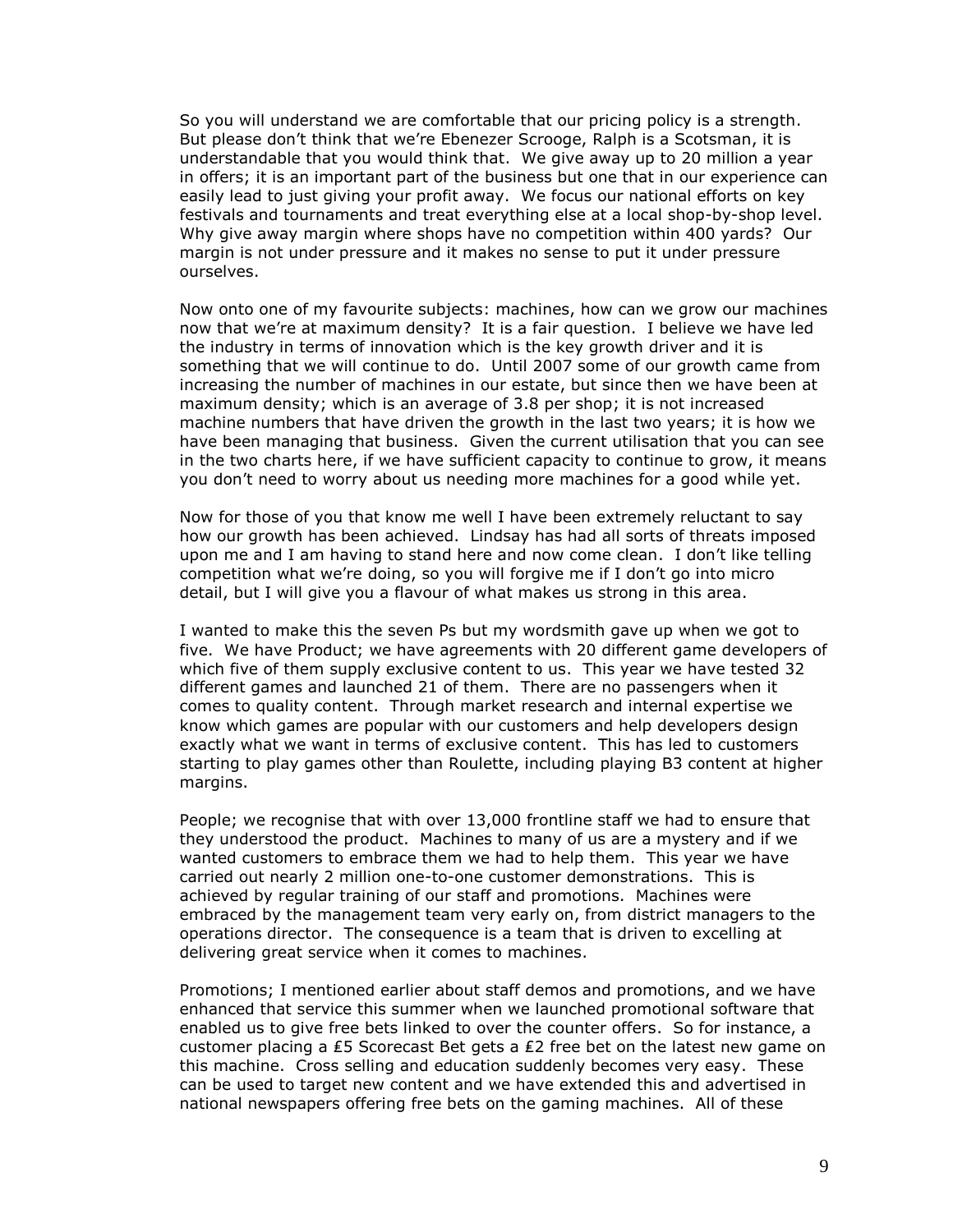So you will understand we are comfortable that our pricing policy is a strength. But please don't think that we're Ebenezer Scrooge, Ralph is a Scotsman, it is understandable that you would think that. We give away up to 20 million a year in offers; it is an important part of the business but one that in our experience can easily lead to just giving your profit away. We focus our national efforts on key festivals and tournaments and treat everything else at a local shop-by-shop level. Why give away margin where shops have no competition within 400 yards? Our margin is not under pressure and it makes no sense to put it under pressure ourselves.

Now onto one of my favourite subjects: machines, how can we grow our machines now that we're at maximum density? It is a fair question. I believe we have led the industry in terms of innovation which is the key growth driver and it is something that we will continue to do. Until 2007 some of our growth came from increasing the number of machines in our estate, but since then we have been at maximum density; which is an average of 3.8 per shop; it is not increased machine numbers that have driven the growth in the last two years; it is how we have been managing that business. Given the current utilisation that you can see in the two charts here, if we have sufficient capacity to continue to grow, it means you don't need to worry about us needing more machines for a good while yet.

Now for those of you that know me well I have been extremely reluctant to say how our growth has been achieved. Lindsay has had all sorts of threats imposed upon me and I am having to stand here and now come clean. I don't like telling competition what we're doing, so you will forgive me if I don't go into micro detail, but I will give you a flavour of what makes us strong in this area.

I wanted to make this the seven Ps but my wordsmith gave up when we got to five. We have Product; we have agreements with 20 different game developers of which five of them supply exclusive content to us. This year we have tested 32 different games and launched 21 of them. There are no passengers when it comes to quality content. Through market research and internal expertise we know which games are popular with our customers and help developers design exactly what we want in terms of exclusive content. This has led to customers starting to play games other than Roulette, including playing B3 content at higher margins.

People; we recognise that with over 13,000 frontline staff we had to ensure that they understood the product. Machines to many of us are a mystery and if we wanted customers to embrace them we had to help them. This year we have carried out nearly 2 million one-to-one customer demonstrations. This is achieved by regular training of our staff and promotions. Machines were embraced by the management team very early on, from district managers to the operations director. The consequence is a team that is driven to excelling at delivering great service when it comes to machines.

Promotions; I mentioned earlier about staff demos and promotions, and we have enhanced that service this summer when we launched promotional software that enabled us to give free bets linked to over the counter offers. So for instance, a customer placing a £5 Scorecast Bet gets a £2 free bet on the latest new game on this machine. Cross selling and education suddenly becomes very easy. These can be used to target new content and we have extended this and advertised in national newspapers offering free bets on the gaming machines. All of these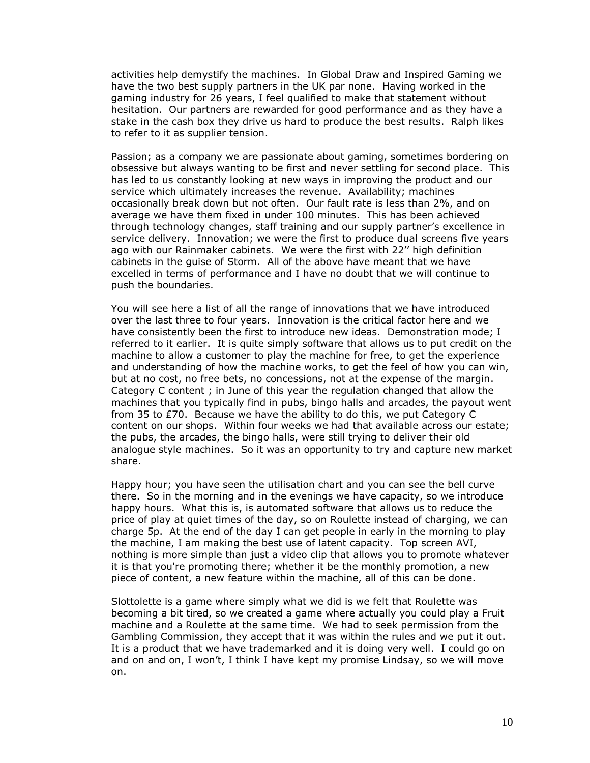activities help demystify the machines. In Global Draw and Inspired Gaming we have the two best supply partners in the UK par none. Having worked in the gaming industry for 26 years, I feel qualified to make that statement without hesitation. Our partners are rewarded for good performance and as they have a stake in the cash box they drive us hard to produce the best results. Ralph likes to refer to it as supplier tension.

Passion; as a company we are passionate about gaming, sometimes bordering on obsessive but always wanting to be first and never settling for second place. This has led to us constantly looking at new ways in improving the product and our service which ultimately increases the revenue. Availability; machines occasionally break down but not often. Our fault rate is less than 2%, and on average we have them fixed in under 100 minutes. This has been achieved through technology changes, staff training and our supply partner's excellence in service delivery. Innovation; we were the first to produce dual screens five years ago with our Rainmaker cabinets. We were the first with 22'' high definition cabinets in the guise of Storm. All of the above have meant that we have excelled in terms of performance and I have no doubt that we will continue to push the boundaries.

You will see here a list of all the range of innovations that we have introduced over the last three to four years. Innovation is the critical factor here and we have consistently been the first to introduce new ideas. Demonstration mode; I referred to it earlier. It is quite simply software that allows us to put credit on the machine to allow a customer to play the machine for free, to get the experience and understanding of how the machine works, to get the feel of how you can win, but at no cost, no free bets, no concessions, not at the expense of the margin. Category C content ; in June of this year the regulation changed that allow the machines that you typically find in pubs, bingo halls and arcades, the payout went from 35 to £70. Because we have the ability to do this, we put Category C content on our shops. Within four weeks we had that available across our estate; the pubs, the arcades, the bingo halls, were still trying to deliver their old analogue style machines. So it was an opportunity to try and capture new market share.

Happy hour; you have seen the utilisation chart and you can see the bell curve there. So in the morning and in the evenings we have capacity, so we introduce happy hours. What this is, is automated software that allows us to reduce the price of play at quiet times of the day, so on Roulette instead of charging, we can charge 5p. At the end of the day I can get people in early in the morning to play the machine, I am making the best use of latent capacity. Top screen AVI, nothing is more simple than just a video clip that allows you to promote whatever it is that you're promoting there; whether it be the monthly promotion, a new piece of content, a new feature within the machine, all of this can be done.

Slottolette is a game where simply what we did is we felt that Roulette was becoming a bit tired, so we created a game where actually you could play a Fruit machine and a Roulette at the same time. We had to seek permission from the Gambling Commission, they accept that it was within the rules and we put it out. It is a product that we have trademarked and it is doing very well. I could go on and on and on, I won't, I think I have kept my promise Lindsay, so we will move on.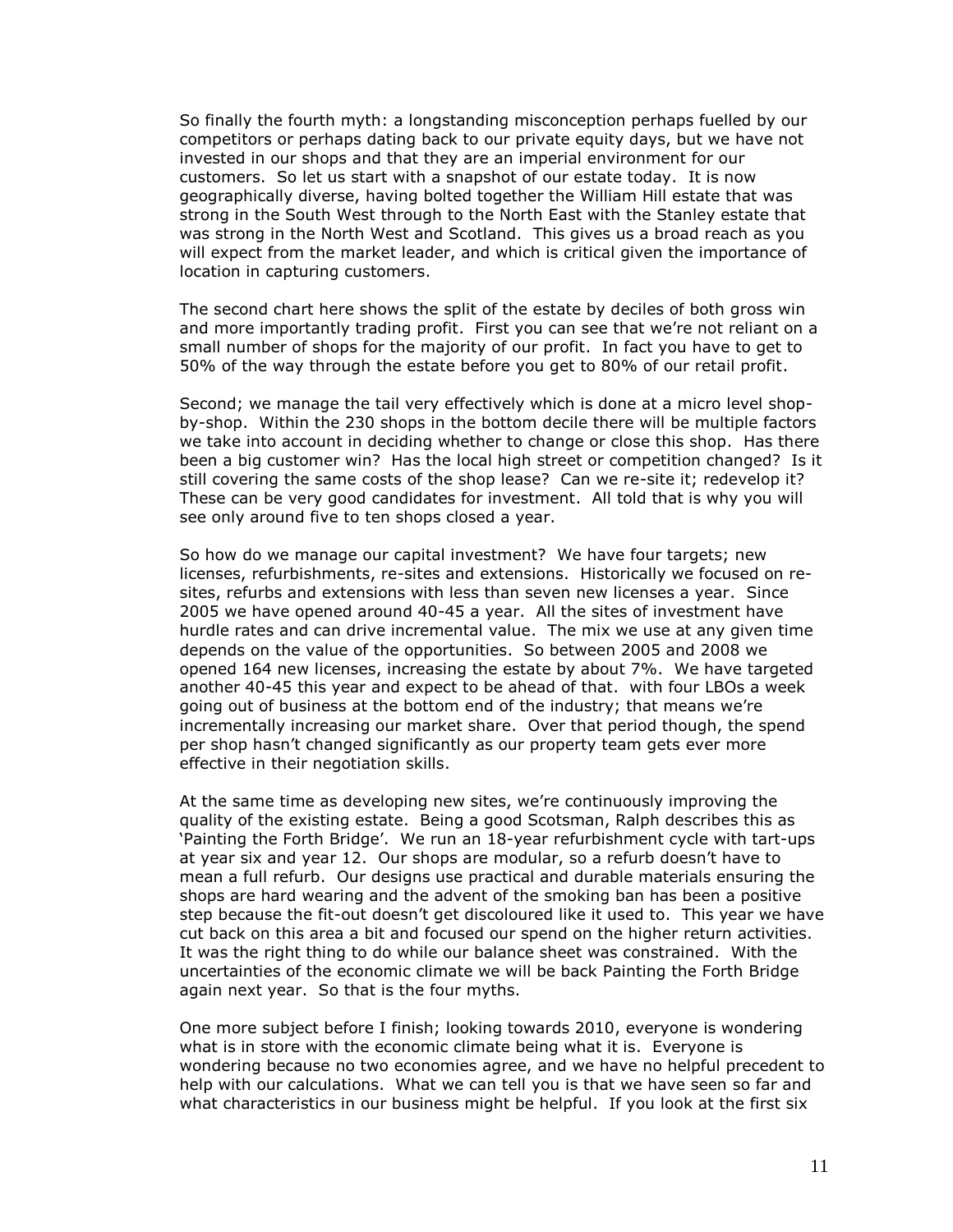So finally the fourth myth: a longstanding misconception perhaps fuelled by our competitors or perhaps dating back to our private equity days, but we have not invested in our shops and that they are an imperial environment for our customers. So let us start with a snapshot of our estate today. It is now geographically diverse, having bolted together the William Hill estate that was strong in the South West through to the North East with the Stanley estate that was strong in the North West and Scotland. This gives us a broad reach as you will expect from the market leader, and which is critical given the importance of location in capturing customers.

The second chart here shows the split of the estate by deciles of both gross win and more importantly trading profit. First you can see that we're not reliant on a small number of shops for the majority of our profit. In fact you have to get to 50% of the way through the estate before you get to 80% of our retail profit.

Second; we manage the tail very effectively which is done at a micro level shop-by-shop. Within the 230 shops in the bottom decile there will be multiple factors we take into account in deciding whether to change or close this shop. Has there been a big customer win? Has the local high street or competition changed? Is it still covering the same costs of the shop lease? Can we re-site it; redevelop it? These can be very good candidates for investment. All told that is why you will see only around five to ten shops closed a year.

So how do we manage our capital investment? We have four targets; new licenses, refurbishments, re-sites and extensions. Historically we focused on re-sites, refurbs and extensions with less than seven new licenses a year. Since 2005 we have opened around 40-45 a year. All the sites of investment have hurdle rates and can drive incremental value. The mix we use at any given time depends on the value of the opportunities. So between 2005 and 2008 we opened 164 new licenses, increasing the estate by about 7%. We have targeted another 40-45 this year and expect to be ahead of that. with four LBOs a week going out of business at the bottom end of the industry; that means we're incrementally increasing our market share. Over that period though, the spend per shop hasn't changed significantly as our property team gets ever more effective in their negotiation skills.

At the same time as developing new sites, we're continuously improving the quality of the existing estate. Being a good Scotsman, Ralph describes this as 'Painting the Forth Bridge'. We run an 18-year refurbishment cycle with tart-ups at year six and year 12. Our shops are modular, so a refurb doesn't have to mean a full refurb. Our designs use practical and durable materials ensuring the shops are hard wearing and the advent of the smoking ban has been a positive step because the fit-out doesn't get discoloured like it used to. This year we have cut back on this area a bit and focused our spend on the higher return activities. It was the right thing to do while our balance sheet was constrained. With the uncertainties of the economic climate we will be back Painting the Forth Bridge again next year. So that is the four myths.

One more subject before I finish; looking towards 2010, everyone is wondering what is in store with the economic climate being what it is. Everyone is wondering because no two economies agree, and we have no helpful precedent to help with our calculations. What we can tell you is that we have seen so far and what characteristics in our business might be helpful. If you look at the first six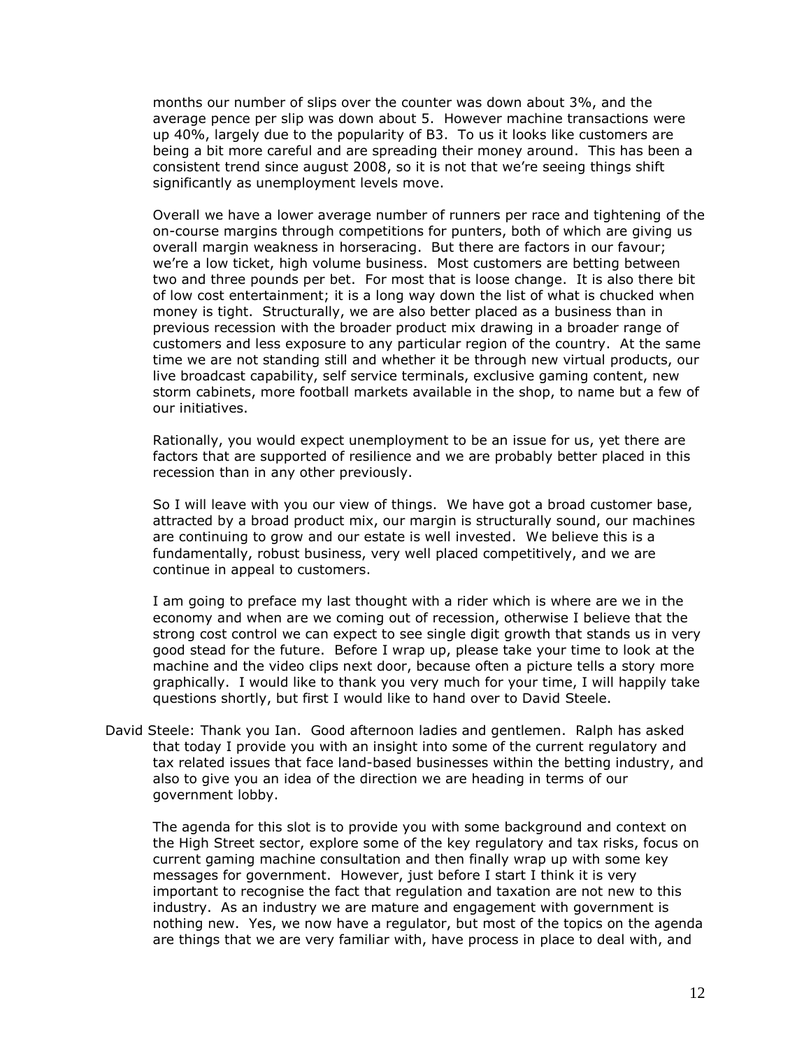months our number of slips over the counter was down about 3%, and the average pence per slip was down about 5. However machine transactions were up 40%, largely due to the popularity of B3. To us it looks like customers are being a bit more careful and are spreading their money around. This has been a consistent trend since august 2008, so it is not that we're seeing things shift significantly as unemployment levels move.

Overall we have a lower average number of runners per race and tightening of the on-course margins through competitions for punters, both of which are giving us overall margin weakness in horseracing. But there are factors in our favour; we're a low ticket, high volume business. Most customers are betting between two and three pounds per bet. For most that is loose change. It is also there bit of low cost entertainment; it is a long way down the list of what is chucked when money is tight. Structurally, we are also better placed as a business than in previous recession with the broader product mix drawing in a broader range of customers and less exposure to any particular region of the country. At the same time we are not standing still and whether it be through new virtual products, our live broadcast capability, self service terminals, exclusive gaming content, new storm cabinets, more football markets available in the shop, to name but a few of our initiatives.

Rationally, you would expect unemployment to be an issue for us, yet there are factors that are supported of resilience and we are probably better placed in this recession than in any other previously.

So I will leave with you our view of things. We have got a broad customer base, attracted by a broad product mix, our margin is structurally sound, our machines are continuing to grow and our estate is well invested. We believe this is a fundamentally, robust business, very well placed competitively, and we are continue in appeal to customers.

I am going to preface my last thought with a rider which is where are we in the economy and when are we coming out of recession, otherwise I believe that the strong cost control we can expect to see single digit growth that stands us in very good stead for the future. Before I wrap up, please take your time to look at the machine and the video clips next door, because often a picture tells a story more graphically. I would like to thank you very much for your time, I will happily take questions shortly, but first I would like to hand over to David Steele.

David Steele: Thank you Ian. Good afternoon ladies and gentlemen. Ralph has asked that today I provide you with an insight into some of the current regulatory and tax related issues that face land-based businesses within the betting industry, and also to give you an idea of the direction we are heading in terms of our government lobby.

The agenda for this slot is to provide you with some background and context on the High Street sector, explore some of the key regulatory and tax risks, focus on current gaming machine consultation and then finally wrap up with some key messages for government. However, just before I start I think it is very important to recognise the fact that regulation and taxation are not new to this industry. As an industry we are mature and engagement with government is nothing new. Yes, we now have a regulator, but most of the topics on the agenda are things that we are very familiar with, have process in place to deal with, and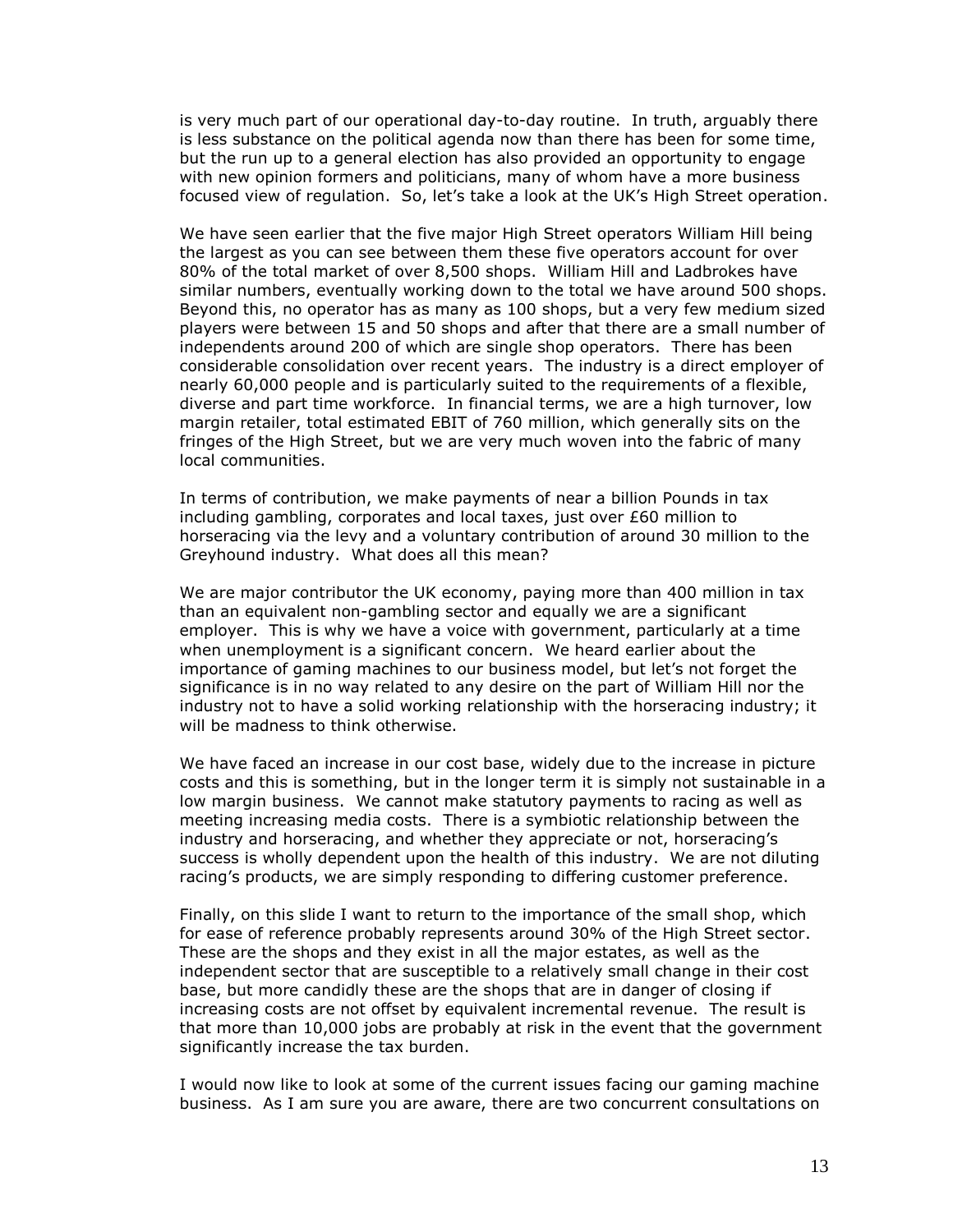is very much part of our operational day-to-day routine. In truth, arguably there is less substance on the political agenda now than there has been for some time, but the run up to a general election has also provided an opportunity to engage with new opinion formers and politicians, many of whom have a more business focused view of regulation. So, let's take a look at the UK's High Street operation.

We have seen earlier that the five major High Street operators William Hill being the largest as you can see between them these five operators account for over 80% of the total market of over 8,500 shops. William Hill and Ladbrokes have similar numbers, eventually working down to the total we have around 500 shops. Beyond this, no operator has as many as 100 shops, but a very few medium sized players were between 15 and 50 shops and after that there are a small number of independents around 200 of which are single shop operators. There has been considerable consolidation over recent years. The industry is a direct employer of nearly 60,000 people and is particularly suited to the requirements of a flexible, diverse and part time workforce. In financial terms, we are a high turnover, low margin retailer, total estimated EBIT of 760 million, which generally sits on the fringes of the High Street, but we are very much woven into the fabric of many local communities.

In terms of contribution, we make payments of near a billion Pounds in tax including gambling, corporates and local taxes, just over £60 million to horseracing via the levy and a voluntary contribution of around 30 million to the Greyhound industry. What does all this mean?

We are major contributor the UK economy, paying more than 400 million in tax than an equivalent non-gambling sector and equally we are a significant employer. This is why we have a voice with government, particularly at a time when unemployment is a significant concern. We heard earlier about the importance of gaming machines to our business model, but let's not forget the significance is in no way related to any desire on the part of William Hill nor the industry not to have a solid working relationship with the horseracing industry; it will be madness to think otherwise.

We have faced an increase in our cost base, widely due to the increase in picture costs and this is something, but in the longer term it is simply not sustainable in a low margin business. We cannot make statutory payments to racing as well as meeting increasing media costs. There is a symbiotic relationship between the industry and horseracing, and whether they appreciate or not, horseracing's success is wholly dependent upon the health of this industry. We are not diluting racing's products, we are simply responding to differing customer preference.

Finally, on this slide I want to return to the importance of the small shop, which for ease of reference probably represents around 30% of the High Street sector. These are the shops and they exist in all the major estates, as well as the independent sector that are susceptible to a relatively small change in their cost base, but more candidly these are the shops that are in danger of closing if increasing costs are not offset by equivalent incremental revenue. The result is that more than 10,000 jobs are probably at risk in the event that the government significantly increase the tax burden.

I would now like to look at some of the current issues facing our gaming machine business. As I am sure you are aware, there are two concurrent consultations on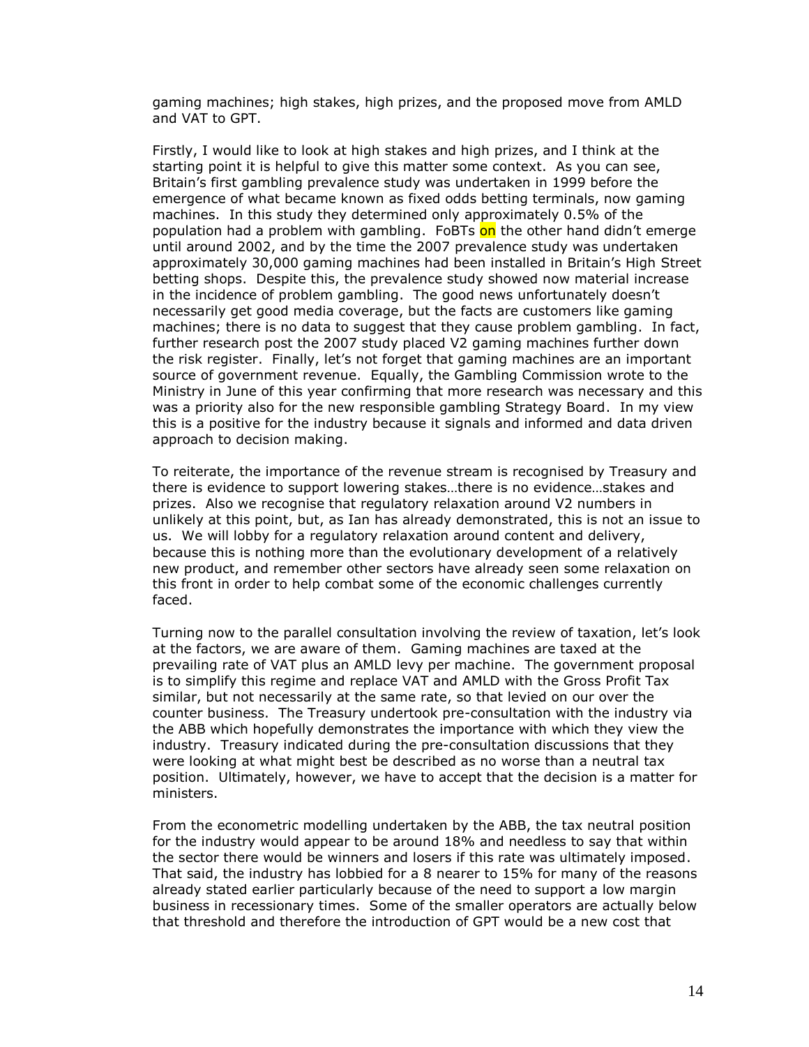gaming machines; high stakes, high prizes, and the proposed move from AMLD and VAT to GPT.

Firstly, I would like to look at high stakes and high prizes, and I think at the starting point it is helpful to give this matter some context. As you can see, Britain's first gambling prevalence study was undertaken in 1999 before the emergence of what became known as fixed odds betting terminals, now gaming machines. In this study they determined only approximately 0.5% of the population had a problem with gambling. FoBTs on the other hand didn't emerge until around 2002, and by the time the 2007 prevalence study was undertaken approximately 30,000 gaming machines had been installed in Britain's High Street betting shops. Despite this, the prevalence study showed now material increase in the incidence of problem gambling. The good news unfortunately doesn't necessarily get good media coverage, but the facts are customers like gaming machines; there is no data to suggest that they cause problem gambling. In fact, further research post the 2007 study placed V2 gaming machines further down the risk register. Finally, let's not forget that gaming machines are an important source of government revenue. Equally, the Gambling Commission wrote to the Ministry in June of this year confirming that more research was necessary and this was a priority also for the new responsible gambling Strategy Board. In my view this is a positive for the industry because it signals and informed and data driven approach to decision making.

To reiterate, the importance of the revenue stream is recognised by Treasury and there is evidence to support lowering stakes…there is no evidence…stakes and prizes. Also we recognise that regulatory relaxation around V2 numbers in unlikely at this point, but, as Ian has already demonstrated, this is not an issue to us. We will lobby for a regulatory relaxation around content and delivery, because this is nothing more than the evolutionary development of a relatively new product, and remember other sectors have already seen some relaxation on this front in order to help combat some of the economic challenges currently faced.

Turning now to the parallel consultation involving the review of taxation, let's look at the factors, we are aware of them. Gaming machines are taxed at the prevailing rate of VAT plus an AMLD levy per machine. The government proposal is to simplify this regime and replace VAT and AMLD with the Gross Profit Tax similar, but not necessarily at the same rate, so that levied on our over the counter business. The Treasury undertook pre-consultation with the industry via the ABB which hopefully demonstrates the importance with which they view the industry. Treasury indicated during the pre-consultation discussions that they were looking at what might best be described as no worse than a neutral tax position. Ultimately, however, we have to accept that the decision is a matter for ministers.

From the econometric modelling undertaken by the ABB, the tax neutral position for the industry would appear to be around 18% and needless to say that within the sector there would be winners and losers if this rate was ultimately imposed. That said, the industry has lobbied for a 8 nearer to 15% for many of the reasons already stated earlier particularly because of the need to support a low margin business in recessionary times. Some of the smaller operators are actually below that threshold and therefore the introduction of GPT would be a new cost that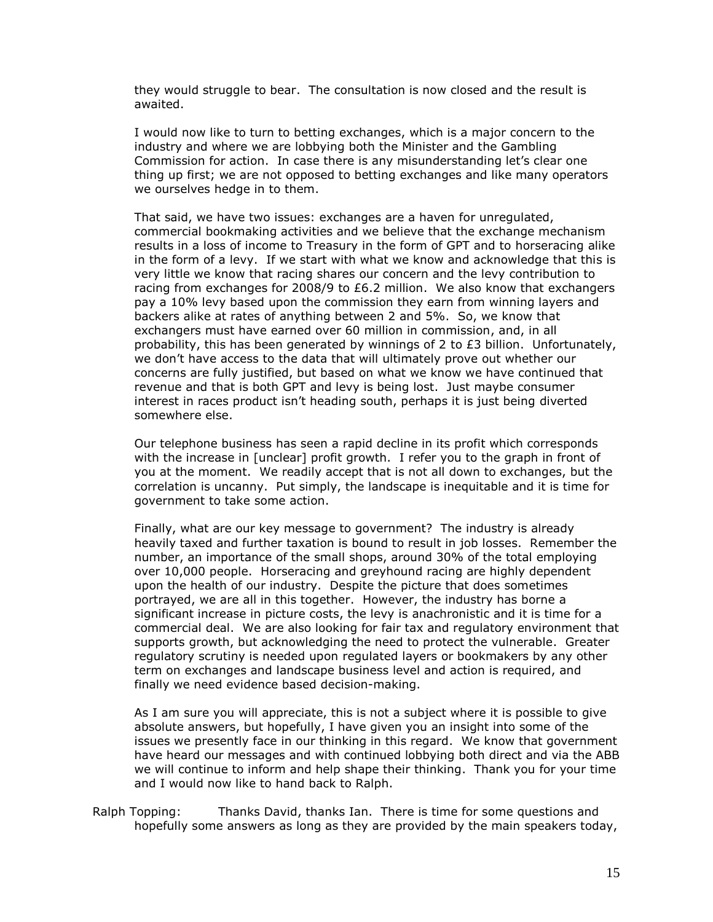they would struggle to bear. The consultation is now closed and the result is awaited.

I would now like to turn to betting exchanges, which is a major concern to the industry and where we are lobbying both the Minister and the Gambling Commission for action. In case there is any misunderstanding let's clear one thing up first; we are not opposed to betting exchanges and like many operators we ourselves hedge in to them.

That said, we have two issues: exchanges are a haven for unregulated, commercial bookmaking activities and we believe that the exchange mechanism results in a loss of income to Treasury in the form of GPT and to horseracing alike in the form of a levy. If we start with what we know and acknowledge that this is very little we know that racing shares our concern and the levy contribution to racing from exchanges for 2008/9 to £6.2 million. We also know that exchangers pay a 10% levy based upon the commission they earn from winning layers and backers alike at rates of anything between 2 and 5%. So, we know that exchangers must have earned over 60 million in commission, and, in all probability, this has been generated by winnings of 2 to £3 billion. Unfortunately, we don't have access to the data that will ultimately prove out whether our concerns are fully justified, but based on what we know we have continued that revenue and that is both GPT and levy is being lost. Just maybe consumer interest in races product isn't heading south, perhaps it is just being diverted somewhere else.

Our telephone business has seen a rapid decline in its profit which corresponds with the increase in [unclear] profit growth. I refer you to the graph in front of you at the moment. We readily accept that is not all down to exchanges, but the correlation is uncanny. Put simply, the landscape is inequitable and it is time for government to take some action.

Finally, what are our key message to government? The industry is already heavily taxed and further taxation is bound to result in job losses. Remember the number, an importance of the small shops, around 30% of the total employing over 10,000 people. Horseracing and greyhound racing are highly dependent upon the health of our industry. Despite the picture that does sometimes portrayed, we are all in this together. However, the industry has borne a significant increase in picture costs, the levy is anachronistic and it is time for a commercial deal. We are also looking for fair tax and regulatory environment that supports growth, but acknowledging the need to protect the vulnerable. Greater regulatory scrutiny is needed upon regulated layers or bookmakers by any other term on exchanges and landscape business level and action is required, and finally we need evidence based decision-making.

As I am sure you will appreciate, this is not a subject where it is possible to give absolute answers, but hopefully, I have given you an insight into some of the issues we presently face in our thinking in this regard. We know that government have heard our messages and with continued lobbying both direct and via the ABB we will continue to inform and help shape their thinking. Thank you for your time and I would now like to hand back to Ralph.

Ralph Topping: Thanks David, thanks Ian. There is time for some questions and hopefully some answers as long as they are provided by the main speakers today,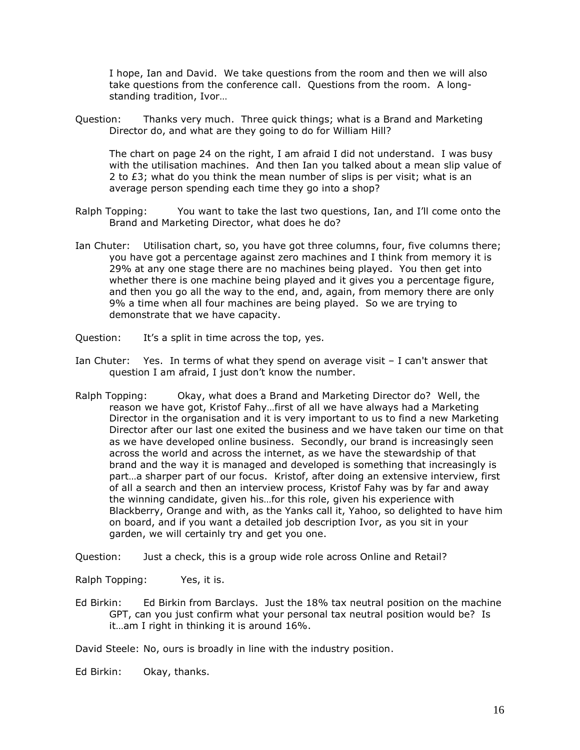I hope, Ian and David. We take questions from the room and then we will also take questions from the conference call. Questions from the room. A long-standing tradition, Ivor…

Question: Thanks very much. Three quick things; what is a Brand and Marketing Director do, and what are they going to do for William Hill?

The chart on page 24 on the right, I am afraid I did not understand. I was busy with the utilisation machines. And then Ian you talked about a mean slip value of 2 to £3; what do you think the mean number of slips is per visit; what is an average person spending each time they go into a shop?

Ralph Topping: You want to take the last two questions, Ian, and I'll come onto the Brand and Marketing Director, what does he do?

Ian Chuter: Utilisation chart, so, you have got three columns, four, five columns there; you have got a percentage against zero machines and I think from memory it is 29% at any one stage there are no machines being played. You then get into whether there is one machine being played and it gives you a percentage figure, and then you go all the way to the end, and, again, from memory there are only 9% a time when all four machines are being played. So we are trying to demonstrate that we have capacity.

Question: It's a split in time across the top, yes.

Ian Chuter: Yes. In terms of what they spend on average visit – I can't answer that question I am afraid, I just don't know the number.

Ralph Topping: Okay, what does a Brand and Marketing Director do? Well, the reason we have got, Kristof Fahy…first of all we have always had a Marketing Director in the organisation and it is very important to us to find a new Marketing Director after our last one exited the business and we have taken our time on that as we have developed online business. Secondly, our brand is increasingly seen across the world and across the internet, as we have the stewardship of that brand and the way it is managed and developed is something that increasingly is part…a sharper part of our focus. Kristof, after doing an extensive interview, first of all a search and then an interview process, Kristof Fahy was by far and away the winning candidate, given his…for this role, given his experience with Blackberry, Orange and with, as the Yanks call it, Yahoo, so delighted to have him on board, and if you want a detailed job description Ivor, as you sit in your garden, we will certainly try and get you one.

Question: Just a check, this is a group wide role across Online and Retail?

Ralph Topping: Yes, it is.

Ed Birkin: Ed Birkin from Barclays. Just the 18% tax neutral position on the machine GPT, can you just confirm what your personal tax neutral position would be? Is it…am I right in thinking it is around 16%.

David Steele: No, ours is broadly in line with the industry position.

Ed Birkin: Okay, thanks.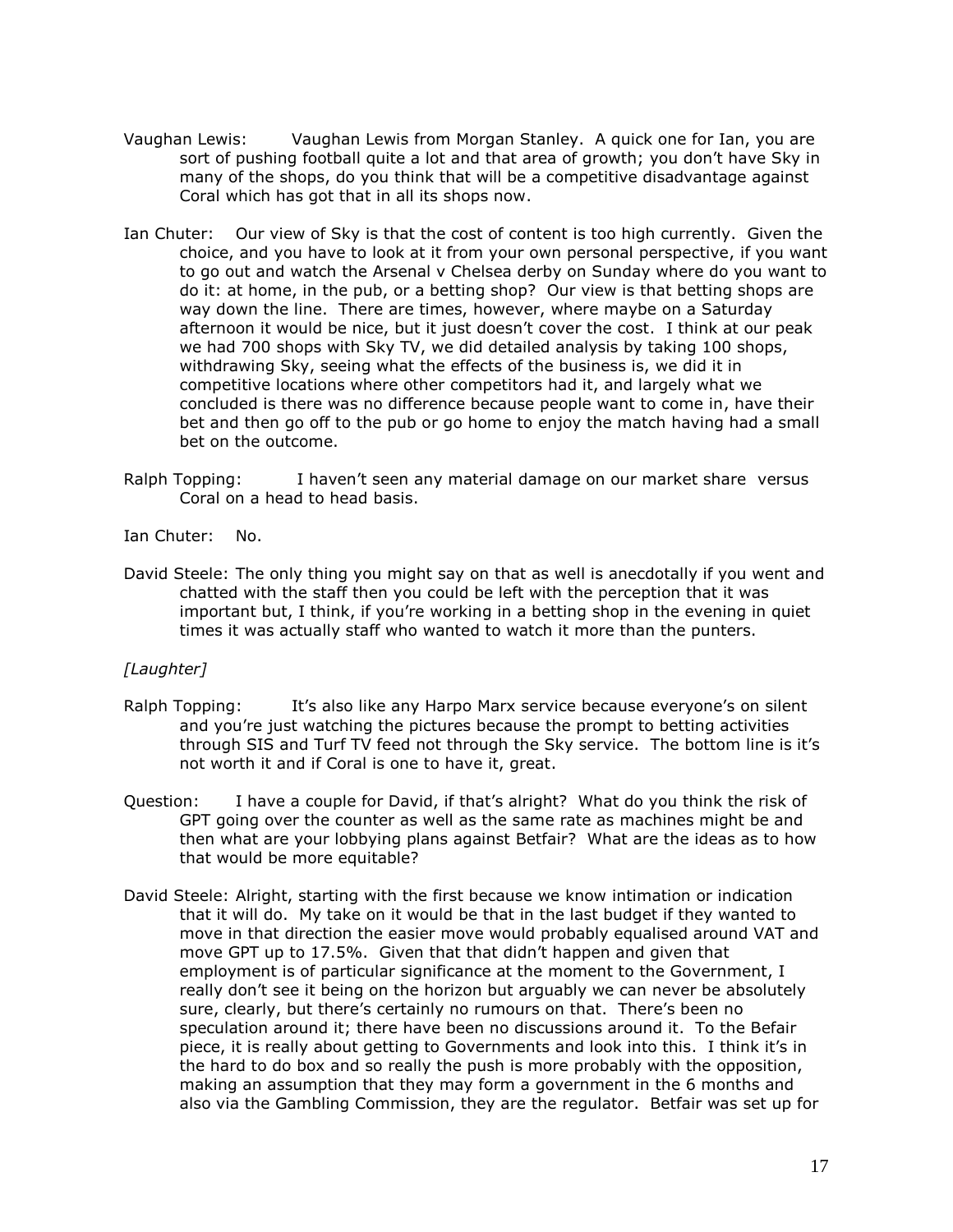Vaughan Lewis: Vaughan Lewis from Morgan Stanley. A quick one for Ian, you are sort of pushing football quite a lot and that area of growth; you don't have Sky in many of the shops, do you think that will be a competitive disadvantage against Coral which has got that in all its shops now.

Ian Chuter: Our view of Sky is that the cost of content is too high currently. Given the choice, and you have to look at it from your own personal perspective, if you want to go out and watch the Arsenal v Chelsea derby on Sunday where do you want to do it: at home, in the pub, or a betting shop? Our view is that betting shops are way down the line. There are times, however, where maybe on a Saturday afternoon it would be nice, but it just doesn't cover the cost. I think at our peak we had 700 shops with Sky TV, we did detailed analysis by taking 100 shops, withdrawing Sky, seeing what the effects of the business is, we did it in competitive locations where other competitors had it, and largely what we concluded is there was no difference because people want to come in, have their bet and then go off to the pub or go home to enjoy the match having had a small bet on the outcome.

Ralph Topping: I haven't seen any material damage on our market share versus Coral on a head to head basis.

Ian Chuter: No.

David Steele: The only thing you might say on that as well is anecdotally if you went and chatted with the staff then you could be left with the perception that it was important but, I think, if you're working in a betting shop in the evening in quiet times it was actually staff who wanted to watch it more than the punters.

*[Laughter]*

Ralph Topping: It's also like any Harpo Marx service because everyone's on silent and you're just watching the pictures because the prompt to betting activities through SIS and Turf TV feed not through the Sky service. The bottom line is it's not worth it and if Coral is one to have it, great.

Question: I have a couple for David, if that's alright? What do you think the risk of GPT going over the counter as well as the same rate as machines might be and then what are your lobbying plans against Betfair? What are the ideas as to how that would be more equitable?

David Steele: Alright, starting with the first because we know intimation or indication that it will do. My take on it would be that in the last budget if they wanted to move in that direction the easier move would probably equalised around VAT and move GPT up to 17.5%. Given that that didn't happen and given that employment is of particular significance at the moment to the Government, I really don't see it being on the horizon but arguably we can never be absolutely sure, clearly, but there's certainly no rumours on that. There's been no speculation around it; there have been no discussions around it. To the Befair piece, it is really about getting to Governments and look into this. I think it's in the hard to do box and so really the push is more probably with the opposition, making an assumption that they may form a government in the 6 months and also via the Gambling Commission, they are the regulator. Betfair was set up for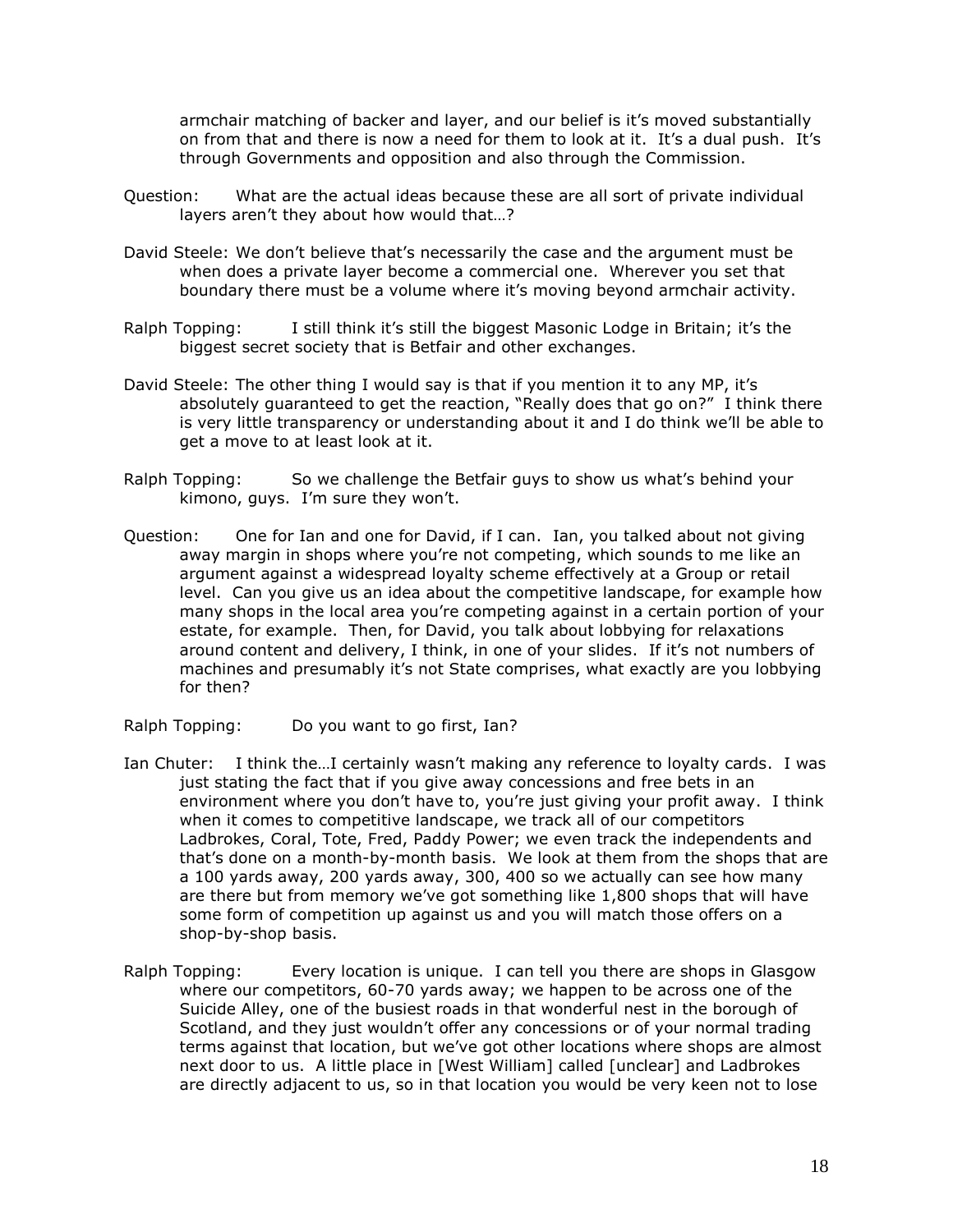armchair matching of backer and layer, and our belief is it's moved substantially on from that and there is now a need for them to look at it. It's a dual push. It's through Governments and opposition and also through the Commission.

Question: What are the actual ideas because these are all sort of private individual layers aren't they about how would that…?

David Steele: We don't believe that's necessarily the case and the argument must be when does a private layer become a commercial one. Wherever you set that boundary there must be a volume where it's moving beyond armchair activity.

Ralph Topping: I still think it's still the biggest Masonic Lodge in Britain; it's the biggest secret society that is Betfair and other exchanges.

David Steele: The other thing I would say is that if you mention it to any MP, it's absolutely guaranteed to get the reaction, "Really does that go on?" I think there is very little transparency or understanding about it and I do think we'll be able to get a move to at least look at it.

Ralph Topping: So we challenge the Betfair guys to show us what's behind your kimono, guys. I'm sure they won't.

Question: One for Ian and one for David, if I can. Ian, you talked about not giving away margin in shops where you're not competing, which sounds to me like an argument against a widespread loyalty scheme effectively at a Group or retail level. Can you give us an idea about the competitive landscape, for example how many shops in the local area you're competing against in a certain portion of your estate, for example. Then, for David, you talk about lobbying for relaxations around content and delivery, I think, in one of your slides. If it's not numbers of machines and presumably it's not State comprises, what exactly are you lobbying for then?

Ralph Topping: Do you want to go first, Ian?

Ian Chuter: I think the…I certainly wasn't making any reference to loyalty cards. I was just stating the fact that if you give away concessions and free bets in an environment where you don't have to, you're just giving your profit away. I think when it comes to competitive landscape, we track all of our competitors Ladbrokes, Coral, Tote, Fred, Paddy Power; we even track the independents and that's done on a month-by-month basis. We look at them from the shops that are a 100 yards away, 200 yards away, 300, 400 so we actually can see how many are there but from memory we've got something like 1,800 shops that will have some form of competition up against us and you will match those offers on a shop-by-shop basis.

Ralph Topping: Every location is unique. I can tell you there are shops in Glasgow where our competitors, 60-70 yards away; we happen to be across one of the Suicide Alley, one of the busiest roads in that wonderful nest in the borough of Scotland, and they just wouldn't offer any concessions or of your normal trading terms against that location, but we've got other locations where shops are almost next door to us. A little place in [West William] called [unclear] and Ladbrokes are directly adjacent to us, so in that location you would be very keen not to lose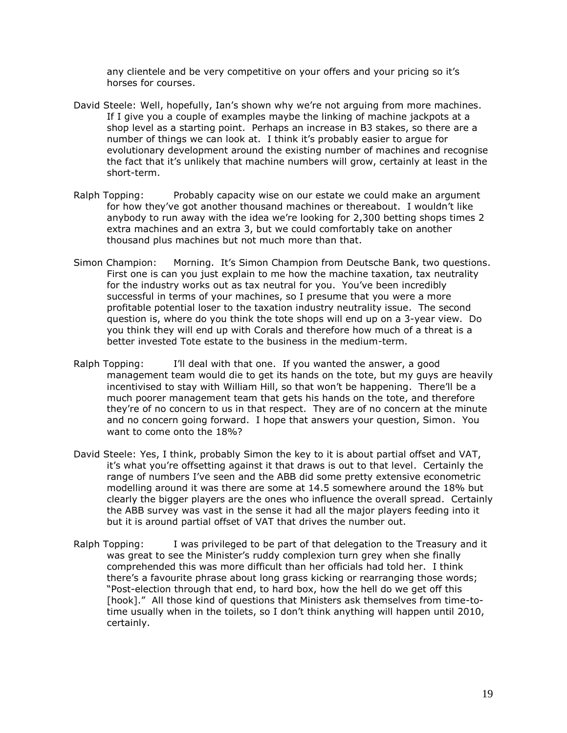any clientele and be very competitive on your offers and your pricing so it's horses for courses.

David Steele: Well, hopefully, Ian's shown why we're not arguing from more machines. If I give you a couple of examples maybe the linking of machine jackpots at a shop level as a starting point. Perhaps an increase in B3 stakes, so there are a number of things we can look at. I think it's probably easier to argue for evolutionary development around the existing number of machines and recognise the fact that it's unlikely that machine numbers will grow, certainly at least in the short-term.

Ralph Topping: Probably capacity wise on our estate we could make an argument for how they've got another thousand machines or thereabout. I wouldn't like anybody to run away with the idea we're looking for 2,300 betting shops times 2 extra machines and an extra 3, but we could comfortably take on another thousand plus machines but not much more than that.

Simon Champion: Morning. It's Simon Champion from Deutsche Bank, two questions. First one is can you just explain to me how the machine taxation, tax neutrality for the industry works out as tax neutral for you. You've been incredibly successful in terms of your machines, so I presume that you were a more profitable potential loser to the taxation industry neutrality issue. The second question is, where do you think the tote shops will end up on a 3-year view. Do you think they will end up with Corals and therefore how much of a threat is a better invested Tote estate to the business in the medium-term.

Ralph Topping: I'll deal with that one. If you wanted the answer, a good management team would die to get its hands on the tote, but my guys are heavily incentivised to stay with William Hill, so that won't be happening. There'll be a much poorer management team that gets his hands on the tote, and therefore they're of no concern to us in that respect. They are of no concern at the minute and no concern going forward. I hope that answers your question, Simon. You want to come onto the 18%?

David Steele: Yes, I think, probably Simon the key to it is about partial offset and VAT, it's what you're offsetting against it that draws is out to that level. Certainly the range of numbers I've seen and the ABB did some pretty extensive econometric modelling around it was there are some at 14.5 somewhere around the 18% but clearly the bigger players are the ones who influence the overall spread. Certainly the ABB survey was vast in the sense it had all the major players feeding into it but it is around partial offset of VAT that drives the number out.

Ralph Topping: I was privileged to be part of that delegation to the Treasury and it was great to see the Minister's ruddy complexion turn grey when she finally comprehended this was more difficult than her officials had told her. I think there's a favourite phrase about long grass kicking or rearranging those words; "Post-election through that end, to hard box, how the hell do we get off this [hook]." All those kind of questions that Ministers ask themselves from time-to-time usually when in the toilets, so I don't think anything will happen until 2010, certainly.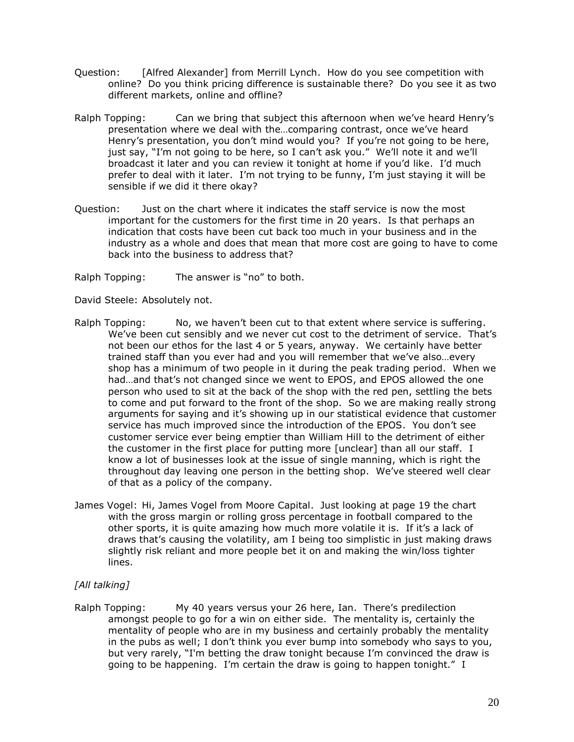Question: [Alfred Alexander] from Merrill Lynch. How do you see competition with online? Do you think pricing difference is sustainable there? Do you see it as two different markets, online and offline?

Ralph Topping: Can we bring that subject this afternoon when we've heard Henry's presentation where we deal with the…comparing contrast, once we've heard Henry's presentation, you don't mind would you? If you're not going to be here, just say, "I'm not going to be here, so I can't ask you." We'll note it and we'll broadcast it later and you can review it tonight at home if you'd like. I'd much prefer to deal with it later. I'm not trying to be funny, I'm just staying it will be sensible if we did it there okay?

Question: Just on the chart where it indicates the staff service is now the most important for the customers for the first time in 20 years. Is that perhaps an indication that costs have been cut back too much in your business and in the industry as a whole and does that mean that more cost are going to have to come back into the business to address that?

Ralph Topping: The answer is "no" to both.

David Steele: Absolutely not.

Ralph Topping: No, we haven't been cut to that extent where service is suffering. We've been cut sensibly and we never cut cost to the detriment of service. That's not been our ethos for the last 4 or 5 years, anyway. We certainly have better trained staff than you ever had and you will remember that we've also…every shop has a minimum of two people in it during the peak trading period. When we had…and that's not changed since we went to EPOS, and EPOS allowed the one person who used to sit at the back of the shop with the red pen, settling the bets to come and put forward to the front of the shop. So we are making really strong arguments for saying and it's showing up in our statistical evidence that customer service has much improved since the introduction of the EPOS. You don't see customer service ever being emptier than William Hill to the detriment of either the customer in the first place for putting more [unclear] than all our staff. I know a lot of businesses look at the issue of single manning, which is right the throughout day leaving one person in the betting shop. We've steered well clear of that as a policy of the company.

James Vogel: Hi, James Vogel from Moore Capital. Just looking at page 19 the chart with the gross margin or rolling gross percentage in football compared to the other sports, it is quite amazing how much more volatile it is. If it's a lack of draws that's causing the volatility, am I being too simplistic in just making draws slightly risk reliant and more people bet it on and making the win/loss tighter lines.

*[All talking]*

Ralph Topping: My 40 years versus your 26 here, Ian. There's predilection amongst people to go for a win on either side. The mentality is, certainly the mentality of people who are in my business and certainly probably the mentality in the pubs as well; I don't think you ever bump into somebody who says to you, but very rarely, "I'm betting the draw tonight because I'm convinced the draw is going to be happening. I'm certain the draw is going to happen tonight." I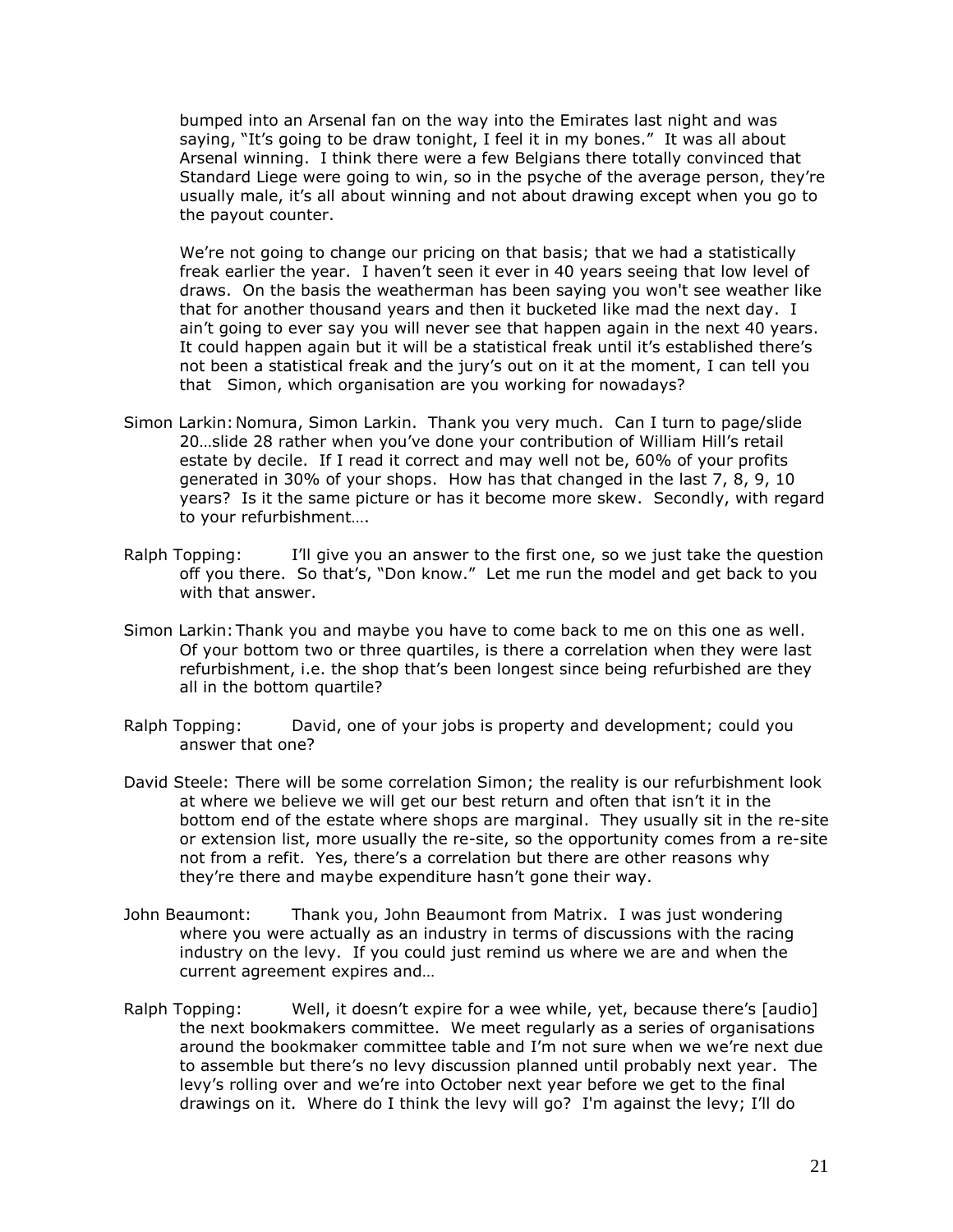bumped into an Arsenal fan on the way into the Emirates last night and was saying, "It's going to be draw tonight, I feel it in my bones." It was all about Arsenal winning. I think there were a few Belgians there totally convinced that Standard Liege were going to win, so in the psyche of the average person, they're usually male, it's all about winning and not about drawing except when you go to the payout counter.

We're not going to change our pricing on that basis; that we had a statistically freak earlier the year. I haven't seen it ever in 40 years seeing that low level of draws. On the basis the weatherman has been saying you won't see weather like that for another thousand years and then it bucketed like mad the next day. I ain't going to ever say you will never see that happen again in the next 40 years. It could happen again but it will be a statistical freak until it's established there's not been a statistical freak and the jury's out on it at the moment, I can tell you that Simon, which organisation are you working for nowadays?

Simon Larkin: Nomura, Simon Larkin. Thank you very much. Can I turn to page/slide 20…slide 28 rather when you've done your contribution of William Hill's retail estate by decile. If I read it correct and may well not be, 60% of your profits generated in 30% of your shops. How has that changed in the last 7, 8, 9, 10 years? Is it the same picture or has it become more skew. Secondly, with regard to your refurbishment….

Ralph Topping: I'll give you an answer to the first one, so we just take the question off you there. So that's, "Don know." Let me run the model and get back to you with that answer.

Simon Larkin: Thank you and maybe you have to come back to me on this one as well. Of your bottom two or three quartiles, is there a correlation when they were last refurbishment, i.e. the shop that's been longest since being refurbished are they all in the bottom quartile?

Ralph Topping: David, one of your jobs is property and development; could you answer that one?

David Steele: There will be some correlation Simon; the reality is our refurbishment look at where we believe we will get our best return and often that isn't it in the bottom end of the estate where shops are marginal. They usually sit in the re-site or extension list, more usually the re-site, so the opportunity comes from a re-site not from a refit. Yes, there's a correlation but there are other reasons why they're there and maybe expenditure hasn't gone their way.

John Beaumont: Thank you, John Beaumont from Matrix. I was just wondering where you were actually as an industry in terms of discussions with the racing industry on the levy. If you could just remind us where we are and when the current agreement expires and…

Ralph Topping: Well, it doesn't expire for a wee while, yet, because there's [audio] the next bookmakers committee. We meet regularly as a series of organisations around the bookmaker committee table and I'm not sure when we we're next due to assemble but there's no levy discussion planned until probably next year. The levy's rolling over and we're into October next year before we get to the final drawings on it. Where do I think the levy will go? I'm against the levy; I'll do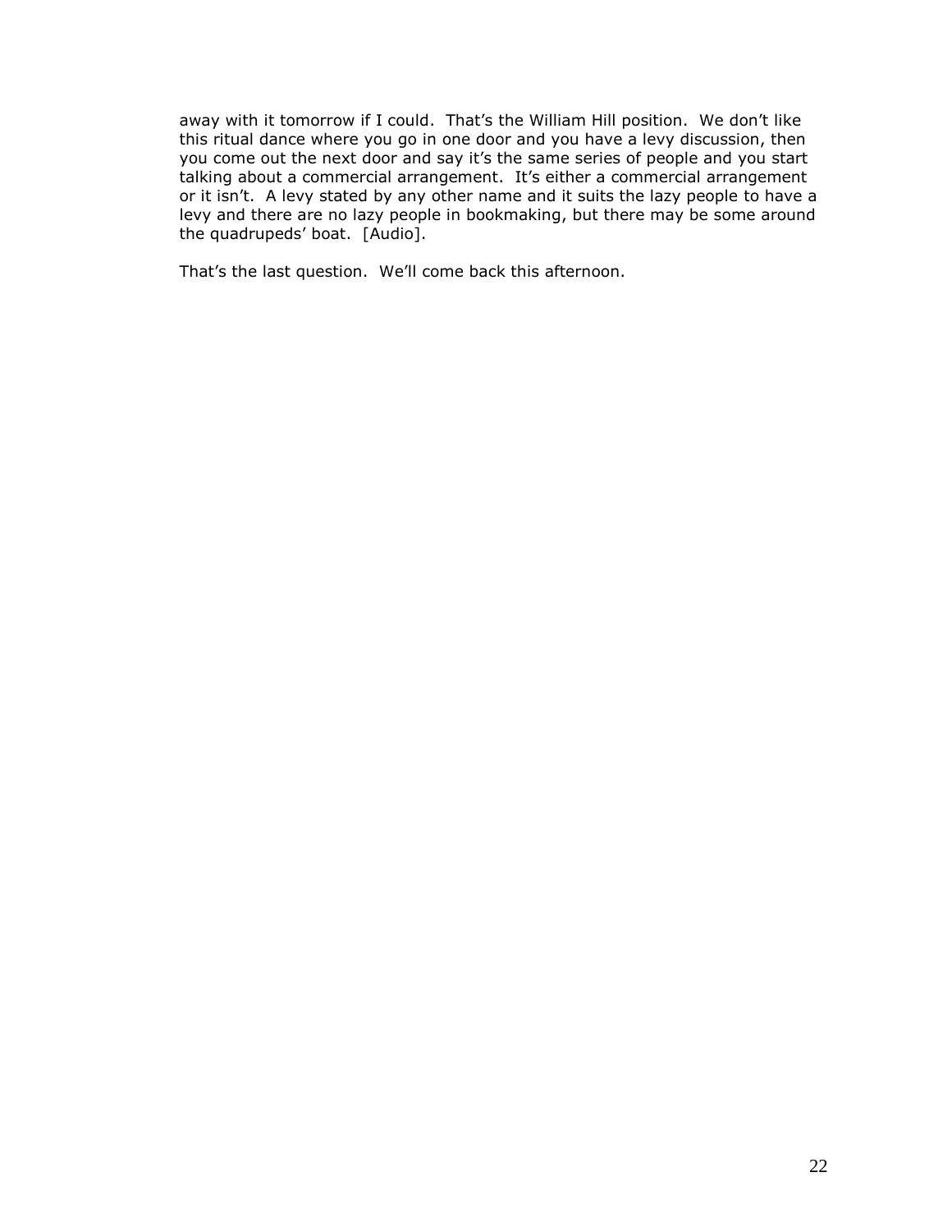away with it tomorrow if I could. That's the William Hill position. We don't like this ritual dance where you go in one door and you have a levy discussion, then you come out the next door and say it's the same series of people and you start talking about a commercial arrangement. It's either a commercial arrangement or it isn't. A levy stated by any other name and it suits the lazy people to have a levy and there are no lazy people in bookmaking, but there may be some around the quadrupeds' boat. [Audio].

That's the last question. We'll come back this afternoon.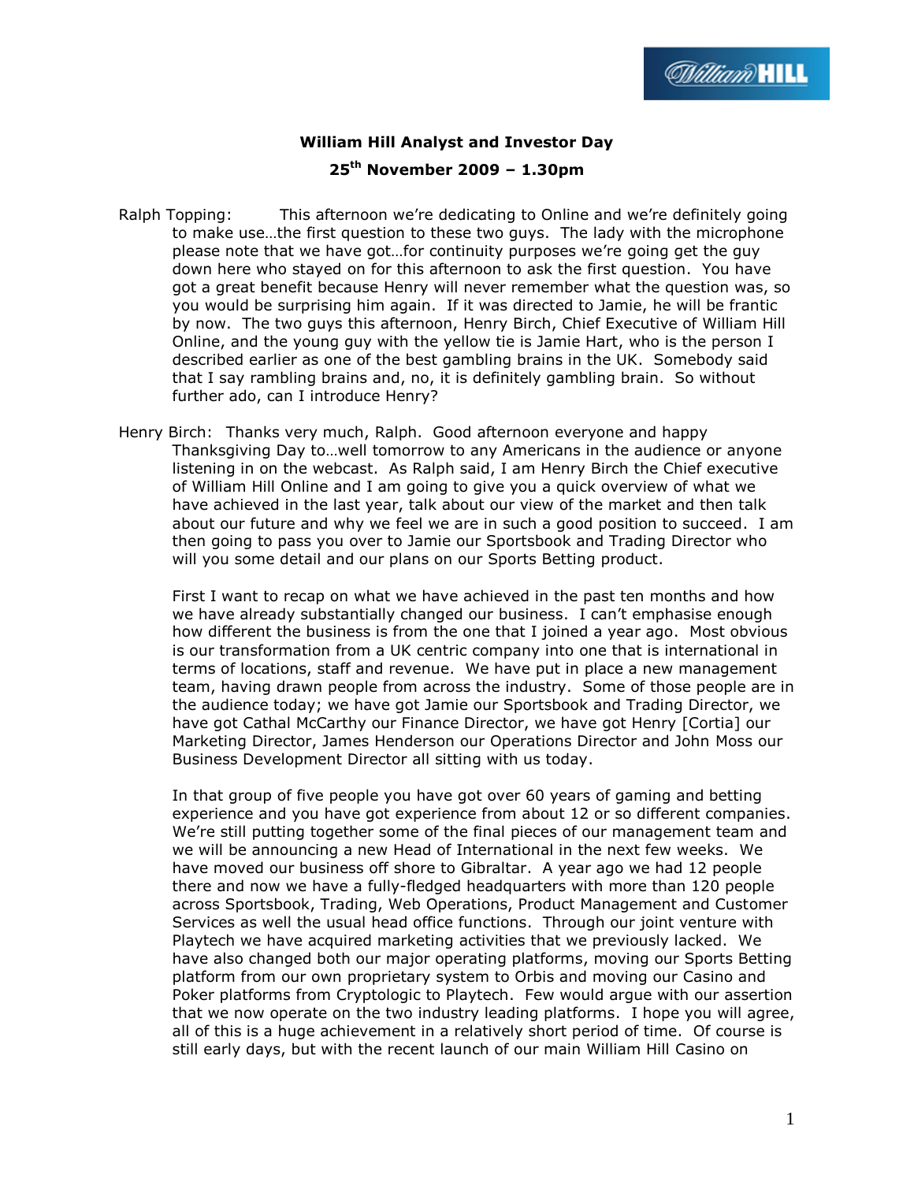**William Hill Analyst and Investor Day**

**25th November 2009 – 1.30pm**

Ralph Topping: This afternoon we're dedicating to Online and we're definitely going to make use…the first question to these two guys. The lady with the microphone please note that we have got…for continuity purposes we're going get the guy down here who stayed on for this afternoon to ask the first question. You have got a great benefit because Henry will never remember what the question was, so you would be surprising him again. If it was directed to Jamie, he will be frantic by now. The two guys this afternoon, Henry Birch, Chief Executive of William Hill Online, and the young guy with the yellow tie is Jamie Hart, who is the person I described earlier as one of the best gambling brains in the UK. Somebody said that I say rambling brains and, no, it is definitely gambling brain. So without further ado, can I introduce Henry?

Henry Birch: Thanks very much, Ralph. Good afternoon everyone and happy Thanksgiving Day to…well tomorrow to any Americans in the audience or anyone listening in on the webcast. As Ralph said, I am Henry Birch the Chief executive of William Hill Online and I am going to give you a quick overview of what we have achieved in the last year, talk about our view of the market and then talk about our future and why we feel we are in such a good position to succeed. I am then going to pass you over to Jamie our Sportsbook and Trading Director who will you some detail and our plans on our Sports Betting product.

First I want to recap on what we have achieved in the past ten months and how we have already substantially changed our business. I can't emphasise enough how different the business is from the one that I joined a year ago. Most obvious is our transformation from a UK centric company into one that is international in terms of locations, staff and revenue. We have put in place a new management team, having drawn people from across the industry. Some of those people are in the audience today; we have got Jamie our Sportsbook and Trading Director, we have got Cathal McCarthy our Finance Director, we have got Henry [Cortia] our Marketing Director, James Henderson our Operations Director and John Moss our Business Development Director all sitting with us today.

In that group of five people you have got over 60 years of gaming and betting experience and you have got experience from about 12 or so different companies. We're still putting together some of the final pieces of our management team and we will be announcing a new Head of International in the next few weeks. We have moved our business off shore to Gibraltar. A year ago we had 12 people there and now we have a fully-fledged headquarters with more than 120 people across Sportsbook, Trading, Web Operations, Product Management and Customer Services as well the usual head office functions. Through our joint venture with Playtech we have acquired marketing activities that we previously lacked. We have also changed both our major operating platforms, moving our Sports Betting platform from our own proprietary system to Orbis and moving our Casino and Poker platforms from Cryptologic to Playtech. Few would argue with our assertion that we now operate on the two industry leading platforms. I hope you will agree, all of this is a huge achievement in a relatively short period of time. Of course is still early days, but with the recent launch of our main William Hill Casino on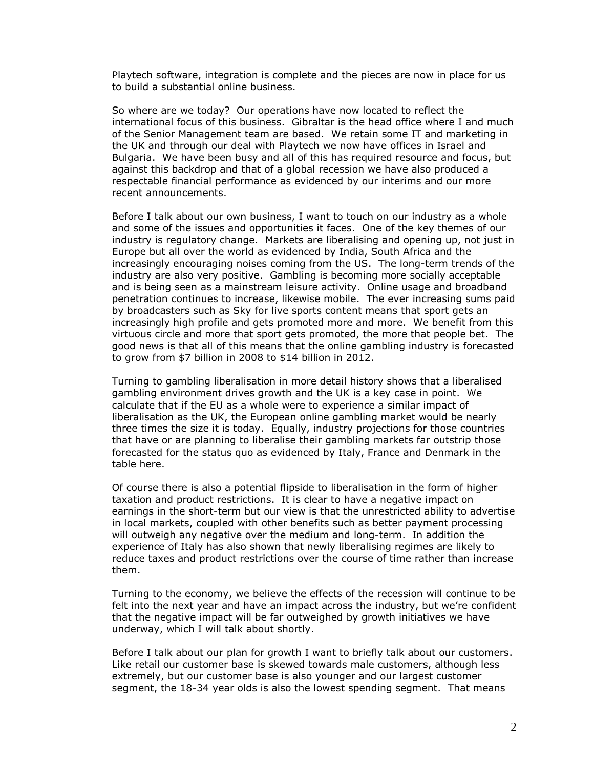Playtech software, integration is complete and the pieces are now in place for us to build a substantial online business.

So where are we today? Our operations have now located to reflect the international focus of this business. Gibraltar is the head office where I and much of the Senior Management team are based. We retain some IT and marketing in the UK and through our deal with Playtech we now have offices in Israel and Bulgaria. We have been busy and all of this has required resource and focus, but against this backdrop and that of a global recession we have also produced a respectable financial performance as evidenced by our interims and our more recent announcements.

Before I talk about our own business, I want to touch on our industry as a whole and some of the issues and opportunities it faces. One of the key themes of our industry is regulatory change. Markets are liberalising and opening up, not just in Europe but all over the world as evidenced by India, South Africa and the increasingly encouraging noises coming from the US. The long-term trends of the industry are also very positive. Gambling is becoming more socially acceptable and is being seen as a mainstream leisure activity. Online usage and broadband penetration continues to increase, likewise mobile. The ever increasing sums paid by broadcasters such as Sky for live sports content means that sport gets an increasingly high profile and gets promoted more and more. We benefit from this virtuous circle and more that sport gets promoted, the more that people bet. The good news is that all of this means that the online gambling industry is forecasted to grow from $7 billion in 2008 to $14 billion in 2012.

Turning to gambling liberalisation in more detail history shows that a liberalised gambling environment drives growth and the UK is a key case in point. We calculate that if the EU as a whole were to experience a similar impact of liberalisation as the UK, the European online gambling market would be nearly three times the size it is today. Equally, industry projections for those countries that have or are planning to liberalise their gambling markets far outstrip those forecasted for the status quo as evidenced by Italy, France and Denmark in the table here.

Of course there is also a potential flipside to liberalisation in the form of higher taxation and product restrictions. It is clear to have a negative impact on earnings in the short-term but our view is that the unrestricted ability to advertise in local markets, coupled with other benefits such as better payment processing will outweigh any negative over the medium and long-term. In addition the experience of Italy has also shown that newly liberalising regimes are likely to reduce taxes and product restrictions over the course of time rather than increase them.

Turning to the economy, we believe the effects of the recession will continue to be felt into the next year and have an impact across the industry, but we're confident that the negative impact will be far outweighed by growth initiatives we have underway, which I will talk about shortly.

Before I talk about our plan for growth I want to briefly talk about our customers. Like retail our customer base is skewed towards male customers, although less extremely, but our customer base is also younger and our largest customer segment, the 18-34 year olds is also the lowest spending segment. That means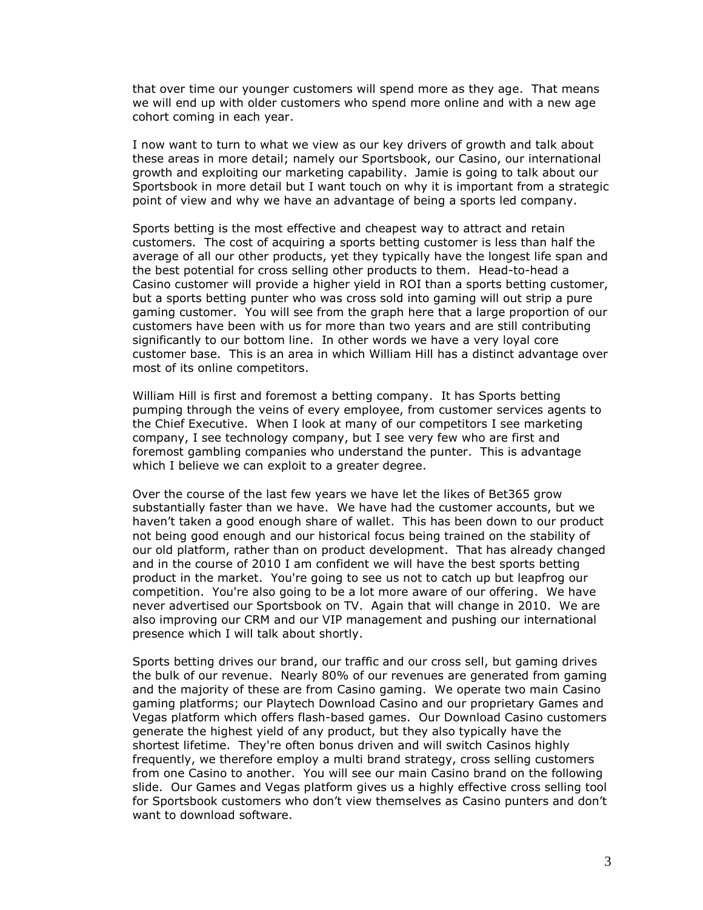that over time our younger customers will spend more as they age. That means we will end up with older customers who spend more online and with a new age cohort coming in each year.

I now want to turn to what we view as our key drivers of growth and talk about these areas in more detail; namely our Sportsbook, our Casino, our international growth and exploiting our marketing capability. Jamie is going to talk about our Sportsbook in more detail but I want touch on why it is important from a strategic point of view and why we have an advantage of being a sports led company.

Sports betting is the most effective and cheapest way to attract and retain customers. The cost of acquiring a sports betting customer is less than half the average of all our other products, yet they typically have the longest life span and the best potential for cross selling other products to them. Head-to-head a Casino customer will provide a higher yield in ROI than a sports betting customer, but a sports betting punter who was cross sold into gaming will out strip a pure gaming customer. You will see from the graph here that a large proportion of our customers have been with us for more than two years and are still contributing significantly to our bottom line. In other words we have a very loyal core customer base. This is an area in which William Hill has a distinct advantage over most of its online competitors.

William Hill is first and foremost a betting company. It has Sports betting pumping through the veins of every employee, from customer services agents to the Chief Executive. When I look at many of our competitors I see marketing company, I see technology company, but I see very few who are first and foremost gambling companies who understand the punter. This is advantage which I believe we can exploit to a greater degree.

Over the course of the last few years we have let the likes of Bet365 grow substantially faster than we have. We have had the customer accounts, but we haven't taken a good enough share of wallet. This has been down to our product not being good enough and our historical focus being trained on the stability of our old platform, rather than on product development. That has already changed and in the course of 2010 I am confident we will have the best sports betting product in the market. You're going to see us not to catch up but leapfrog our competition. You're also going to be a lot more aware of our offering. We have never advertised our Sportsbook on TV. Again that will change in 2010. We are also improving our CRM and our VIP management and pushing our international presence which I will talk about shortly.

Sports betting drives our brand, our traffic and our cross sell, but gaming drives the bulk of our revenue. Nearly 80% of our revenues are generated from gaming and the majority of these are from Casino gaming. We operate two main Casino gaming platforms; our Playtech Download Casino and our proprietary Games and Vegas platform which offers flash-based games. Our Download Casino customers generate the highest yield of any product, but they also typically have the shortest lifetime. They're often bonus driven and will switch Casinos highly frequently, we therefore employ a multi brand strategy, cross selling customers from one Casino to another. You will see our main Casino brand on the following slide. Our Games and Vegas platform gives us a highly effective cross selling tool for Sportsbook customers who don't view themselves as Casino punters and don't want to download software.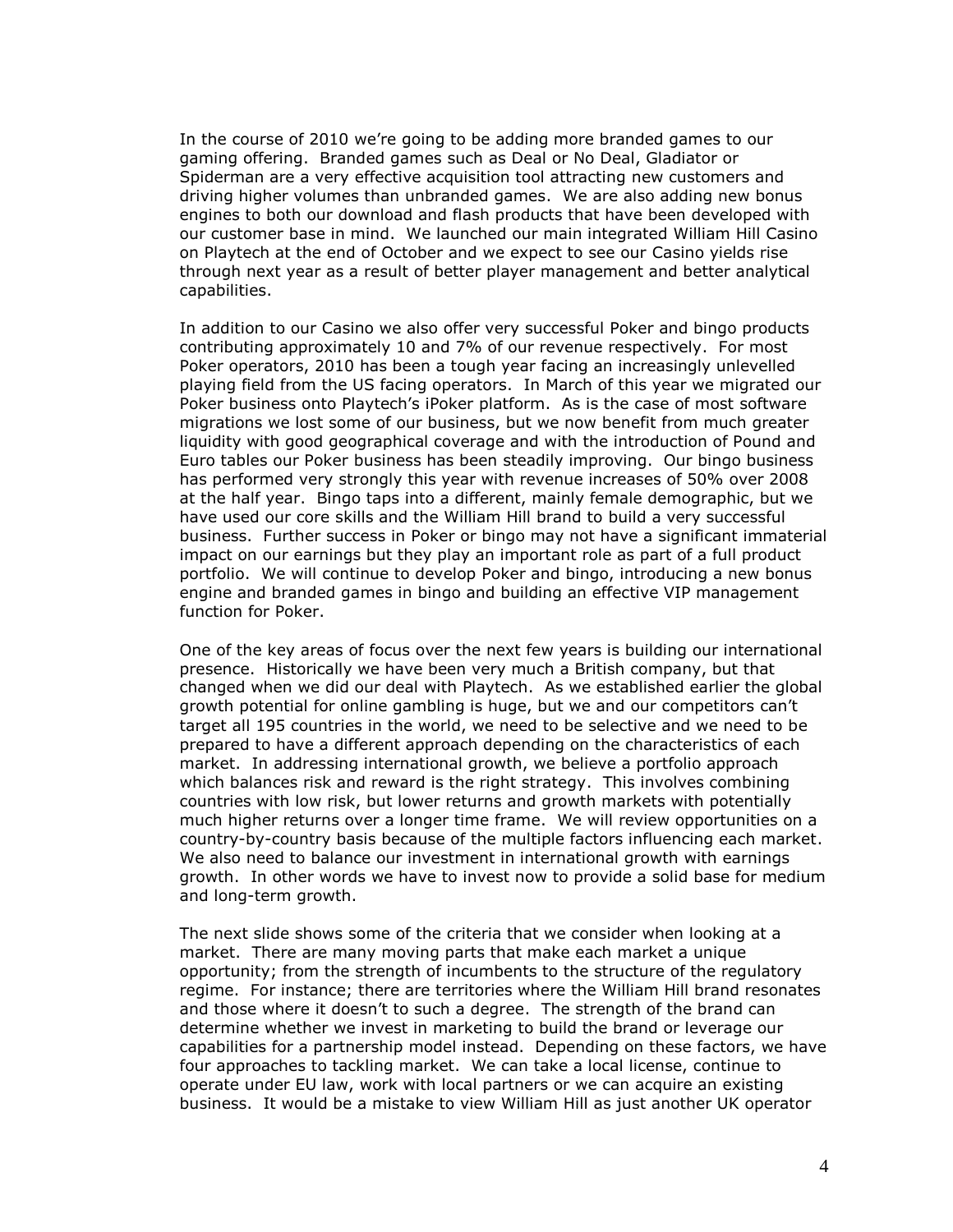In the course of 2010 we're going to be adding more branded games to our gaming offering. Branded games such as Deal or No Deal, Gladiator or Spiderman are a very effective acquisition tool attracting new customers and driving higher volumes than unbranded games. We are also adding new bonus engines to both our download and flash products that have been developed with our customer base in mind. We launched our main integrated William Hill Casino on Playtech at the end of October and we expect to see our Casino yields rise through next year as a result of better player management and better analytical capabilities.

In addition to our Casino we also offer very successful Poker and bingo products contributing approximately 10 and 7% of our revenue respectively. For most Poker operators, 2010 has been a tough year facing an increasingly unlevelled playing field from the US facing operators. In March of this year we migrated our Poker business onto Playtech's iPoker platform. As is the case of most software migrations we lost some of our business, but we now benefit from much greater liquidity with good geographical coverage and with the introduction of Pound and Euro tables our Poker business has been steadily improving. Our bingo business has performed very strongly this year with revenue increases of 50% over 2008 at the half year. Bingo taps into a different, mainly female demographic, but we have used our core skills and the William Hill brand to build a very successful business. Further success in Poker or bingo may not have a significant immaterial impact on our earnings but they play an important role as part of a full product portfolio. We will continue to develop Poker and bingo, introducing a new bonus engine and branded games in bingo and building an effective VIP management function for Poker.

One of the key areas of focus over the next few years is building our international presence. Historically we have been very much a British company, but that changed when we did our deal with Playtech. As we established earlier the global growth potential for online gambling is huge, but we and our competitors can't target all 195 countries in the world, we need to be selective and we need to be prepared to have a different approach depending on the characteristics of each market. In addressing international growth, we believe a portfolio approach which balances risk and reward is the right strategy. This involves combining countries with low risk, but lower returns and growth markets with potentially much higher returns over a longer time frame. We will review opportunities on a country-by-country basis because of the multiple factors influencing each market. We also need to balance our investment in international growth with earnings growth. In other words we have to invest now to provide a solid base for medium and long-term growth.

The next slide shows some of the criteria that we consider when looking at a market. There are many moving parts that make each market a unique opportunity; from the strength of incumbents to the structure of the regulatory regime. For instance; there are territories where the William Hill brand resonates and those where it doesn't to such a degree. The strength of the brand can determine whether we invest in marketing to build the brand or leverage our capabilities for a partnership model instead. Depending on these factors, we have four approaches to tackling market. We can take a local license, continue to operate under EU law, work with local partners or we can acquire an existing business. It would be a mistake to view William Hill as just another UK operator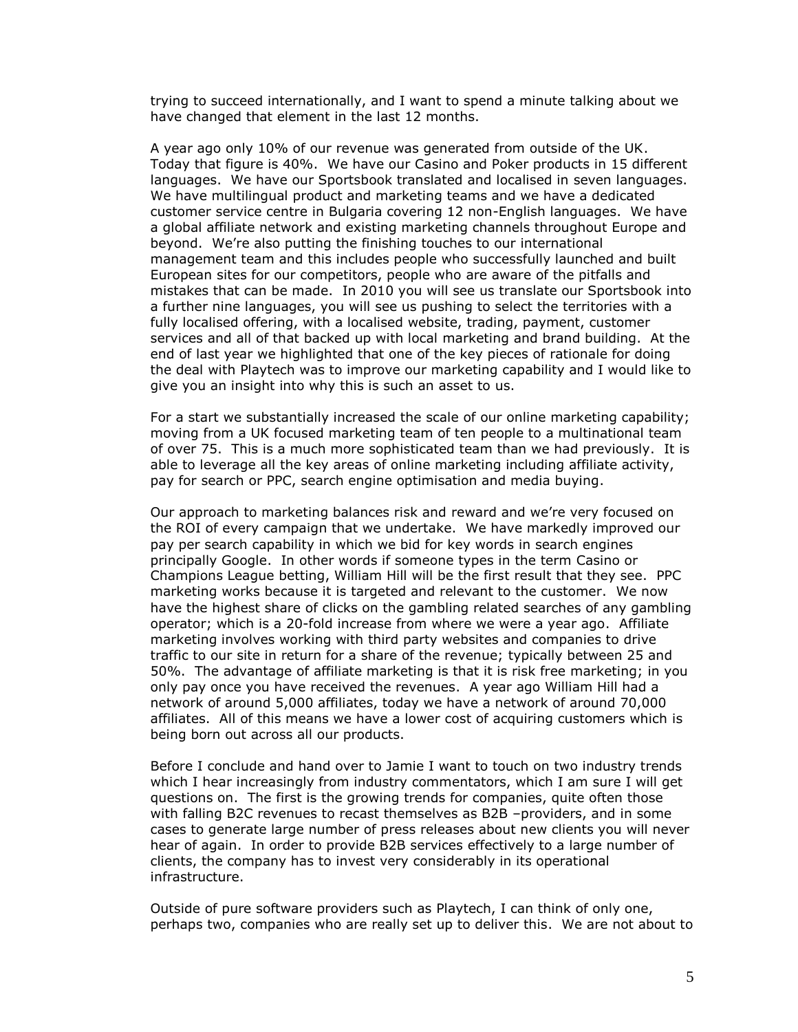trying to succeed internationally, and I want to spend a minute talking about we have changed that element in the last 12 months.

A year ago only 10% of our revenue was generated from outside of the UK. Today that figure is 40%. We have our Casino and Poker products in 15 different languages. We have our Sportsbook translated and localised in seven languages. We have multilingual product and marketing teams and we have a dedicated customer service centre in Bulgaria covering 12 non-English languages. We have a global affiliate network and existing marketing channels throughout Europe and beyond. We're also putting the finishing touches to our international management team and this includes people who successfully launched and built European sites for our competitors, people who are aware of the pitfalls and mistakes that can be made. In 2010 you will see us translate our Sportsbook into a further nine languages, you will see us pushing to select the territories with a fully localised offering, with a localised website, trading, payment, customer services and all of that backed up with local marketing and brand building. At the end of last year we highlighted that one of the key pieces of rationale for doing the deal with Playtech was to improve our marketing capability and I would like to give you an insight into why this is such an asset to us.

For a start we substantially increased the scale of our online marketing capability; moving from a UK focused marketing team of ten people to a multinational team of over 75. This is a much more sophisticated team than we had previously. It is able to leverage all the key areas of online marketing including affiliate activity, pay for search or PPC, search engine optimisation and media buying.

Our approach to marketing balances risk and reward and we're very focused on the ROI of every campaign that we undertake. We have markedly improved our pay per search capability in which we bid for key words in search engines principally Google. In other words if someone types in the term Casino or Champions League betting, William Hill will be the first result that they see. PPC marketing works because it is targeted and relevant to the customer. We now have the highest share of clicks on the gambling related searches of any gambling operator; which is a 20-fold increase from where we were a year ago. Affiliate marketing involves working with third party websites and companies to drive traffic to our site in return for a share of the revenue; typically between 25 and 50%. The advantage of affiliate marketing is that it is risk free marketing; in you only pay once you have received the revenues. A year ago William Hill had a network of around 5,000 affiliates, today we have a network of around 70,000 affiliates. All of this means we have a lower cost of acquiring customers which is being born out across all our products.

Before I conclude and hand over to Jamie I want to touch on two industry trends which I hear increasingly from industry commentators, which I am sure I will get questions on. The first is the growing trends for companies, quite often those with falling B2C revenues to recast themselves as B2B –providers, and in some cases to generate large number of press releases about new clients you will never hear of again. In order to provide B2B services effectively to a large number of clients, the company has to invest very considerably in its operational infrastructure.

Outside of pure software providers such as Playtech, I can think of only one, perhaps two, companies who are really set up to deliver this. We are not about to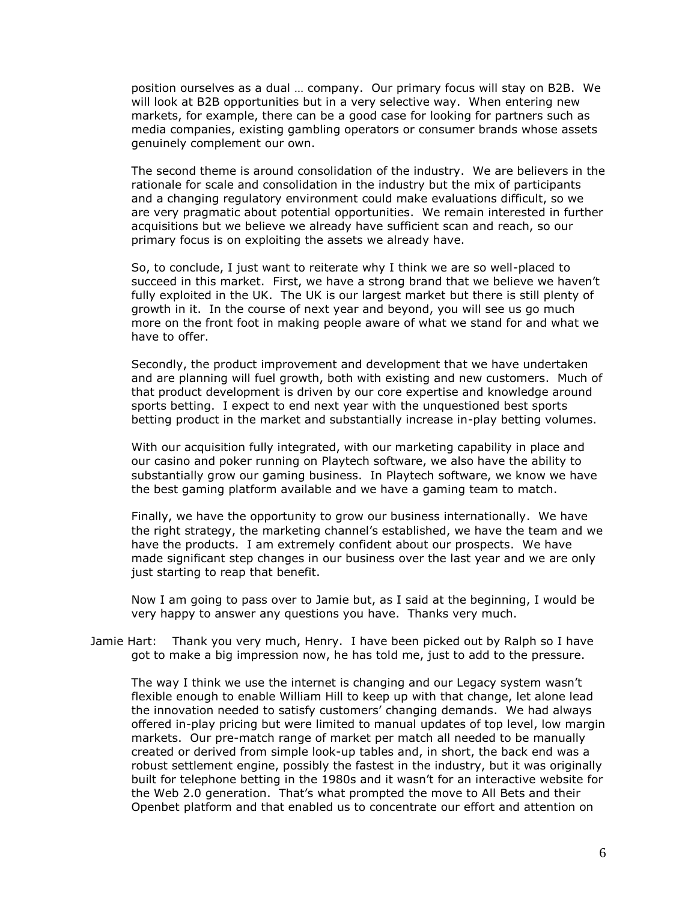position ourselves as a dual … company. Our primary focus will stay on B2B. We will look at B2B opportunities but in a very selective way. When entering new markets, for example, there can be a good case for looking for partners such as media companies, existing gambling operators or consumer brands whose assets genuinely complement our own.

The second theme is around consolidation of the industry. We are believers in the rationale for scale and consolidation in the industry but the mix of participants and a changing regulatory environment could make evaluations difficult, so we are very pragmatic about potential opportunities. We remain interested in further acquisitions but we believe we already have sufficient scan and reach, so our primary focus is on exploiting the assets we already have.

So, to conclude, I just want to reiterate why I think we are so well-placed to succeed in this market. First, we have a strong brand that we believe we haven't fully exploited in the UK. The UK is our largest market but there is still plenty of growth in it. In the course of next year and beyond, you will see us go much more on the front foot in making people aware of what we stand for and what we have to offer.

Secondly, the product improvement and development that we have undertaken and are planning will fuel growth, both with existing and new customers. Much of that product development is driven by our core expertise and knowledge around sports betting. I expect to end next year with the unquestioned best sports betting product in the market and substantially increase in-play betting volumes.

With our acquisition fully integrated, with our marketing capability in place and our casino and poker running on Playtech software, we also have the ability to substantially grow our gaming business. In Playtech software, we know we have the best gaming platform available and we have a gaming team to match.

Finally, we have the opportunity to grow our business internationally. We have the right strategy, the marketing channel's established, we have the team and we have the products. I am extremely confident about our prospects. We have made significant step changes in our business over the last year and we are only just starting to reap that benefit.

Now I am going to pass over to Jamie but, as I said at the beginning, I would be very happy to answer any questions you have. Thanks very much.

Jamie Hart: Thank you very much, Henry. I have been picked out by Ralph so I have got to make a big impression now, he has told me, just to add to the pressure.

The way I think we use the internet is changing and our Legacy system wasn't flexible enough to enable William Hill to keep up with that change, let alone lead the innovation needed to satisfy customers' changing demands. We had always offered in-play pricing but were limited to manual updates of top level, low margin markets. Our pre-match range of market per match all needed to be manually created or derived from simple look-up tables and, in short, the back end was a robust settlement engine, possibly the fastest in the industry, but it was originally built for telephone betting in the 1980s and it wasn't for an interactive website for the Web 2.0 generation. That's what prompted the move to All Bets and their Openbet platform and that enabled us to concentrate our effort and attention on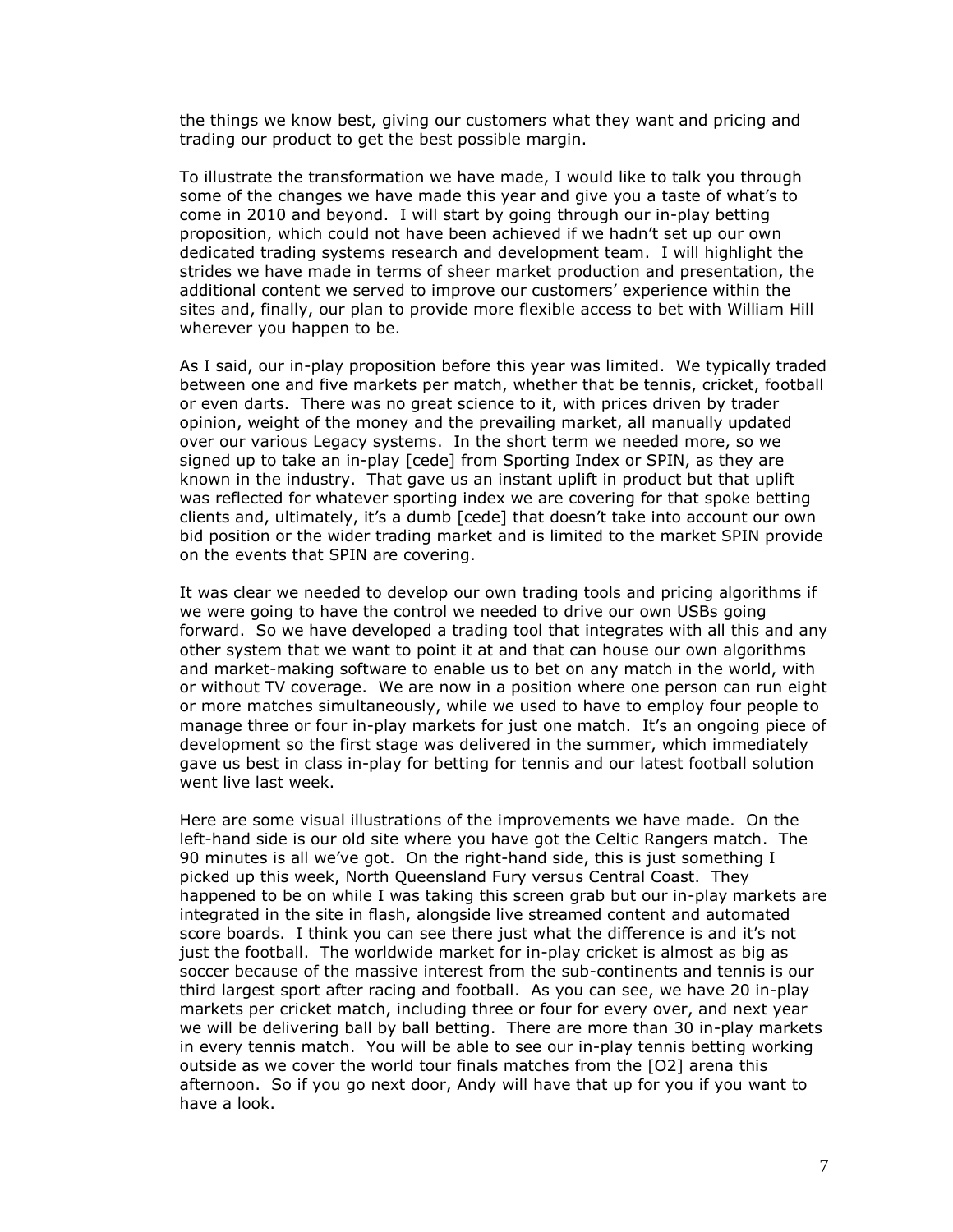the things we know best, giving our customers what they want and pricing and trading our product to get the best possible margin.

To illustrate the transformation we have made, I would like to talk you through some of the changes we have made this year and give you a taste of what's to come in 2010 and beyond. I will start by going through our in-play betting proposition, which could not have been achieved if we hadn't set up our own dedicated trading systems research and development team. I will highlight the strides we have made in terms of sheer market production and presentation, the additional content we served to improve our customers' experience within the sites and, finally, our plan to provide more flexible access to bet with William Hill wherever you happen to be.

As I said, our in-play proposition before this year was limited. We typically traded between one and five markets per match, whether that be tennis, cricket, football or even darts. There was no great science to it, with prices driven by trader opinion, weight of the money and the prevailing market, all manually updated over our various Legacy systems. In the short term we needed more, so we signed up to take an in-play [cede] from Sporting Index or SPIN, as they are known in the industry. That gave us an instant uplift in product but that uplift was reflected for whatever sporting index we are covering for that spoke betting clients and, ultimately, it's a dumb [cede] that doesn't take into account our own bid position or the wider trading market and is limited to the market SPIN provide on the events that SPIN are covering.

It was clear we needed to develop our own trading tools and pricing algorithms if we were going to have the control we needed to drive our own USBs going forward. So we have developed a trading tool that integrates with all this and any other system that we want to point it at and that can house our own algorithms and market-making software to enable us to bet on any match in the world, with or without TV coverage. We are now in a position where one person can run eight or more matches simultaneously, while we used to have to employ four people to manage three or four in-play markets for just one match. It's an ongoing piece of development so the first stage was delivered in the summer, which immediately gave us best in class in-play for betting for tennis and our latest football solution went live last week.

Here are some visual illustrations of the improvements we have made. On the left-hand side is our old site where you have got the Celtic Rangers match. The 90 minutes is all we've got. On the right-hand side, this is just something I picked up this week, North Queensland Fury versus Central Coast. They happened to be on while I was taking this screen grab but our in-play markets are integrated in the site in flash, alongside live streamed content and automated score boards. I think you can see there just what the difference is and it's not just the football. The worldwide market for in-play cricket is almost as big as soccer because of the massive interest from the sub-continents and tennis is our third largest sport after racing and football. As you can see, we have 20 in-play markets per cricket match, including three or four for every over, and next year we will be delivering ball by ball betting. There are more than 30 in-play markets in every tennis match. You will be able to see our in-play tennis betting working outside as we cover the world tour finals matches from the [O2] arena this afternoon. So if you go next door, Andy will have that up for you if you want to have a look.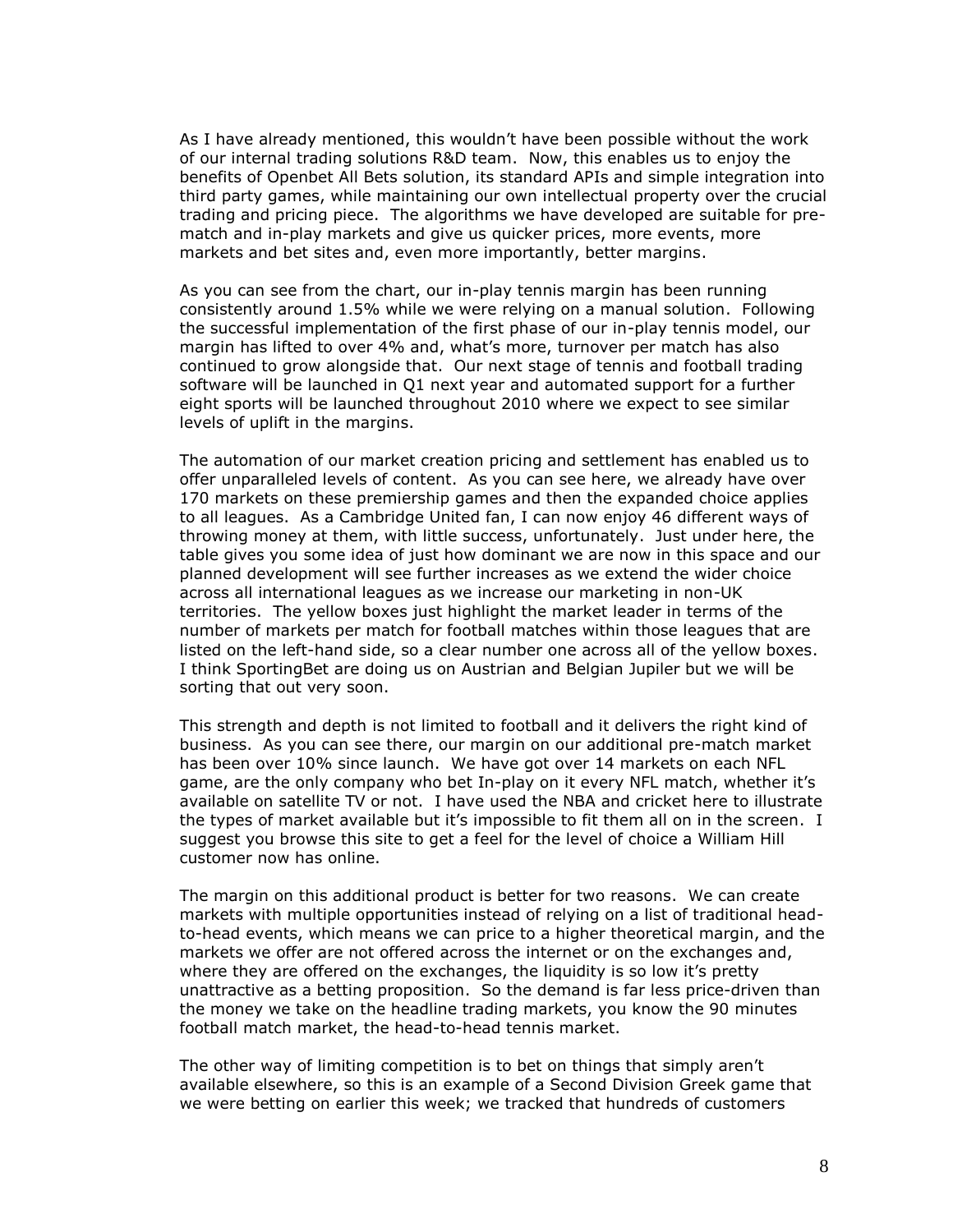As I have already mentioned, this wouldn't have been possible without the work of our internal trading solutions R&D team. Now, this enables us to enjoy the benefits of Openbet All Bets solution, its standard APIs and simple integration into third party games, while maintaining our own intellectual property over the crucial trading and pricing piece. The algorithms we have developed are suitable for pre-match and in-play markets and give us quicker prices, more events, more markets and bet sites and, even more importantly, better margins.

As you can see from the chart, our in-play tennis margin has been running consistently around 1.5% while we were relying on a manual solution. Following the successful implementation of the first phase of our in-play tennis model, our margin has lifted to over 4% and, what's more, turnover per match has also continued to grow alongside that. Our next stage of tennis and football trading software will be launched in Q1 next year and automated support for a further eight sports will be launched throughout 2010 where we expect to see similar levels of uplift in the margins.

The automation of our market creation pricing and settlement has enabled us to offer unparalleled levels of content. As you can see here, we already have over 170 markets on these premiership games and then the expanded choice applies to all leagues. As a Cambridge United fan, I can now enjoy 46 different ways of throwing money at them, with little success, unfortunately. Just under here, the table gives you some idea of just how dominant we are now in this space and our planned development will see further increases as we extend the wider choice across all international leagues as we increase our marketing in non-UK territories. The yellow boxes just highlight the market leader in terms of the number of markets per match for football matches within those leagues that are listed on the left-hand side, so a clear number one across all of the yellow boxes. I think SportingBet are doing us on Austrian and Belgian Jupiler but we will be sorting that out very soon.

This strength and depth is not limited to football and it delivers the right kind of business. As you can see there, our margin on our additional pre-match market has been over 10% since launch. We have got over 14 markets on each NFL game, are the only company who bet In-play on it every NFL match, whether it's available on satellite TV or not. I have used the NBA and cricket here to illustrate the types of market available but it's impossible to fit them all on in the screen. I suggest you browse this site to get a feel for the level of choice a William Hill customer now has online.

The margin on this additional product is better for two reasons. We can create markets with multiple opportunities instead of relying on a list of traditional head-to-head events, which means we can price to a higher theoretical margin, and the markets we offer are not offered across the internet or on the exchanges and, where they are offered on the exchanges, the liquidity is so low it's pretty unattractive as a betting proposition. So the demand is far less price-driven than the money we take on the headline trading markets, you know the 90 minutes football match market, the head-to-head tennis market.

The other way of limiting competition is to bet on things that simply aren't available elsewhere, so this is an example of a Second Division Greek game that we were betting on earlier this week; we tracked that hundreds of customers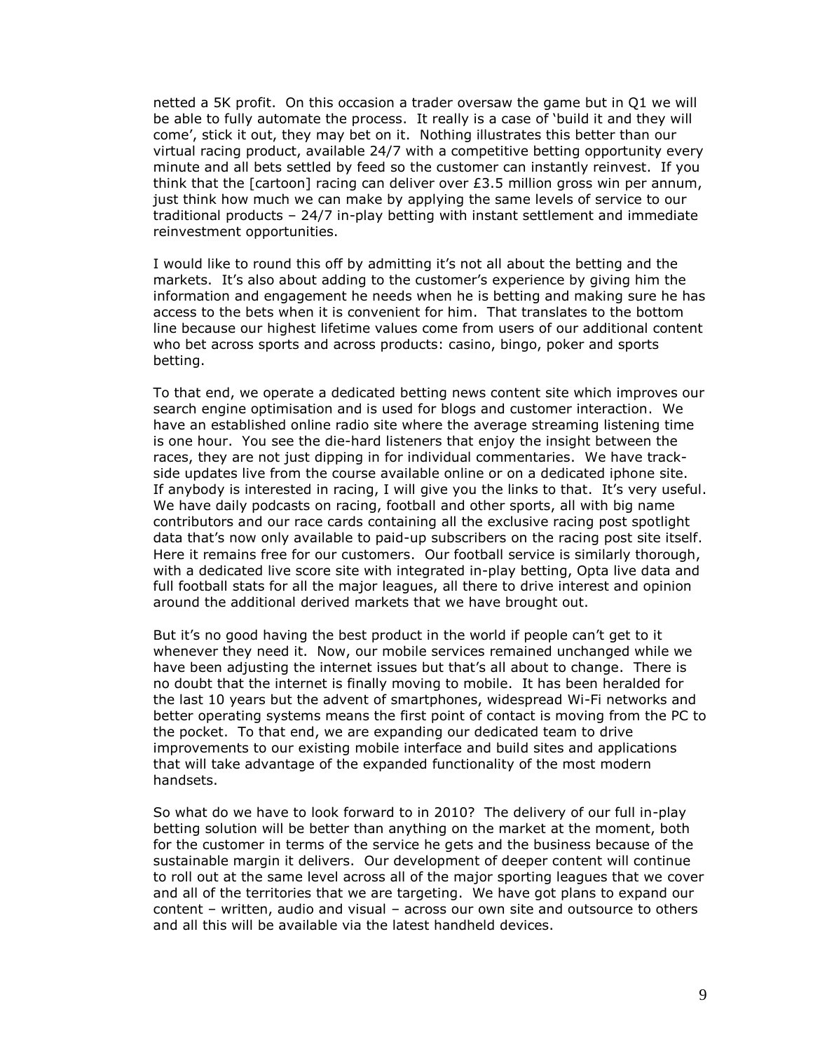netted a 5K profit. On this occasion a trader oversaw the game but in Q1 we will be able to fully automate the process. It really is a case of 'build it and they will come', stick it out, they may bet on it. Nothing illustrates this better than our virtual racing product, available 24/7 with a competitive betting opportunity every minute and all bets settled by feed so the customer can instantly reinvest. If you think that the [cartoon] racing can deliver over £3.5 million gross win per annum, just think how much we can make by applying the same levels of service to our traditional products – 24/7 in-play betting with instant settlement and immediate reinvestment opportunities.

I would like to round this off by admitting it's not all about the betting and the markets. It's also about adding to the customer's experience by giving him the information and engagement he needs when he is betting and making sure he has access to the bets when it is convenient for him. That translates to the bottom line because our highest lifetime values come from users of our additional content who bet across sports and across products: casino, bingo, poker and sports betting.

To that end, we operate a dedicated betting news content site which improves our search engine optimisation and is used for blogs and customer interaction. We have an established online radio site where the average streaming listening time is one hour. You see the die-hard listeners that enjoy the insight between the races, they are not just dipping in for individual commentaries. We have track-side updates live from the course available online or on a dedicated iphone site. If anybody is interested in racing, I will give you the links to that. It's very useful. We have daily podcasts on racing, football and other sports, all with big name contributors and our race cards containing all the exclusive racing post spotlight data that's now only available to paid-up subscribers on the racing post site itself. Here it remains free for our customers. Our football service is similarly thorough, with a dedicated live score site with integrated in-play betting, Opta live data and full football stats for all the major leagues, all there to drive interest and opinion around the additional derived markets that we have brought out.

But it's no good having the best product in the world if people can't get to it whenever they need it. Now, our mobile services remained unchanged while we have been adjusting the internet issues but that's all about to change. There is no doubt that the internet is finally moving to mobile. It has been heralded for the last 10 years but the advent of smartphones, widespread Wi-Fi networks and better operating systems means the first point of contact is moving from the PC to the pocket. To that end, we are expanding our dedicated team to drive improvements to our existing mobile interface and build sites and applications that will take advantage of the expanded functionality of the most modern handsets.

So what do we have to look forward to in 2010? The delivery of our full in-play betting solution will be better than anything on the market at the moment, both for the customer in terms of the service he gets and the business because of the sustainable margin it delivers. Our development of deeper content will continue to roll out at the same level across all of the major sporting leagues that we cover and all of the territories that we are targeting. We have got plans to expand our content – written, audio and visual – across our own site and outsource to others and all this will be available via the latest handheld devices.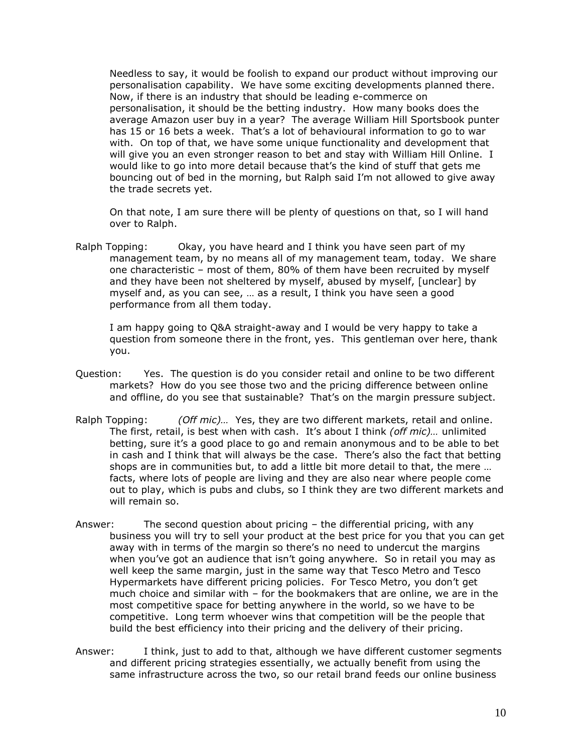Needless to say, it would be foolish to expand our product without improving our personalisation capability. We have some exciting developments planned there. Now, if there is an industry that should be leading e-commerce on personalisation, it should be the betting industry. How many books does the average Amazon user buy in a year? The average William Hill Sportsbook punter has 15 or 16 bets a week. That's a lot of behavioural information to go to war with. On top of that, we have some unique functionality and development that will give you an even stronger reason to bet and stay with William Hill Online. I would like to go into more detail because that's the kind of stuff that gets me bouncing out of bed in the morning, but Ralph said I'm not allowed to give away the trade secrets yet.

On that note, I am sure there will be plenty of questions on that, so I will hand over to Ralph.

Ralph Topping: Okay, you have heard and I think you have seen part of my management team, by no means all of my management team, today. We share one characteristic – most of them, 80% of them have been recruited by myself and they have been not sheltered by myself, abused by myself, [unclear] by myself and, as you can see, … as a result, I think you have seen a good performance from all them today.

I am happy going to Q&A straight-away and I would be very happy to take a question from someone there in the front, yes. This gentleman over here, thank you.

Question: Yes. The question is do you consider retail and online to be two different markets? How do you see those two and the pricing difference between online and offline, do you see that sustainable? That's on the margin pressure subject.

Ralph Topping: *(Off mic)…* Yes, they are two different markets, retail and online. The first, retail, is best when with cash. It's about I think *(off mic)…* unlimited betting, sure it's a good place to go and remain anonymous and to be able to bet in cash and I think that will always be the case. There's also the fact that betting shops are in communities but, to add a little bit more detail to that, the mere … facts, where lots of people are living and they are also near where people come out to play, which is pubs and clubs, so I think they are two different markets and will remain so.

Answer: The second question about pricing – the differential pricing, with any business you will try to sell your product at the best price for you that you can get away with in terms of the margin so there's no need to undercut the margins when you've got an audience that isn't going anywhere. So in retail you may as well keep the same margin, just in the same way that Tesco Metro and Tesco Hypermarkets have different pricing policies. For Tesco Metro, you don't get much choice and similar with – for the bookmakers that are online, we are in the most competitive space for betting anywhere in the world, so we have to be competitive. Long term whoever wins that competition will be the people that build the best efficiency into their pricing and the delivery of their pricing.

Answer: I think, just to add to that, although we have different customer segments and different pricing strategies essentially, we actually benefit from using the same infrastructure across the two, so our retail brand feeds our online business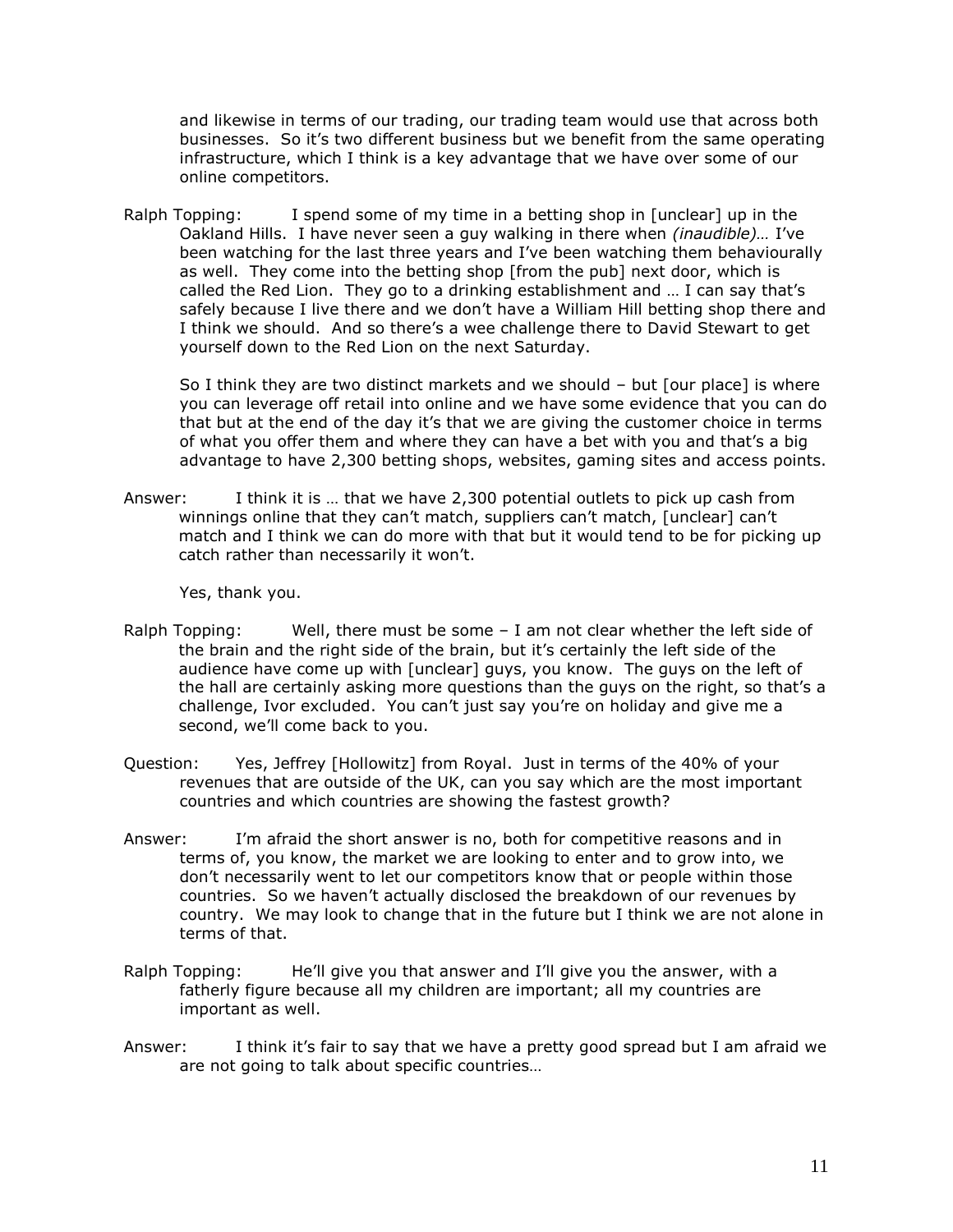and likewise in terms of our trading, our trading team would use that across both businesses. So it's two different business but we benefit from the same operating infrastructure, which I think is a key advantage that we have over some of our online competitors.

Ralph Topping: I spend some of my time in a betting shop in [unclear] up in the Oakland Hills. I have never seen a guy walking in there when *(inaudible)*… I've been watching for the last three years and I've been watching them behaviourally as well. They come into the betting shop [from the pub] next door, which is called the Red Lion. They go to a drinking establishment and … I can say that's safely because I live there and we don't have a William Hill betting shop there and I think we should. And so there's a wee challenge there to David Stewart to get yourself down to the Red Lion on the next Saturday.

So I think they are two distinct markets and we should – but [our place] is where you can leverage off retail into online and we have some evidence that you can do that but at the end of the day it's that we are giving the customer choice in terms of what you offer them and where they can have a bet with you and that's a big advantage to have 2,300 betting shops, websites, gaming sites and access points.

Answer: I think it is … that we have 2,300 potential outlets to pick up cash from winnings online that they can't match, suppliers can't match, [unclear] can't match and I think we can do more with that but it would tend to be for picking up catch rather than necessarily it won't.

Yes, thank you.

Ralph Topping: Well, there must be some – I am not clear whether the left side of the brain and the right side of the brain, but it's certainly the left side of the audience have come up with [unclear] guys, you know. The guys on the left of the hall are certainly asking more questions than the guys on the right, so that's a challenge, Ivor excluded. You can't just say you're on holiday and give me a second, we'll come back to you.

Question: Yes, Jeffrey [Hollowitz] from Royal. Just in terms of the 40% of your revenues that are outside of the UK, can you say which are the most important countries and which countries are showing the fastest growth?

Answer: I'm afraid the short answer is no, both for competitive reasons and in terms of, you know, the market we are looking to enter and to grow into, we don't necessarily went to let our competitors know that or people within those countries. So we haven't actually disclosed the breakdown of our revenues by country. We may look to change that in the future but I think we are not alone in terms of that.

Ralph Topping: He'll give you that answer and I'll give you the answer, with a fatherly figure because all my children are important; all my countries are important as well.

Answer: I think it's fair to say that we have a pretty good spread but I am afraid we are not going to talk about specific countries…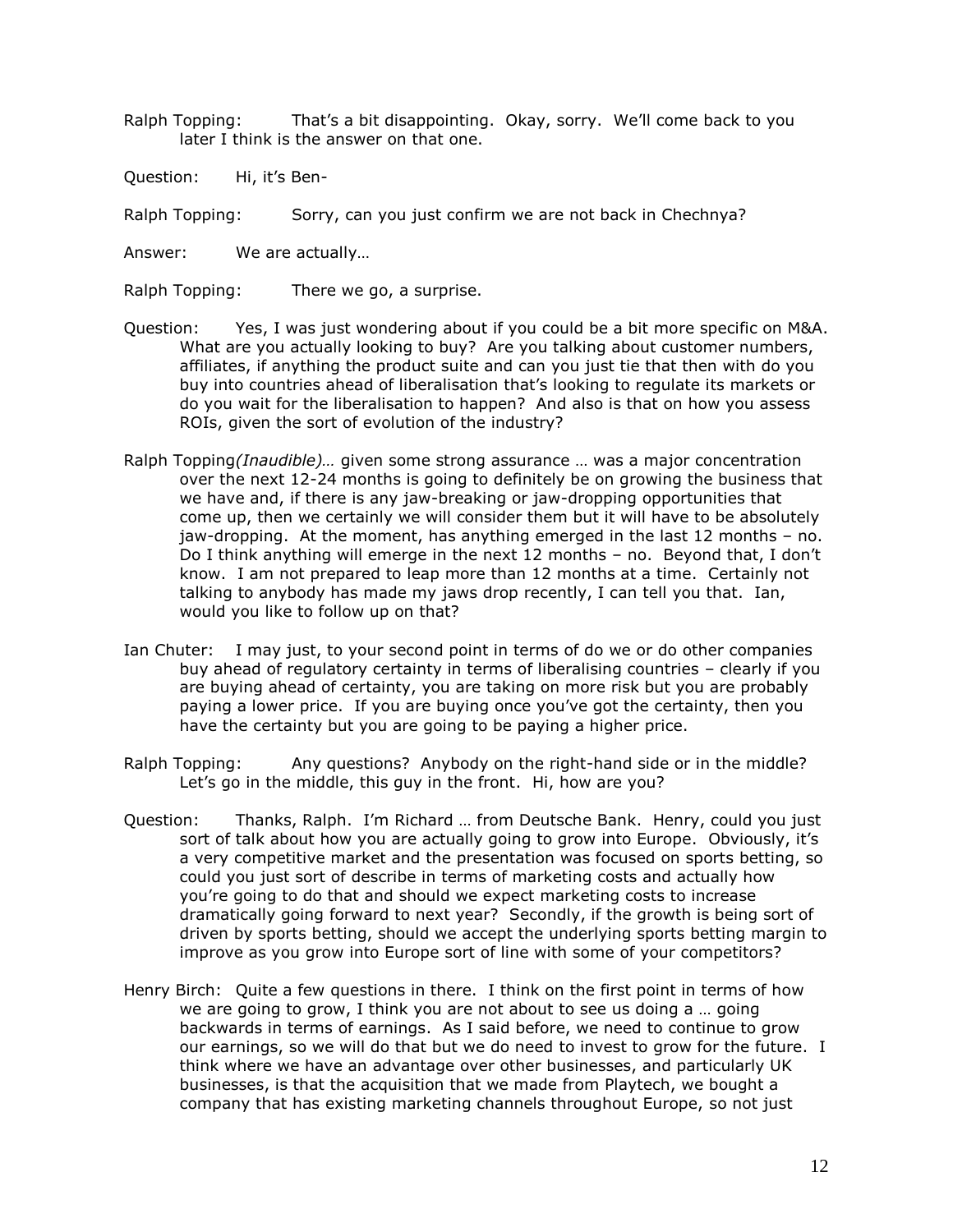Ralph Topping: That's a bit disappointing. Okay, sorry. We'll come back to you later I think is the answer on that one.

Question: Hi, it's Ben-

Ralph Topping: Sorry, can you just confirm we are not back in Chechnya?

Answer: We are actually…

Ralph Topping: There we go, a surprise.

Question: Yes, I was just wondering about if you could be a bit more specific on M&A. What are you actually looking to buy? Are you talking about customer numbers, affiliates, if anything the product suite and can you just tie that then with do you buy into countries ahead of liberalisation that's looking to regulate its markets or do you wait for the liberalisation to happen? And also is that on how you assess ROIs, given the sort of evolution of the industry?

Ralph Topping*(Inaudible)…* given some strong assurance … was a major concentration over the next 12-24 months is going to definitely be on growing the business that we have and, if there is any jaw-breaking or jaw-dropping opportunities that come up, then we certainly we will consider them but it will have to be absolutely jaw-dropping. At the moment, has anything emerged in the last 12 months – no. Do I think anything will emerge in the next 12 months – no. Beyond that, I don't know. I am not prepared to leap more than 12 months at a time. Certainly not talking to anybody has made my jaws drop recently, I can tell you that. Ian, would you like to follow up on that?

Ian Chuter: I may just, to your second point in terms of do we or do other companies buy ahead of regulatory certainty in terms of liberalising countries – clearly if you are buying ahead of certainty, you are taking on more risk but you are probably paying a lower price. If you are buying once you've got the certainty, then you have the certainty but you are going to be paying a higher price.

Ralph Topping: Any questions? Anybody on the right-hand side or in the middle? Let's go in the middle, this guy in the front. Hi, how are you?

Question: Thanks, Ralph. I'm Richard … from Deutsche Bank. Henry, could you just sort of talk about how you are actually going to grow into Europe. Obviously, it's a very competitive market and the presentation was focused on sports betting, so could you just sort of describe in terms of marketing costs and actually how you're going to do that and should we expect marketing costs to increase dramatically going forward to next year? Secondly, if the growth is being sort of driven by sports betting, should we accept the underlying sports betting margin to improve as you grow into Europe sort of line with some of your competitors?

Henry Birch: Quite a few questions in there. I think on the first point in terms of how we are going to grow, I think you are not about to see us doing a … going backwards in terms of earnings. As I said before, we need to continue to grow our earnings, so we will do that but we do need to invest to grow for the future. I think where we have an advantage over other businesses, and particularly UK businesses, is that the acquisition that we made from Playtech, we bought a company that has existing marketing channels throughout Europe, so not just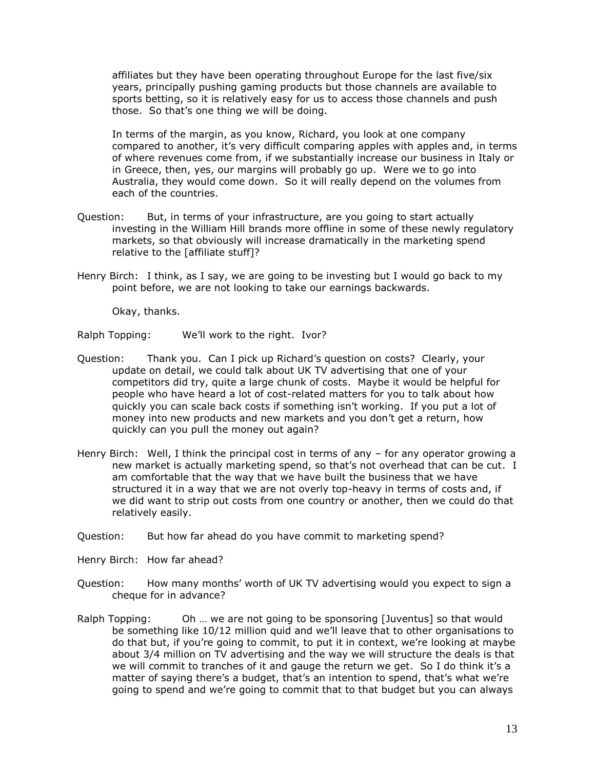affiliates but they have been operating throughout Europe for the last five/six years, principally pushing gaming products but those channels are available to sports betting, so it is relatively easy for us to access those channels and push those. So that's one thing we will be doing.

In terms of the margin, as you know, Richard, you look at one company compared to another, it's very difficult comparing apples with apples and, in terms of where revenues come from, if we substantially increase our business in Italy or in Greece, then, yes, our margins will probably go up. Were we to go into Australia, they would come down. So it will really depend on the volumes from each of the countries.

Question: But, in terms of your infrastructure, are you going to start actually investing in the William Hill brands more offline in some of these newly regulatory markets, so that obviously will increase dramatically in the marketing spend relative to the [affiliate stuff]?

Henry Birch: I think, as I say, we are going to be investing but I would go back to my point before, we are not looking to take our earnings backwards.

Okay, thanks.

Ralph Topping: We'll work to the right. Ivor?

Question: Thank you. Can I pick up Richard's question on costs? Clearly, your update on detail, we could talk about UK TV advertising that one of your competitors did try, quite a large chunk of costs. Maybe it would be helpful for people who have heard a lot of cost-related matters for you to talk about how quickly you can scale back costs if something isn't working. If you put a lot of money into new products and new markets and you don't get a return, how quickly can you pull the money out again?

Henry Birch: Well, I think the principal cost in terms of any – for any operator growing a new market is actually marketing spend, so that's not overhead that can be cut. I am comfortable that the way that we have built the business that we have structured it in a way that we are not overly top-heavy in terms of costs and, if we did want to strip out costs from one country or another, then we could do that relatively easily.

Question: But how far ahead do you have commit to marketing spend?

Henry Birch: How far ahead?

Question: How many months' worth of UK TV advertising would you expect to sign a cheque for in advance?

Ralph Topping: Oh … we are not going to be sponsoring [Juventus] so that would be something like 10/12 million quid and we'll leave that to other organisations to do that but, if you're going to commit, to put it in context, we're looking at maybe about 3/4 million on TV advertising and the way we will structure the deals is that we will commit to tranches of it and gauge the return we get. So I do think it's a matter of saying there's a budget, that's an intention to spend, that's what we're going to spend and we're going to commit that to that budget but you can always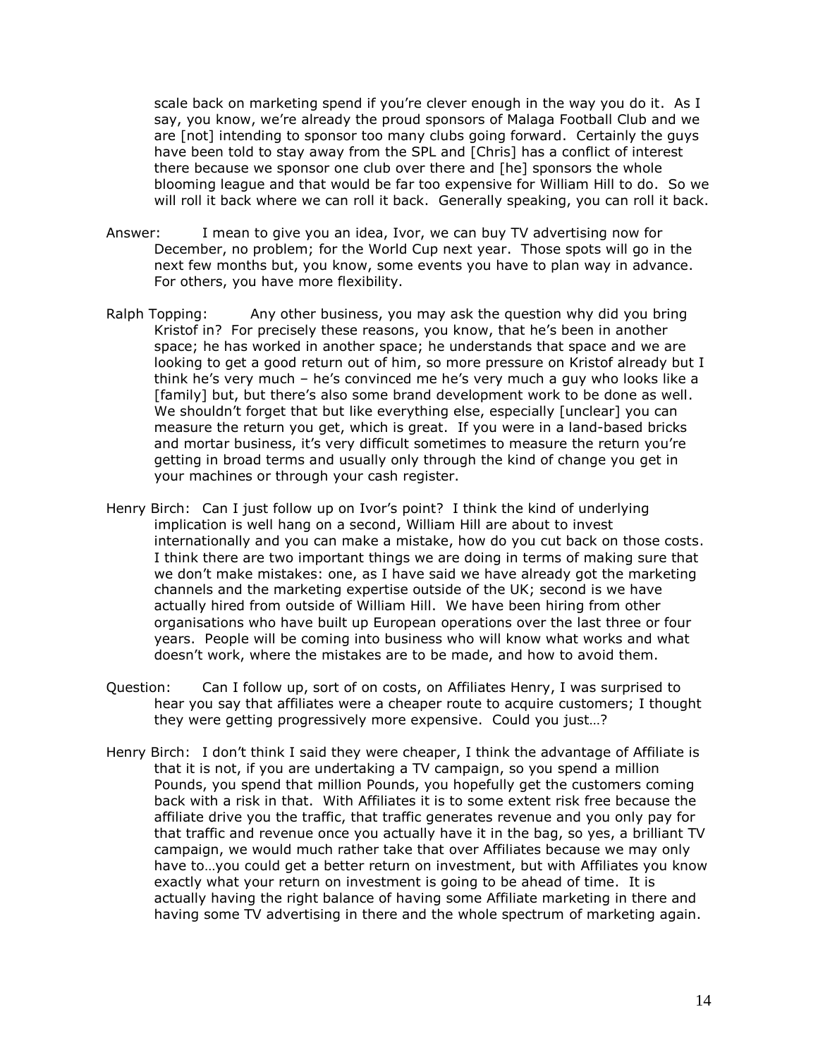scale back on marketing spend if you're clever enough in the way you do it. As I say, you know, we're already the proud sponsors of Malaga Football Club and we are [not] intending to sponsor too many clubs going forward. Certainly the guys have been told to stay away from the SPL and [Chris] has a conflict of interest there because we sponsor one club over there and [he] sponsors the whole blooming league and that would be far too expensive for William Hill to do. So we will roll it back where we can roll it back. Generally speaking, you can roll it back.

Answer: I mean to give you an idea, Ivor, we can buy TV advertising now for December, no problem; for the World Cup next year. Those spots will go in the next few months but, you know, some events you have to plan way in advance. For others, you have more flexibility.

Ralph Topping: Any other business, you may ask the question why did you bring Kristof in? For precisely these reasons, you know, that he's been in another space; he has worked in another space; he understands that space and we are looking to get a good return out of him, so more pressure on Kristof already but I think he's very much – he's convinced me he's very much a guy who looks like a [family] but, but there's also some brand development work to be done as well. We shouldn't forget that but like everything else, especially [unclear] you can measure the return you get, which is great. If you were in a land-based bricks and mortar business, it's very difficult sometimes to measure the return you're getting in broad terms and usually only through the kind of change you get in your machines or through your cash register.

Henry Birch: Can I just follow up on Ivor's point? I think the kind of underlying implication is well hang on a second, William Hill are about to invest internationally and you can make a mistake, how do you cut back on those costs. I think there are two important things we are doing in terms of making sure that we don't make mistakes: one, as I have said we have already got the marketing channels and the marketing expertise outside of the UK; second is we have actually hired from outside of William Hill. We have been hiring from other organisations who have built up European operations over the last three or four years. People will be coming into business who will know what works and what doesn't work, where the mistakes are to be made, and how to avoid them.

Question: Can I follow up, sort of on costs, on Affiliates Henry, I was surprised to hear you say that affiliates were a cheaper route to acquire customers; I thought they were getting progressively more expensive. Could you just…?

Henry Birch: I don't think I said they were cheaper, I think the advantage of Affiliate is that it is not, if you are undertaking a TV campaign, so you spend a million Pounds, you spend that million Pounds, you hopefully get the customers coming back with a risk in that. With Affiliates it is to some extent risk free because the affiliate drive you the traffic, that traffic generates revenue and you only pay for that traffic and revenue once you actually have it in the bag, so yes, a brilliant TV campaign, we would much rather take that over Affiliates because we may only have to…you could get a better return on investment, but with Affiliates you know exactly what your return on investment is going to be ahead of time. It is actually having the right balance of having some Affiliate marketing in there and having some TV advertising in there and the whole spectrum of marketing again.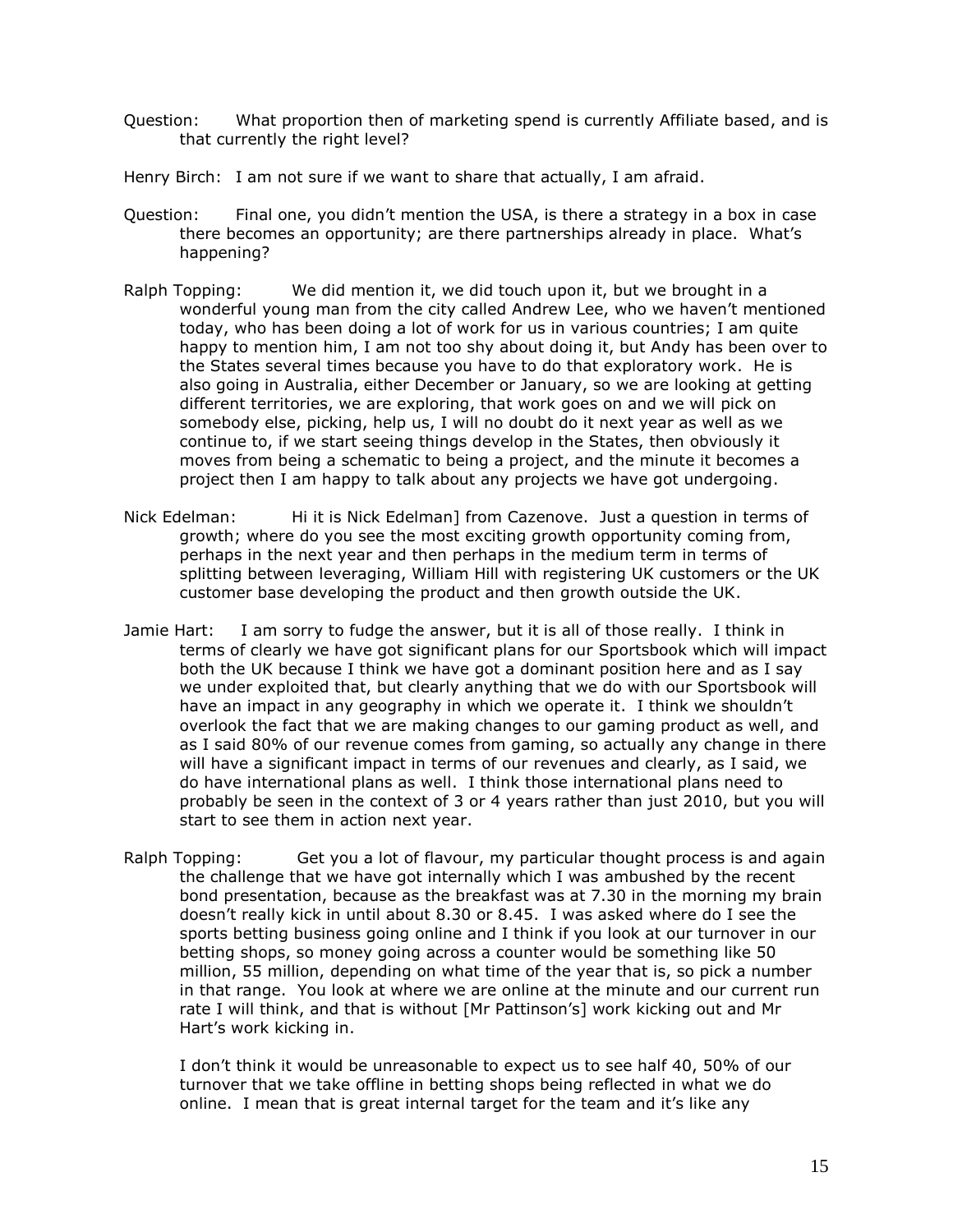Question: What proportion then of marketing spend is currently Affiliate based, and is that currently the right level?

Henry Birch: I am not sure if we want to share that actually, I am afraid.

Question: Final one, you didn't mention the USA, is there a strategy in a box in case there becomes an opportunity; are there partnerships already in place. What's happening?

Ralph Topping: We did mention it, we did touch upon it, but we brought in a wonderful young man from the city called Andrew Lee, who we haven't mentioned today, who has been doing a lot of work for us in various countries; I am quite happy to mention him, I am not too shy about doing it, but Andy has been over to the States several times because you have to do that exploratory work. He is also going in Australia, either December or January, so we are looking at getting different territories, we are exploring, that work goes on and we will pick on somebody else, picking, help us, I will no doubt do it next year as well as we continue to, if we start seeing things develop in the States, then obviously it moves from being a schematic to being a project, and the minute it becomes a project then I am happy to talk about any projects we have got undergoing.

Nick Edelman: Hi it is Nick Edelman] from Cazenove. Just a question in terms of growth; where do you see the most exciting growth opportunity coming from, perhaps in the next year and then perhaps in the medium term in terms of splitting between leveraging, William Hill with registering UK customers or the UK customer base developing the product and then growth outside the UK.

Jamie Hart: I am sorry to fudge the answer, but it is all of those really. I think in terms of clearly we have got significant plans for our Sportsbook which will impact both the UK because I think we have got a dominant position here and as I say we under exploited that, but clearly anything that we do with our Sportsbook will have an impact in any geography in which we operate it. I think we shouldn't overlook the fact that we are making changes to our gaming product as well, and as I said 80% of our revenue comes from gaming, so actually any change in there will have a significant impact in terms of our revenues and clearly, as I said, we do have international plans as well. I think those international plans need to probably be seen in the context of 3 or 4 years rather than just 2010, but you will start to see them in action next year.

Ralph Topping: Get you a lot of flavour, my particular thought process is and again the challenge that we have got internally which I was ambushed by the recent bond presentation, because as the breakfast was at 7.30 in the morning my brain doesn't really kick in until about 8.30 or 8.45. I was asked where do I see the sports betting business going online and I think if you look at our turnover in our betting shops, so money going across a counter would be something like 50 million, 55 million, depending on what time of the year that is, so pick a number in that range. You look at where we are online at the minute and our current run rate I will think, and that is without [Mr Pattinson's] work kicking out and Mr Hart's work kicking in.

I don't think it would be unreasonable to expect us to see half 40, 50% of our turnover that we take offline in betting shops being reflected in what we do online. I mean that is great internal target for the team and it's like any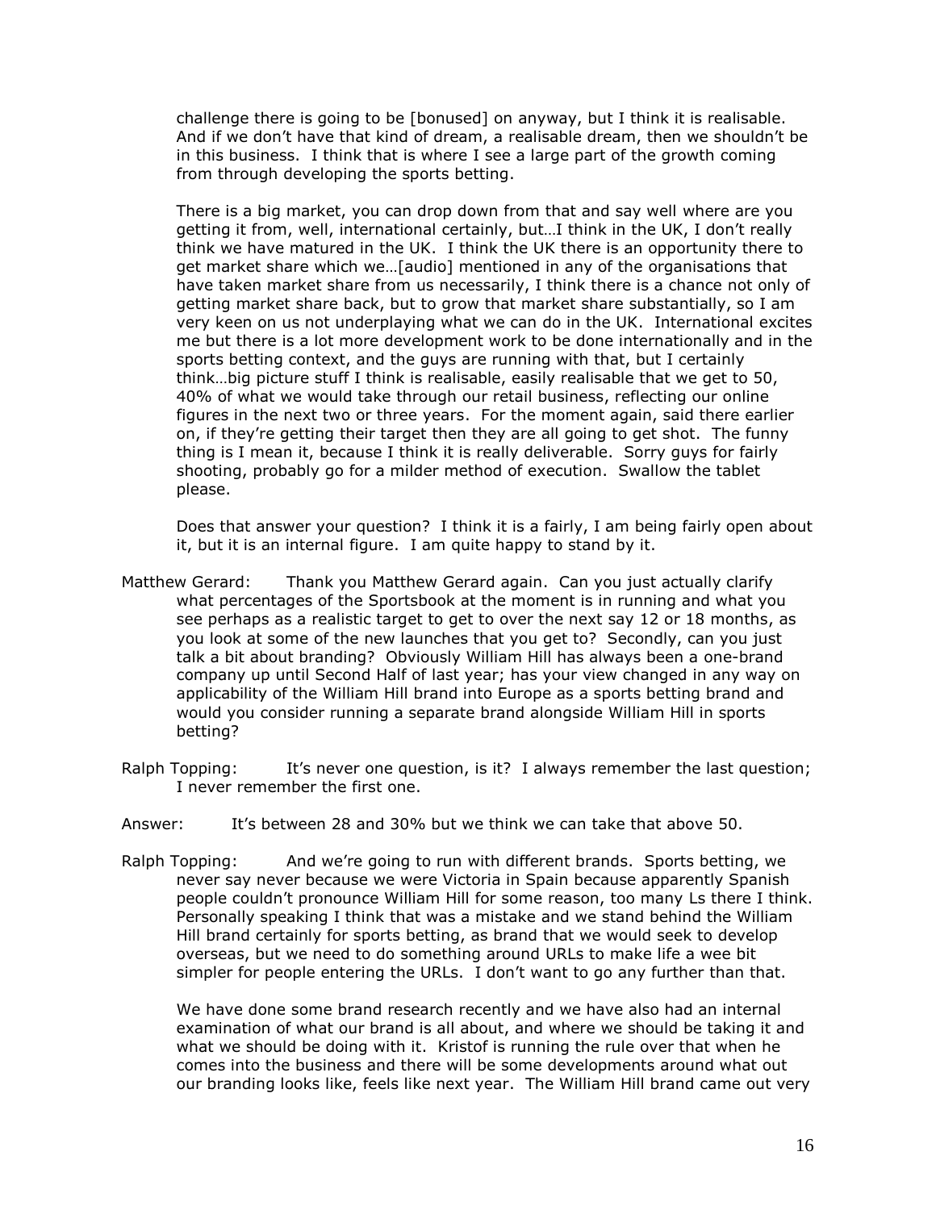challenge there is going to be [bonused] on anyway, but I think it is realisable. And if we don't have that kind of dream, a realisable dream, then we shouldn't be in this business. I think that is where I see a large part of the growth coming from through developing the sports betting.

There is a big market, you can drop down from that and say well where are you getting it from, well, international certainly, but…I think in the UK, I don't really think we have matured in the UK. I think the UK there is an opportunity there to get market share which we…[audio] mentioned in any of the organisations that have taken market share from us necessarily, I think there is a chance not only of getting market share back, but to grow that market share substantially, so I am very keen on us not underplaying what we can do in the UK. International excites me but there is a lot more development work to be done internationally and in the sports betting context, and the guys are running with that, but I certainly think…big picture stuff I think is realisable, easily realisable that we get to 50, 40% of what we would take through our retail business, reflecting our online figures in the next two or three years. For the moment again, said there earlier on, if they're getting their target then they are all going to get shot. The funny thing is I mean it, because I think it is really deliverable. Sorry guys for fairly shooting, probably go for a milder method of execution. Swallow the tablet please.

Does that answer your question? I think it is a fairly, I am being fairly open about it, but it is an internal figure. I am quite happy to stand by it.

Matthew Gerard: Thank you Matthew Gerard again. Can you just actually clarify what percentages of the Sportsbook at the moment is in running and what you see perhaps as a realistic target to get to over the next say 12 or 18 months, as you look at some of the new launches that you get to? Secondly, can you just talk a bit about branding? Obviously William Hill has always been a one-brand company up until Second Half of last year; has your view changed in any way on applicability of the William Hill brand into Europe as a sports betting brand and would you consider running a separate brand alongside William Hill in sports betting?

Ralph Topping: It's never one question, is it? I always remember the last question; I never remember the first one.

Answer: It's between 28 and 30% but we think we can take that above 50.

Ralph Topping: And we're going to run with different brands. Sports betting, we never say never because we were Victoria in Spain because apparently Spanish people couldn't pronounce William Hill for some reason, too many Ls there I think. Personally speaking I think that was a mistake and we stand behind the William Hill brand certainly for sports betting, as brand that we would seek to develop overseas, but we need to do something around URLs to make life a wee bit simpler for people entering the URLs. I don't want to go any further than that.

We have done some brand research recently and we have also had an internal examination of what our brand is all about, and where we should be taking it and what we should be doing with it. Kristof is running the rule over that when he comes into the business and there will be some developments around what out our branding looks like, feels like next year. The William Hill brand came out very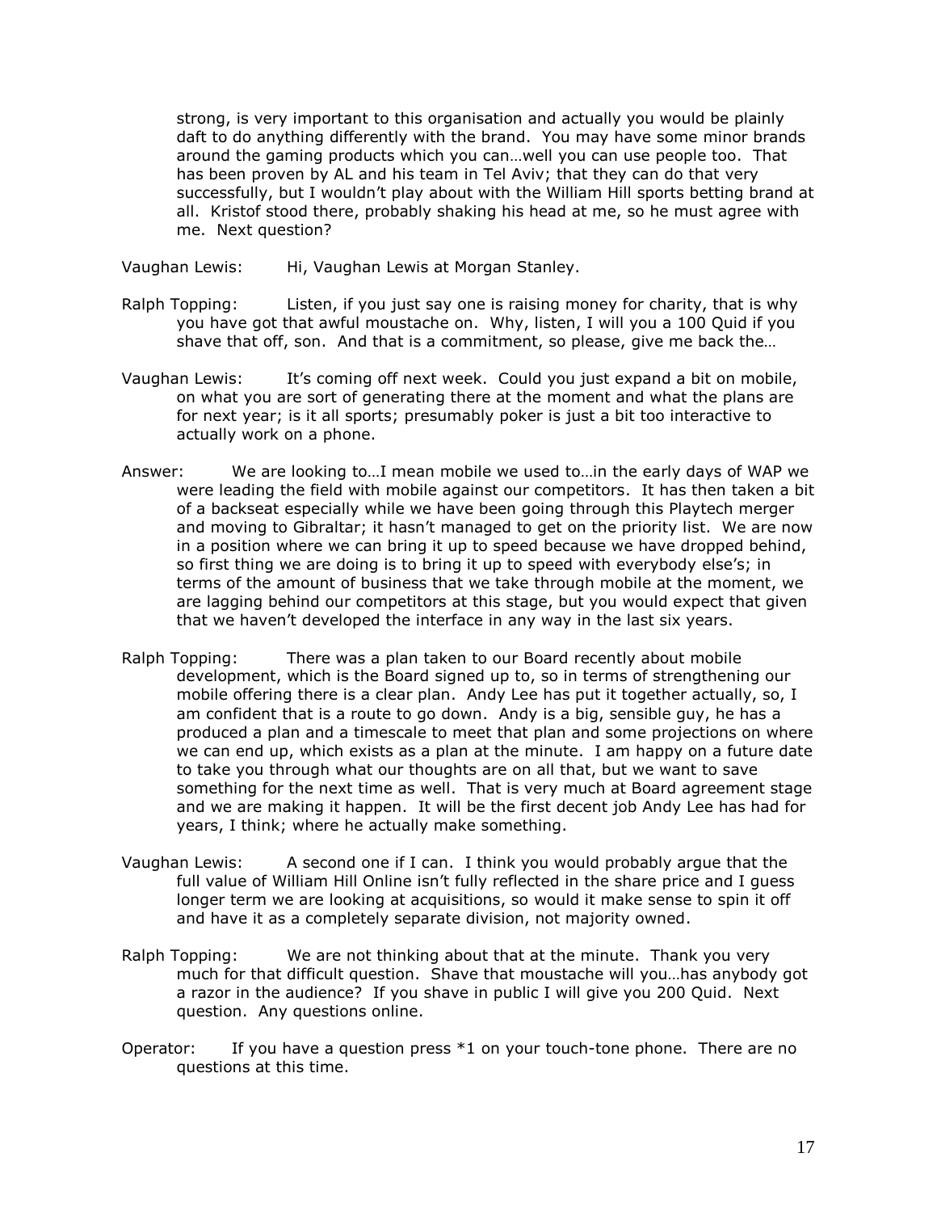strong, is very important to this organisation and actually you would be plainly daft to do anything differently with the brand. You may have some minor brands around the gaming products which you can…well you can use people too. That has been proven by AL and his team in Tel Aviv; that they can do that very successfully, but I wouldn't play about with the William Hill sports betting brand at all. Kristof stood there, probably shaking his head at me, so he must agree with me. Next question?

Vaughan Lewis: Hi, Vaughan Lewis at Morgan Stanley.

Ralph Topping: Listen, if you just say one is raising money for charity, that is why you have got that awful moustache on. Why, listen, I will you a 100 Quid if you shave that off, son. And that is a commitment, so please, give me back the…

Vaughan Lewis: It's coming off next week. Could you just expand a bit on mobile, on what you are sort of generating there at the moment and what the plans are for next year; is it all sports; presumably poker is just a bit too interactive to actually work on a phone.

Answer: We are looking to…I mean mobile we used to…in the early days of WAP we were leading the field with mobile against our competitors. It has then taken a bit of a backseat especially while we have been going through this Playtech merger and moving to Gibraltar; it hasn't managed to get on the priority list. We are now in a position where we can bring it up to speed because we have dropped behind, so first thing we are doing is to bring it up to speed with everybody else's; in terms of the amount of business that we take through mobile at the moment, we are lagging behind our competitors at this stage, but you would expect that given that we haven't developed the interface in any way in the last six years.

Ralph Topping: There was a plan taken to our Board recently about mobile development, which is the Board signed up to, so in terms of strengthening our mobile offering there is a clear plan. Andy Lee has put it together actually, so, I am confident that is a route to go down. Andy is a big, sensible guy, he has a produced a plan and a timescale to meet that plan and some projections on where we can end up, which exists as a plan at the minute. I am happy on a future date to take you through what our thoughts are on all that, but we want to save something for the next time as well. That is very much at Board agreement stage and we are making it happen. It will be the first decent job Andy Lee has had for years, I think; where he actually make something.

Vaughan Lewis: A second one if I can. I think you would probably argue that the full value of William Hill Online isn't fully reflected in the share price and I guess longer term we are looking at acquisitions, so would it make sense to spin it off and have it as a completely separate division, not majority owned.

Ralph Topping: We are not thinking about that at the minute. Thank you very much for that difficult question. Shave that moustache will you…has anybody got a razor in the audience? If you shave in public I will give you 200 Quid. Next question. Any questions online.

Operator: If you have a question press *1 on your touch-tone phone. There are no questions at this time.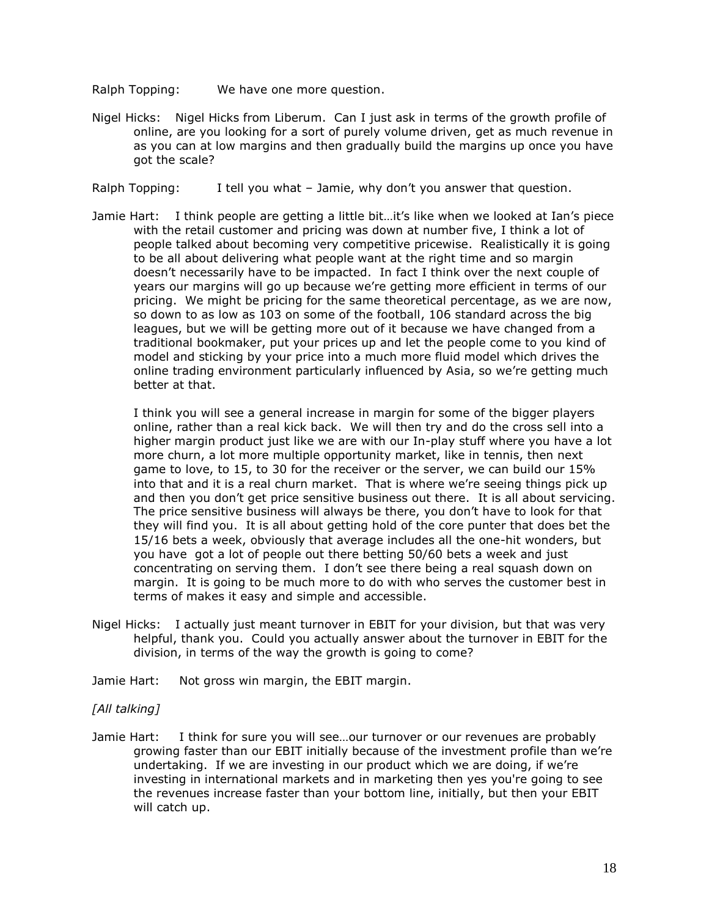Ralph Topping: We have one more question.

Nigel Hicks: Nigel Hicks from Liberum. Can I just ask in terms of the growth profile of online, are you looking for a sort of purely volume driven, get as much revenue in as you can at low margins and then gradually build the margins up once you have got the scale?

Ralph Topping: I tell you what – Jamie, why don't you answer that question.

Jamie Hart: I think people are getting a little bit…it's like when we looked at Ian's piece with the retail customer and pricing was down at number five, I think a lot of people talked about becoming very competitive pricewise. Realistically it is going to be all about delivering what people want at the right time and so margin doesn't necessarily have to be impacted. In fact I think over the next couple of years our margins will go up because we're getting more efficient in terms of our pricing. We might be pricing for the same theoretical percentage, as we are now, so down to as low as 103 on some of the football, 106 standard across the big leagues, but we will be getting more out of it because we have changed from a traditional bookmaker, put your prices up and let the people come to you kind of model and sticking by your price into a much more fluid model which drives the online trading environment particularly influenced by Asia, so we're getting much better at that.

I think you will see a general increase in margin for some of the bigger players online, rather than a real kick back. We will then try and do the cross sell into a higher margin product just like we are with our In-play stuff where you have a lot more churn, a lot more multiple opportunity market, like in tennis, then next game to love, to 15, to 30 for the receiver or the server, we can build our 15% into that and it is a real churn market. That is where we're seeing things pick up and then you don't get price sensitive business out there. It is all about servicing. The price sensitive business will always be there, you don't have to look for that they will find you. It is all about getting hold of the core punter that does bet the 15/16 bets a week, obviously that average includes all the one-hit wonders, but you have got a lot of people out there betting 50/60 bets a week and just concentrating on serving them. I don't see there being a real squash down on margin. It is going to be much more to do with who serves the customer best in terms of makes it easy and simple and accessible.

Nigel Hicks: I actually just meant turnover in EBIT for your division, but that was very helpful, thank you. Could you actually answer about the turnover in EBIT for the division, in terms of the way the growth is going to come?

Jamie Hart: Not gross win margin, the EBIT margin.

*[All talking]*

Jamie Hart: I think for sure you will see…our turnover or our revenues are probably growing faster than our EBIT initially because of the investment profile than we're undertaking. If we are investing in our product which we are doing, if we're investing in international markets and in marketing then yes you're going to see the revenues increase faster than your bottom line, initially, but then your EBIT will catch up.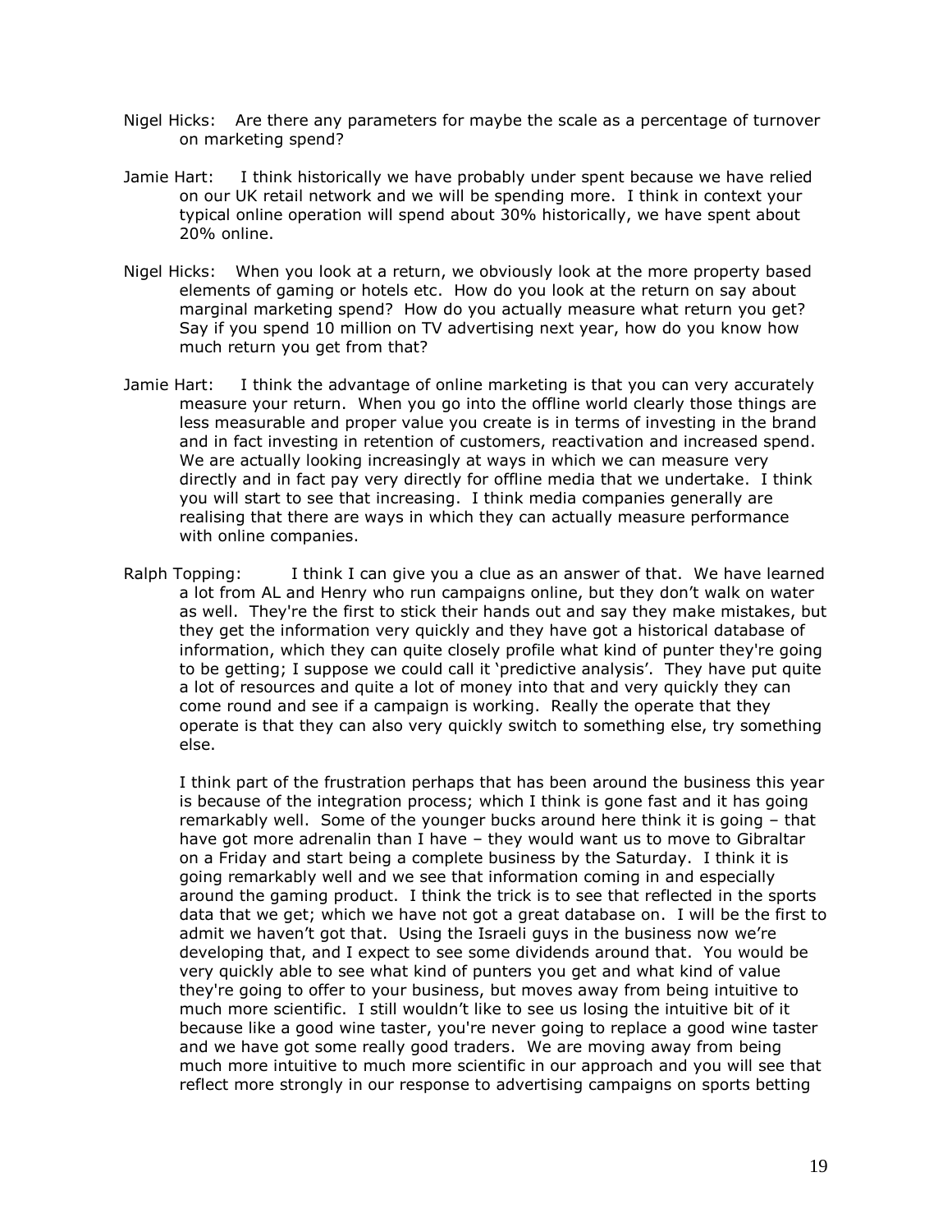Nigel Hicks: Are there any parameters for maybe the scale as a percentage of turnover on marketing spend?

Jamie Hart: I think historically we have probably under spent because we have relied on our UK retail network and we will be spending more. I think in context your typical online operation will spend about 30% historically, we have spent about 20% online.

Nigel Hicks: When you look at a return, we obviously look at the more property based elements of gaming or hotels etc. How do you look at the return on say about marginal marketing spend? How do you actually measure what return you get? Say if you spend 10 million on TV advertising next year, how do you know how much return you get from that?

Jamie Hart: I think the advantage of online marketing is that you can very accurately measure your return. When you go into the offline world clearly those things are less measurable and proper value you create is in terms of investing in the brand and in fact investing in retention of customers, reactivation and increased spend. We are actually looking increasingly at ways in which we can measure very directly and in fact pay very directly for offline media that we undertake. I think you will start to see that increasing. I think media companies generally are realising that there are ways in which they can actually measure performance with online companies.

Ralph Topping: I think I can give you a clue as an answer of that. We have learned a lot from AL and Henry who run campaigns online, but they don't walk on water as well. They're the first to stick their hands out and say they make mistakes, but they get the information very quickly and they have got a historical database of information, which they can quite closely profile what kind of punter they're going to be getting; I suppose we could call it 'predictive analysis'. They have put quite a lot of resources and quite a lot of money into that and very quickly they can come round and see if a campaign is working. Really the operate that they operate is that they can also very quickly switch to something else, try something else.

I think part of the frustration perhaps that has been around the business this year is because of the integration process; which I think is gone fast and it has going remarkably well. Some of the younger bucks around here think it is going – that have got more adrenalin than I have – they would want us to move to Gibraltar on a Friday and start being a complete business by the Saturday. I think it is going remarkably well and we see that information coming in and especially around the gaming product. I think the trick is to see that reflected in the sports data that we get; which we have not got a great database on. I will be the first to admit we haven't got that. Using the Israeli guys in the business now we're developing that, and I expect to see some dividends around that. You would be very quickly able to see what kind of punters you get and what kind of value they're going to offer to your business, but moves away from being intuitive to much more scientific. I still wouldn't like to see us losing the intuitive bit of it because like a good wine taster, you're never going to replace a good wine taster and we have got some really good traders. We are moving away from being much more intuitive to much more scientific in our approach and you will see that reflect more strongly in our response to advertising campaigns on sports betting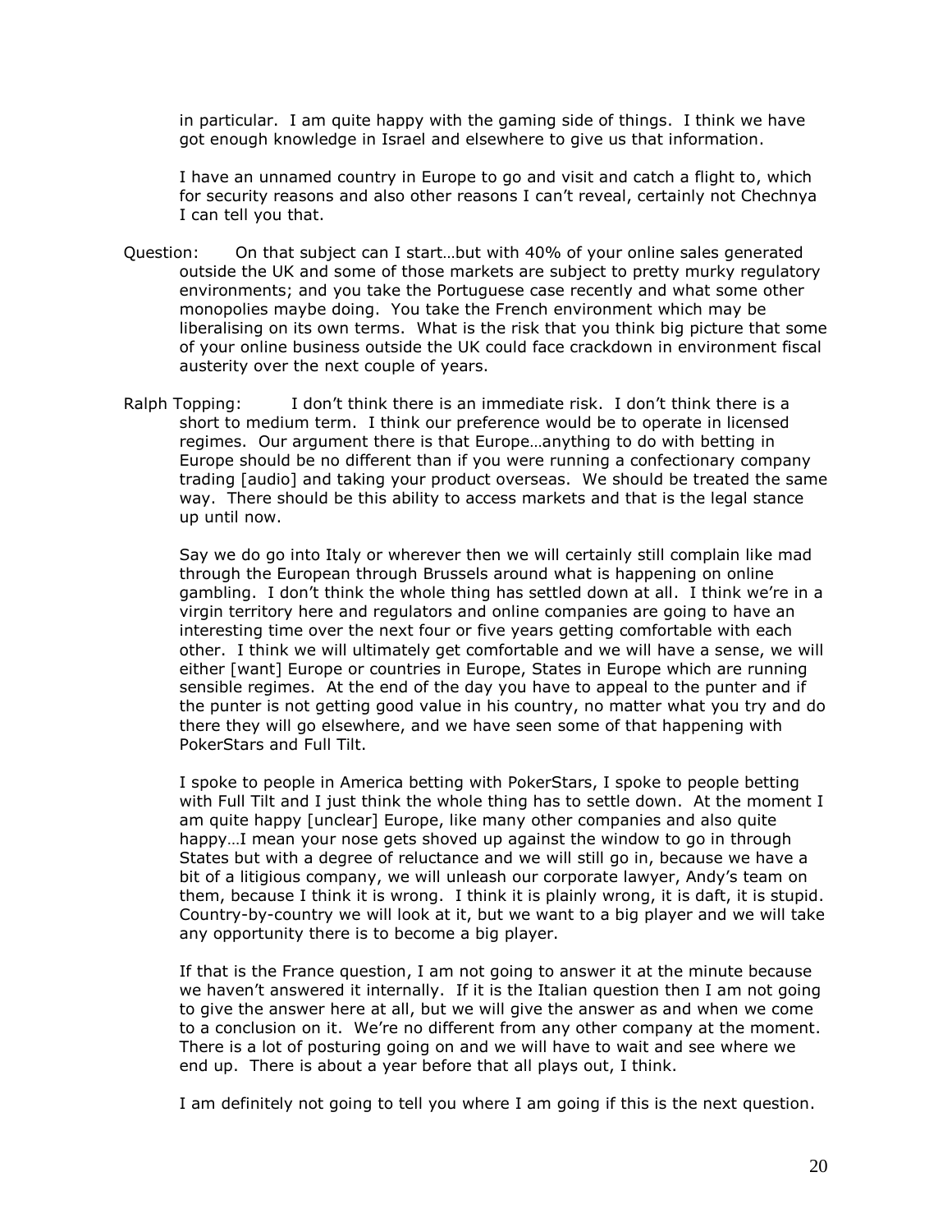in particular. I am quite happy with the gaming side of things. I think we have got enough knowledge in Israel and elsewhere to give us that information.

I have an unnamed country in Europe to go and visit and catch a flight to, which for security reasons and also other reasons I can't reveal, certainly not Chechnya I can tell you that.

Question: On that subject can I start…but with 40% of your online sales generated outside the UK and some of those markets are subject to pretty murky regulatory environments; and you take the Portuguese case recently and what some other monopolies maybe doing. You take the French environment which may be liberalising on its own terms. What is the risk that you think big picture that some of your online business outside the UK could face crackdown in environment fiscal austerity over the next couple of years.

Ralph Topping: I don't think there is an immediate risk. I don't think there is a short to medium term. I think our preference would be to operate in licensed regimes. Our argument there is that Europe…anything to do with betting in Europe should be no different than if you were running a confectionary company trading [audio] and taking your product overseas. We should be treated the same way. There should be this ability to access markets and that is the legal stance up until now.

Say we do go into Italy or wherever then we will certainly still complain like mad through the European through Brussels around what is happening on online gambling. I don't think the whole thing has settled down at all. I think we're in a virgin territory here and regulators and online companies are going to have an interesting time over the next four or five years getting comfortable with each other. I think we will ultimately get comfortable and we will have a sense, we will either [want] Europe or countries in Europe, States in Europe which are running sensible regimes. At the end of the day you have to appeal to the punter and if the punter is not getting good value in his country, no matter what you try and do there they will go elsewhere, and we have seen some of that happening with PokerStars and Full Tilt.

I spoke to people in America betting with PokerStars, I spoke to people betting with Full Tilt and I just think the whole thing has to settle down. At the moment I am quite happy [unclear] Europe, like many other companies and also quite happy…I mean your nose gets shoved up against the window to go in through States but with a degree of reluctance and we will still go in, because we have a bit of a litigious company, we will unleash our corporate lawyer, Andy's team on them, because I think it is wrong. I think it is plainly wrong, it is daft, it is stupid. Country-by-country we will look at it, but we want to a big player and we will take any opportunity there is to become a big player.

If that is the France question, I am not going to answer it at the minute because we haven't answered it internally. If it is the Italian question then I am not going to give the answer here at all, but we will give the answer as and when we come to a conclusion on it. We're no different from any other company at the moment. There is a lot of posturing going on and we will have to wait and see where we end up. There is about a year before that all plays out, I think.

I am definitely not going to tell you where I am going if this is the next question.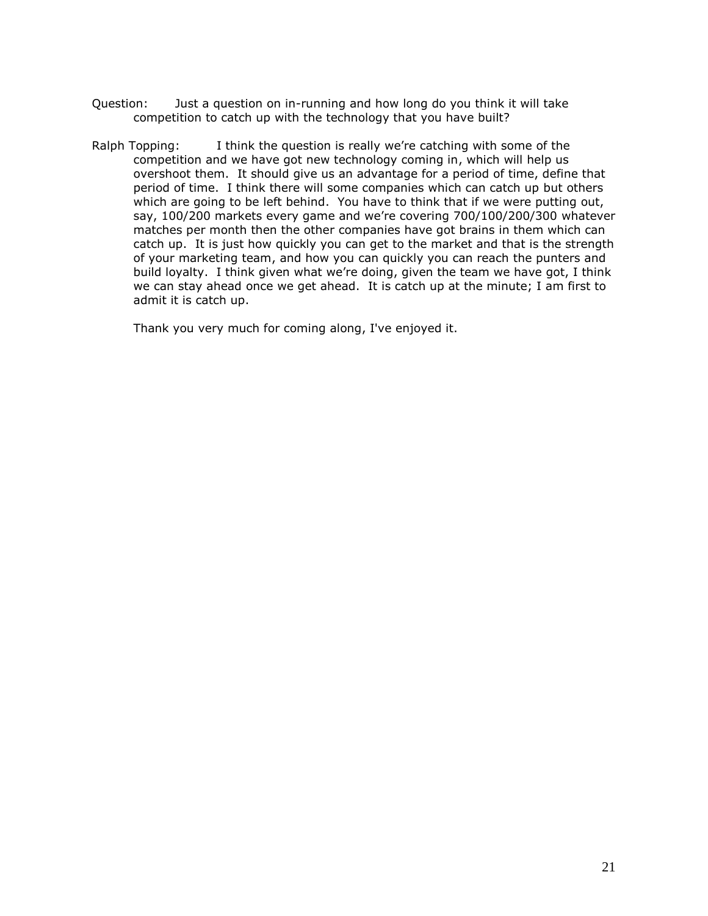Question: Just a question on in-running and how long do you think it will take competition to catch up with the technology that you have built?

Ralph Topping: I think the question is really we're catching with some of the competition and we have got new technology coming in, which will help us overshoot them. It should give us an advantage for a period of time, define that period of time. I think there will some companies which can catch up but others which are going to be left behind. You have to think that if we were putting out, say, 100/200 markets every game and we're covering 700/100/200/300 whatever matches per month then the other companies have got brains in them which can catch up. It is just how quickly you can get to the market and that is the strength of your marketing team, and how you can quickly you can reach the punters and build loyalty. I think given what we're doing, given the team we have got, I think we can stay ahead once we get ahead. It is catch up at the minute; I am first to admit it is catch up.

Thank you very much for coming along, I've enjoyed it.